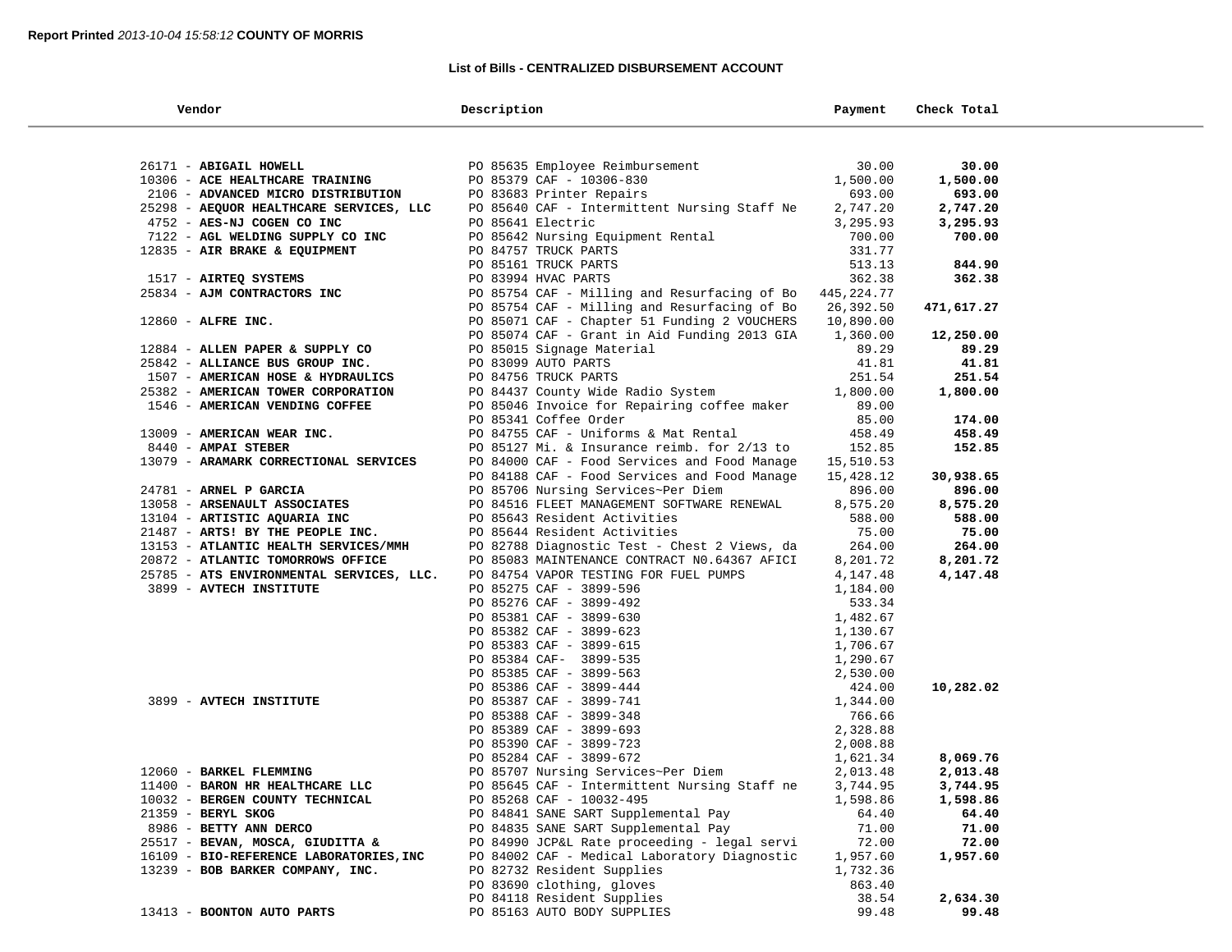**Report Printed** *2013-10-04 15:58:12* **COUNTY OF MORRIS**

## List of Bills - CENTRALIZED DISBURSEMENT ACCOUNT

| Vendor | Description | Payment | Check Total |
|---|---|---|---|
| 26171 - **ABIGAIL HOWELL** | PO 85635 Employee Reimbursement | 30.00 | **30.00** |
| 10306 - **ACE HEALTHCARE TRAINING** | PO 85379 CAF - 10306-830 | 1,500.00 | **1,500.00** |
| 2106 - **ADVANCED MICRO DISTRIBUTION** | PO 83683 Printer Repairs | 693.00 | **693.00** |
| 25298 - **AEQUOR HEALTHCARE SERVICES, LLC** | PO 85640 CAF - Intermittent Nursing Staff Ne | 2,747.20 | **2,747.20** |
| 4752 - **AES-NJ COGEN CO INC** | PO 85641 Electric | 3,295.93 | **3,295.93** |
| 7122 - **AGL WELDING SUPPLY CO INC** | PO 85642 Nursing Equipment Rental | 700.00 | **700.00** |
| 12835 - **AIR BRAKE & EQUIPMENT** | PO 84757 TRUCK PARTS | 331.77 | |
| | PO 85161 TRUCK PARTS | 513.13 | **844.90** |
| 1517 - **AIRTEQ SYSTEMS** | PO 83994 HVAC PARTS | 362.38 | **362.38** |
| 25834 - **AJM CONTRACTORS INC** | PO 85754 CAF - Milling and Resurfacing of Bo | 445,224.77 | |
| | PO 85754 CAF - Milling and Resurfacing of Bo | 26,392.50 | **471,617.27** |
| 12860 - **ALFRE INC.** | PO 85071 CAF - Chapter 51 Funding 2 VOUCHERS | 10,890.00 | |
| | PO 85074 CAF - Grant in Aid Funding 2013 GIA | 1,360.00 | **12,250.00** |
| 12884 - **ALLEN PAPER & SUPPLY CO** | PO 85015 Signage Material | 89.29 | **89.29** |
| 25842 - **ALLIANCE BUS GROUP INC.** | PO 83099 AUTO PARTS | 41.81 | **41.81** |
| 1507 - **AMERICAN HOSE & HYDRAULICS** | PO 84756 TRUCK PARTS | 251.54 | **251.54** |
| 25382 - **AMERICAN TOWER CORPORATION** | PO 84437 County Wide Radio System | 1,800.00 | **1,800.00** |
| 1546 - **AMERICAN VENDING COFFEE** | PO 85046 Invoice for Repairing coffee maker | 89.00 | |
| | PO 85341 Coffee Order | 85.00 | **174.00** |
| 13009 - **AMERICAN WEAR INC.** | PO 84755 CAF - Uniforms & Mat Rental | 458.49 | **458.49** |
| 8440 - **AMPAI STEBER** | PO 85127 Mi. & Insurance reimb. for 2/13 to | 152.85 | **152.85** |
| 13079 - **ARAMARK CORRECTIONAL SERVICES** | PO 84000 CAF - Food Services and Food Manage | 15,510.53 | |
| | PO 84188 CAF - Food Services and Food Manage | 15,428.12 | **30,938.65** |
| 24781 - **ARNEL P GARCIA** | PO 85706 Nursing Services~Per Diem | 896.00 | **896.00** |
| 13058 - **ARSENAULT ASSOCIATES** | PO 84516 FLEET MANAGEMENT SOFTWARE RENEWAL | 8,575.20 | **8,575.20** |
| 13104 - **ARTISTIC AQUARIA INC** | PO 85643 Resident Activities | 588.00 | **588.00** |
| 21487 - **ARTS! BY THE PEOPLE INC.** | PO 85644 Resident Activities | 75.00 | **75.00** |
| 13153 - **ATLANTIC HEALTH SERVICES/MMH** | PO 82788 Diagnostic Test - Chest 2 Views, da | 264.00 | **264.00** |
| 20872 - **ATLANTIC TOMORROWS OFFICE** | PO 85083 MAINTENANCE CONTRACT N0.64367 AFICI | 8,201.72 | **8,201.72** |
| 25785 - **ATS ENVIRONMENTAL SERVICES, LLC.** | PO 84754 VAPOR TESTING FOR FUEL PUMPS | 4,147.48 | **4,147.48** |
| 3899 - **AVTECH INSTITUTE** | PO 85275 CAF - 3899-596 | 1,184.00 | |
| | PO 85276 CAF - 3899-492 | 533.34 | |
| | PO 85381 CAF - 3899-630 | 1,482.67 | |
| | PO 85382 CAF - 3899-623 | 1,130.67 | |
| | PO 85383 CAF - 3899-615 | 1,706.67 | |
| | PO 85384 CAF- 3899-535 | 1,290.67 | |
| | PO 85385 CAF - 3899-563 | 2,530.00 | |
| | PO 85386 CAF - 3899-444 | 424.00 | **10,282.02** |
| 3899 - **AVTECH INSTITUTE** | PO 85387 CAF - 3899-741 | 1,344.00 | |
| | PO 85388 CAF - 3899-348 | 766.66 | |
| | PO 85389 CAF - 3899-693 | 2,328.88 | |
| | PO 85390 CAF - 3899-723 | 2,008.88 | |
| | PO 85284 CAF - 3899-672 | 1,621.34 | **8,069.76** |
| 12060 - **BARKEL FLEMMING** | PO 85707 Nursing Services~Per Diem | 2,013.48 | **2,013.48** |
| 11400 - **BARON HR HEALTHCARE LLC** | PO 85645 CAF - Intermittent Nursing Staff ne | 3,744.95 | **3,744.95** |
| 10032 - **BERGEN COUNTY TECHNICAL** | PO 85268 CAF - 10032-495 | 1,598.86 | **1,598.86** |
| 21359 - **BERYL SKOG** | PO 84841 SANE SART Supplemental Pay | 64.40 | **64.40** |
| 8986 - **BETTY ANN DERCO** | PO 84835 SANE SART Supplemental Pay | 71.00 | **71.00** |
| 25517 - **BEVAN, MOSCA, GIUDITTA &** | PO 84990 JCP&L Rate proceeding - legal servi | 72.00 | **72.00** |
| 16109 - **BIO-REFERENCE LABORATORIES,INC** | PO 84002 CAF - Medical Laboratory Diagnostic | 1,957.60 | **1,957.60** |
| 13239 - **BOB BARKER COMPANY, INC.** | PO 82732 Resident Supplies | 1,732.36 | |
| | PO 83690 clothing, gloves | 863.40 | |
| | PO 84118 Resident Supplies | 38.54 | **2,634.30** |
| 13413 - **BOONTON AUTO PARTS** | PO 85163 AUTO BODY SUPPLIES | 99.48 | **99.48** |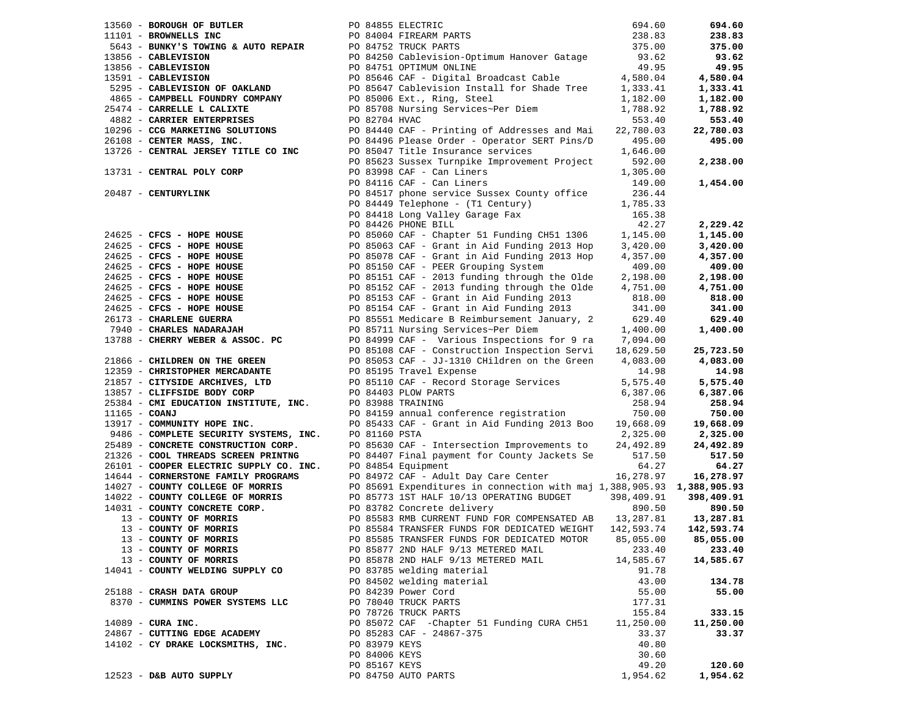| Vendor | PO / Description | Amount | Total |
|---|---|---|---|
| 13560 - **BOROUGH OF BUTLER** | PO 84855 ELECTRIC | 694.60 | **694.60** |
| 11101 - **BROWNELLS INC** | PO 84004 FIREARM PARTS | 238.83 | **238.83** |
| 5643 - **BUNKY'S TOWING & AUTO REPAIR** | PO 84752 TRUCK PARTS | 375.00 | **375.00** |
| 13856 - **CABLEVISION** | PO 84250 Cablevision-Optimum Hanover Gatage | 93.62 | **93.62** |
| 13856 - **CABLEVISION** | PO 84751 OPTIMUM ONLINE | 49.95 | **49.95** |
| 13591 - **CABLEVISION** | PO 85646 CAF - Digital Broadcast Cable | 4,580.04 | **4,580.04** |
| 5295 - **CABLEVISION OF OAKLAND** | PO 85647 Cablevision Install for Shade Tree | 1,333.41 | **1,333.41** |
| 4865 - **CAMPBELL FOUNDRY COMPANY** | PO 85006 Ext., Ring, Steel | 1,182.00 | **1,182.00** |
| 25474 - **CARRELLE L CALIXTE** | PO 85708 Nursing Services~Per Diem | 1,788.92 | **1,788.92** |
| 4882 - **CARRIER ENTERPRISES** | PO 82704 HVAC | 553.40 | **553.40** |
| 10296 - **CCG MARKETING SOLUTIONS** | PO 84440 CAF - Printing of Addresses and Mai | 22,780.03 | **22,780.03** |
| 26108 - **CENTER MASS, INC.** | PO 84496 Please Order - Operator SERT Pins/D | 495.00 | **495.00** |
| 13726 - **CENTRAL JERSEY TITLE CO INC** | PO 85047 Title Insurance services | 1,646.00 | |
| | PO 85623 Sussex Turnpike Improvement Project | 592.00 | **2,238.00** |
| 13731 - **CENTRAL POLY CORP** | PO 83998 CAF - Can Liners | 1,305.00 | |
| | PO 84116 CAF - Can Liners | 149.00 | **1,454.00** |
| 20487 - **CENTURYLINK** | PO 84517 phone service Sussex County office | 236.44 | |
| | PO 84449 Telephone - (T1 Century) | 1,785.33 | |
| | PO 84418 Long Valley Garage Fax | 165.38 | |
| | PO 84426 PHONE BILL | 42.27 | **2,229.42** |
| 24625 - **CFCS - HOPE HOUSE** | PO 85060 CAF - Chapter 51 Funding CH51 1306 | 1,145.00 | **1,145.00** |
| 24625 - **CFCS - HOPE HOUSE** | PO 85063 CAF - Grant in Aid Funding 2013 Hop | 3,420.00 | **3,420.00** |
| 24625 - **CFCS - HOPE HOUSE** | PO 85078 CAF - Grant in Aid Funding 2013 Hop | 4,357.00 | **4,357.00** |
| 24625 - **CFCS - HOPE HOUSE** | PO 85150 CAF - PEER Grouping System | 409.00 | **409.00** |
| 24625 - **CFCS - HOPE HOUSE** | PO 85151 CAF - 2013 funding through the Olde | 2,198.00 | **2,198.00** |
| 24625 - **CFCS - HOPE HOUSE** | PO 85152 CAF - 2013 funding through the Olde | 4,751.00 | **4,751.00** |
| 24625 - **CFCS - HOPE HOUSE** | PO 85153 CAF - Grant in Aid Funding 2013 | 818.00 | **818.00** |
| 24625 - **CFCS - HOPE HOUSE** | PO 85154 CAF - Grant in Aid Funding 2013 | 341.00 | **341.00** |
| 26173 - **CHARLENE GUERRA** | PO 85551 Medicare B Reimbursement January, 2 | 629.40 | **629.40** |
| 7940 - **CHARLES NADARAJAH** | PO 85711 Nursing Services~Per Diem | 1,400.00 | **1,400.00** |
| 13788 - **CHERRY WEBER & ASSOC. PC** | PO 84999 CAF - Various Inspections for 9 ra | 7,094.00 | |
| | PO 85108 CAF - Construction Inspection Servi | 18,629.50 | **25,723.50** |
| 21866 - **CHILDREN ON THE GREEN** | PO 85053 CAF - JJ-1310 CHildren on the Green | 4,083.00 | **4,083.00** |
| 12359 - **CHRISTOPHER MERCADANTE** | PO 85195 Travel Expense | 14.98 | **14.98** |
| 21857 - **CITYSIDE ARCHIVES, LTD** | PO 85110 CAF - Record Storage Services | 5,575.40 | **5,575.40** |
| 13857 - **CLIFFSIDE BODY CORP** | PO 84403 PLOW PARTS | 6,387.06 | **6,387.06** |
| 25384 - **CMI EDUCATION INSTITUTE, INC.** | PO 83988 TRAINING | 258.94 | **258.94** |
| 11165 - **COANJ** | PO 84159 annual conference registration | 750.00 | **750.00** |
| 13917 - **COMMUNITY HOPE INC.** | PO 85433 CAF - Grant in Aid Funding 2013 Boo | 19,668.09 | **19,668.09** |
| 9486 - **COMPLETE SECURITY SYSTEMS, INC.** | PO 81160 PSTA | 2,325.00 | **2,325.00** |
| 25489 - **CONCRETE CONSTRUCTION CORP.** | PO 85630 CAF - Intersection Improvements to | 24,492.89 | **24,492.89** |
| 21326 - **COOL THREADS SCREEN PRINTNG** | PO 84407 Final payment for County Jackets Se | 517.50 | **517.50** |
| 26101 - **COOPER ELECTRIC SUPPLY CO. INC.** | PO 84854 Equipment | 64.27 | **64.27** |
| 14644 - **CORNERSTONE FAMILY PROGRAMS** | PO 84972 CAF - Adult Day Care Center | 16,278.97 | **16,278.97** |
| 14027 - **COUNTY COLLEGE OF MORRIS** | PO 85691 Expenditures in connection with maj | 1,388,905.93 | **1,388,905.93** |
| 14022 - **COUNTY COLLEGE OF MORRIS** | PO 85773 1ST HALF 10/13 OPERATING BUDGET | 398,409.91 | **398,409.91** |
| 14031 - **COUNTY CONCRETE CORP.** | PO 83782 Concrete delivery | 890.50 | **890.50** |
| 13 - **COUNTY OF MORRIS** | PO 85583 RMB CURRENT FUND FOR COMPENSATED AB | 13,287.81 | **13,287.81** |
| 13 - **COUNTY OF MORRIS** | PO 85584 TRANSFER FUNDS FOR DEDICATED WEIGHT | 142,593.74 | **142,593.74** |
| 13 - **COUNTY OF MORRIS** | PO 85585 TRANSFER FUNDS FOR DEDICATED MOTOR | 85,055.00 | **85,055.00** |
| 13 - **COUNTY OF MORRIS** | PO 85877 2ND HALF 9/13 METERED MAIL | 233.40 | **233.40** |
| 13 - **COUNTY OF MORRIS** | PO 85878 2ND HALF 9/13 METERED MAIL | 14,585.67 | **14,585.67** |
| 14041 - **COUNTY WELDING SUPPLY CO** | PO 83785 welding material | 91.78 | |
| | PO 84502 welding material | 43.00 | **134.78** |
| 25188 - **CRASH DATA GROUP** | PO 84239 Power Cord | 55.00 | **55.00** |
| 8370 - **CUMMINS POWER SYSTEMS LLC** | PO 78040 TRUCK PARTS | 177.31 | |
| | PO 78726 TRUCK PARTS | 155.84 | **333.15** |
| 14089 - **CURA INC.** | PO 85072 CAF -Chapter 51 Funding CURA CH51 | 11,250.00 | **11,250.00** |
| 24867 - **CUTTING EDGE ACADEMY** | PO 85283 CAF - 24867-375 | 33.37 | **33.37** |
| 14102 - **CY DRAKE LOCKSMITHS, INC.** | PO 83979 KEYS | 40.80 | |
| | PO 84006 KEYS | 30.60 | |
| | PO 85167 KEYS | 49.20 | **120.60** |
| 12523 - **D&B AUTO SUPPLY** | PO 84750 AUTO PARTS | 1,954.62 | **1,954.62** |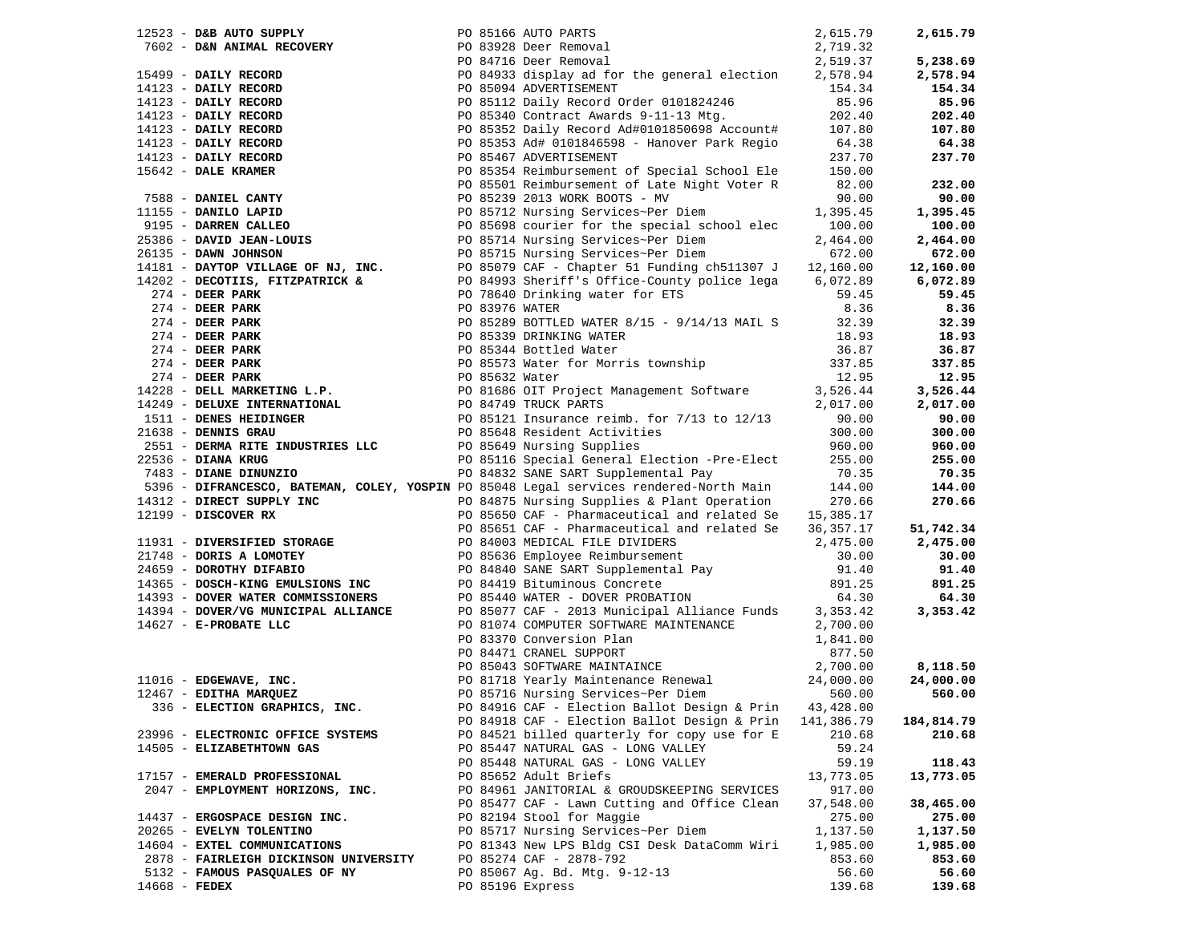| Vendor | PO / Description | Amount | Total |
|---|---|---|---|
| 12523 - **D&B AUTO SUPPLY** | PO 85166 AUTO PARTS | 2,615.79 | **2,615.79** |
| 7602 - **D&N ANIMAL RECOVERY** | PO 83928 Deer Removal | 2,719.32 | |
| | PO 84716 Deer Removal | 2,519.37 | **5,238.69** |
| 15499 - **DAILY RECORD** | PO 84933 display ad for the general election | 2,578.94 | **2,578.94** |
| 14123 - **DAILY RECORD** | PO 85094 ADVERTISEMENT | 154.34 | **154.34** |
| 14123 - **DAILY RECORD** | PO 85112 Daily Record Order 0101824246 | 85.96 | **85.96** |
| 14123 - **DAILY RECORD** | PO 85340 Contract Awards 9-11-13 Mtg. | 202.40 | **202.40** |
| 14123 - **DAILY RECORD** | PO 85352 Daily Record Ad#0101850698 Account# | 107.80 | **107.80** |
| 14123 - **DAILY RECORD** | PO 85353 Ad# 0101846598 - Hanover Park Regio | 64.38 | **64.38** |
| 14123 - **DAILY RECORD** | PO 85467 ADVERTISEMENT | 237.70 | **237.70** |
| 15642 - **DALE KRAMER** | PO 85354 Reimbursement of Special School Ele | 150.00 | |
| | PO 85501 Reimbursement of Late Night Voter R | 82.00 | **232.00** |
| 7588 - **DANIEL CANTY** | PO 85239 2013 WORK BOOTS - MV | 90.00 | **90.00** |
| 11155 - **DANILO LAPID** | PO 85712 Nursing Services~Per Diem | 1,395.45 | **1,395.45** |
| 9195 - **DARREN CALLEO** | PO 85698 courier for the special school elec | 100.00 | **100.00** |
| 25386 - **DAVID JEAN-LOUIS** | PO 85714 Nursing Services~Per Diem | 2,464.00 | **2,464.00** |
| 26135 - **DAWN JOHNSON** | PO 85715 Nursing Services~Per Diem | 672.00 | **672.00** |
| 14181 - **DAYTOP VILLAGE OF NJ, INC.** | PO 85079 CAF - Chapter 51 Funding ch511307 J | 12,160.00 | **12,160.00** |
| 14202 - **DECOTIIS, FITZPATRICK &** | PO 84993 Sheriff's Office-County police lega | 6,072.89 | **6,072.89** |
| 274 - **DEER PARK** | PO 78640 Drinking water for ETS | 59.45 | **59.45** |
| 274 - **DEER PARK** | PO 83976 WATER | 8.36 | **8.36** |
| 274 - **DEER PARK** | PO 85289 BOTTLED WATER 8/15 - 9/14/13 MAIL S | 32.39 | **32.39** |
| 274 - **DEER PARK** | PO 85339 DRINKING WATER | 18.93 | **18.93** |
| 274 - **DEER PARK** | PO 85344 Bottled Water | 36.87 | **36.87** |
| 274 - **DEER PARK** | PO 85573 Water for Morris township | 337.85 | **337.85** |
| 274 - **DEER PARK** | PO 85632 Water | 12.95 | **12.95** |
| 14228 - **DELL MARKETING L.P.** | PO 81686 OIT Project Management Software | 3,526.44 | **3,526.44** |
| 14249 - **DELUXE INTERNATIONAL** | PO 84749 TRUCK PARTS | 2,017.00 | **2,017.00** |
| 1511 - **DENES HEIDINGER** | PO 85121 Insurance reimb. for 7/13 to 12/13 | 90.00 | **90.00** |
| 21638 - **DENNIS GRAU** | PO 85648 Resident Activities | 300.00 | **300.00** |
| 2551 - **DERMA RITE INDUSTRIES LLC** | PO 85649 Nursing Supplies | 960.00 | **960.00** |
| 22536 - **DIANA KRUG** | PO 85116 Special General Election -Pre-Elect | 255.00 | **255.00** |
| 7483 - **DIANE DINUNZIO** | PO 84832 SANE SART Supplemental Pay | 70.35 | **70.35** |
| 5396 - **DIFRANCESCO, BATEMAN, COLEY, YOSPIN** | PO 85048 Legal services rendered-North Main | 144.00 | **144.00** |
| 14312 - **DIRECT SUPPLY INC** | PO 84875 Nursing Supplies & Plant Operation | 270.66 | **270.66** |
| 12199 - **DISCOVER RX** | PO 85650 CAF - Pharmaceutical and related Se | 15,385.17 | |
| | PO 85651 CAF - Pharmaceutical and related Se | 36,357.17 | **51,742.34** |
| 11931 - **DIVERSIFIED STORAGE** | PO 84003 MEDICAL FILE DIVIDERS | 2,475.00 | **2,475.00** |
| 21748 - **DORIS A LOMOTEY** | PO 85636 Employee Reimbursement | 30.00 | **30.00** |
| 24659 - **DOROTHY DIFABIO** | PO 84840 SANE SART Supplemental Pay | 91.40 | **91.40** |
| 14365 - **DOSCH-KING EMULSIONS INC** | PO 84419 Bituminous Concrete | 891.25 | **891.25** |
| 14393 - **DOVER WATER COMMISSIONERS** | PO 85440 WATER - DOVER PROBATION | 64.30 | **64.30** |
| 14394 - **DOVER/VG MUNICIPAL ALLIANCE** | PO 85077 CAF - 2013 Municipal Alliance Funds | 3,353.42 | **3,353.42** |
| 14627 - **E-PROBATE LLC** | PO 81074 COMPUTER SOFTWARE MAINTENANCE | 2,700.00 | |
| | PO 83370 Conversion Plan | 1,841.00 | |
| | PO 84471 CRANEL SUPPORT | 877.50 | |
| | PO 85043 SOFTWARE MAINTAINCE | 2,700.00 | **8,118.50** |
| 11016 - **EDGEWAVE, INC.** | PO 81718 Yearly Maintenance Renewal | 24,000.00 | **24,000.00** |
| 12467 - **EDITHA MARQUEZ** | PO 85716 Nursing Services~Per Diem | 560.00 | **560.00** |
| 336 - **ELECTION GRAPHICS, INC.** | PO 84916 CAF - Election Ballot Design & Prin | 43,428.00 | |
| | PO 84918 CAF - Election Ballot Design & Prin | 141,386.79 | **184,814.79** |
| 23996 - **ELECTRONIC OFFICE SYSTEMS** | PO 84521 billed quarterly for copy use for E | 210.68 | **210.68** |
| 14505 - **ELIZABETHTOWN GAS** | PO 85447 NATURAL GAS - LONG VALLEY | 59.24 | |
| | PO 85448 NATURAL GAS - LONG VALLEY | 59.19 | **118.43** |
| 17157 - **EMERALD PROFESSIONAL** | PO 85652 Adult Briefs | 13,773.05 | **13,773.05** |
| 2047 - **EMPLOYMENT HORIZONS, INC.** | PO 84961 JANITORIAL & GROUDSKEEPING SERVICES | 917.00 | |
| | PO 85477 CAF - Lawn Cutting and Office Clean | 37,548.00 | **38,465.00** |
| 14437 - **ERGOSPACE DESIGN INC.** | PO 82194 Stool for Maggie | 275.00 | **275.00** |
| 20265 - **EVELYN TOLENTINO** | PO 85717 Nursing Services~Per Diem | 1,137.50 | **1,137.50** |
| 14604 - **EXTEL COMMUNICATIONS** | PO 81343 New LPS Bldg CSI Desk DataComm Wiri | 1,985.00 | **1,985.00** |
| 2878 - **FAIRLEIGH DICKINSON UNIVERSITY** | PO 85274 CAF - 2878-792 | 853.60 | **853.60** |
| 5132 - **FAMOUS PASQUALES OF NY** | PO 85067 Ag. Bd. Mtg. 9-12-13 | 56.60 | **56.60** |
| 14668 - **FEDEX** | PO 85196 Express | 139.68 | **139.68** |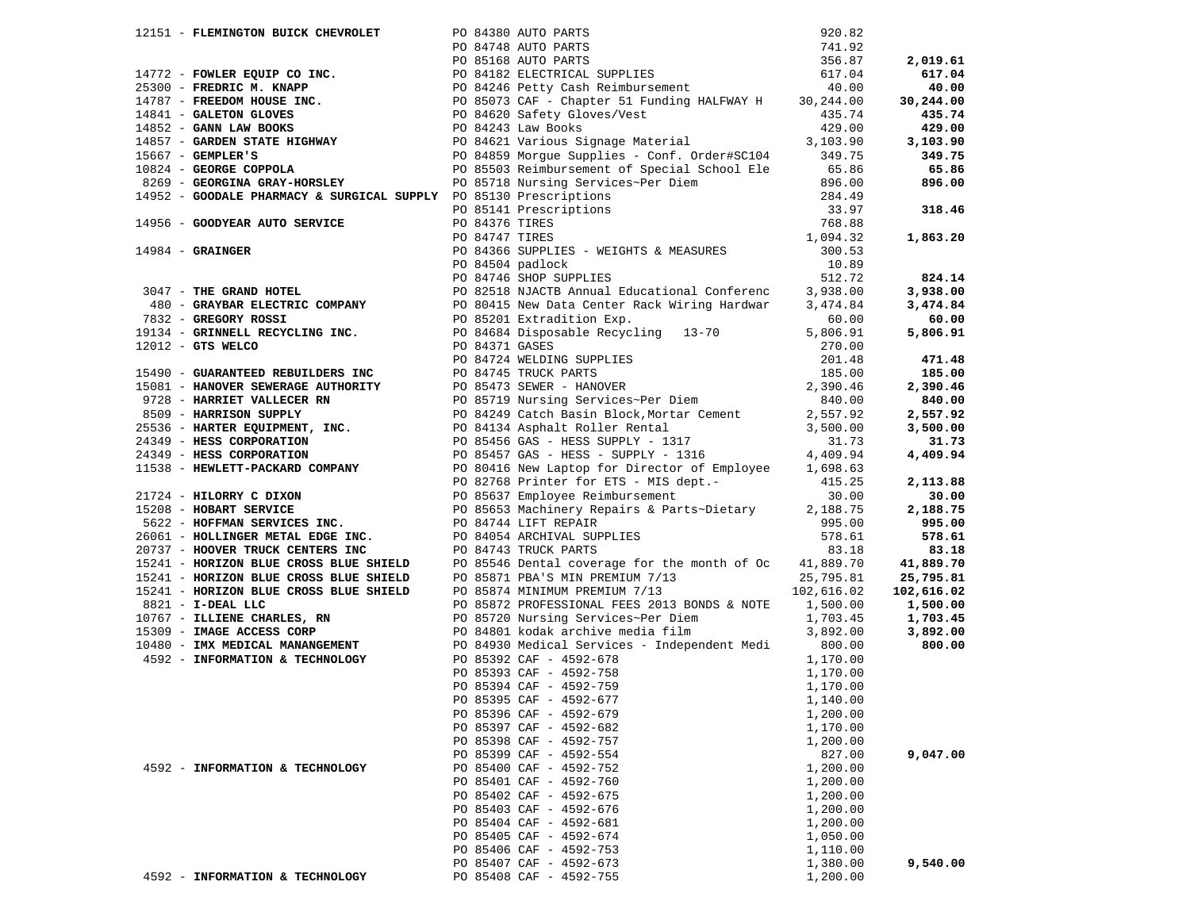| Vendor | PO / Description | Amount | Total |
|---|---|---|---|
| 12151 - **FLEMINGTON BUICK CHEVROLET** | PO 84380 AUTO PARTS | 920.82 | |
| | PO 84748 AUTO PARTS | 741.92 | |
| | PO 85168 AUTO PARTS | 356.87 | **2,019.61** |
| 14772 - **FOWLER EQUIP CO INC.** | PO 84182 ELECTRICAL SUPPLIES | 617.04 | **617.04** |
| 25300 - **FREDRIC M. KNAPP** | PO 84246 Petty Cash Reimbursement | 40.00 | **40.00** |
| 14787 - **FREEDOM HOUSE INC.** | PO 85073 CAF - Chapter 51 Funding HALFWAY H | 30,244.00 | **30,244.00** |
| 14841 - **GALETON GLOVES** | PO 84620 Safety Gloves/Vest | 435.74 | **435.74** |
| 14852 - **GANN LAW BOOKS** | PO 84243 Law Books | 429.00 | **429.00** |
| 14857 - **GARDEN STATE HIGHWAY** | PO 84621 Various Signage Material | 3,103.90 | **3,103.90** |
| 15667 - **GEMPLER'S** | PO 84859 Morgue Supplies - Conf. Order#SC104 | 349.75 | **349.75** |
| 10824 - **GEORGE COPPOLA** | PO 85503 Reimbursement of Special School Ele | 65.86 | **65.86** |
| 8269 - **GEORGINA GRAY-HORSLEY** | PO 85718 Nursing Services~Per Diem | 896.00 | **896.00** |
| 14952 - **GOODALE PHARMACY & SURGICAL SUPPLY** | PO 85130 Prescriptions | 284.49 | |
| | PO 85141 Prescriptions | 33.97 | **318.46** |
| 14956 - **GOODYEAR AUTO SERVICE** | PO 84376 TIRES | 768.88 | |
| | PO 84747 TIRES | 1,094.32 | **1,863.20** |
| 14984 - **GRAINGER** | PO 84366 SUPPLIES - WEIGHTS & MEASURES | 300.53 | |
| | PO 84504 padlock | 10.89 | |
| | PO 84746 SHOP SUPPLIES | 512.72 | **824.14** |
| 3047 - **THE GRAND HOTEL** | PO 82518 NJACTB Annual Educational Conferenc | 3,938.00 | **3,938.00** |
| 480 - **GRAYBAR ELECTRIC COMPANY** | PO 80415 New Data Center Rack Wiring Hardwar | 3,474.84 | **3,474.84** |
| 7832 - **GREGORY ROSSI** | PO 85201 Extradition Exp. | 60.00 | **60.00** |
| 19134 - **GRINNELL RECYCLING INC.** | PO 84684 Disposable Recycling 13-70 | 5,806.91 | **5,806.91** |
| 12012 - **GTS WELCO** | PO 84371 GASES | 270.00 | |
| | PO 84724 WELDING SUPPLIES | 201.48 | **471.48** |
| 15490 - **GUARANTEED REBUILDERS INC** | PO 84745 TRUCK PARTS | 185.00 | **185.00** |
| 15081 - **HANOVER SEWERAGE AUTHORITY** | PO 85473 SEWER - HANOVER | 2,390.46 | **2,390.46** |
| 9728 - **HARRIET VALLECER RN** | PO 85719 Nursing Services~Per Diem | 840.00 | **840.00** |
| 8509 - **HARRISON SUPPLY** | PO 84249 Catch Basin Block,Mortar Cement | 2,557.92 | **2,557.92** |
| 25536 - **HARTER EQUIPMENT, INC.** | PO 84134 Asphalt Roller Rental | 3,500.00 | **3,500.00** |
| 24349 - **HESS CORPORATION** | PO 85456 GAS - HESS SUPPLY - 1317 | 31.73 | **31.73** |
| 24349 - **HESS CORPORATION** | PO 85457 GAS - HESS - SUPPLY - 1316 | 4,409.94 | **4,409.94** |
| 11538 - **HEWLETT-PACKARD COMPANY** | PO 80416 New Laptop for Director of Employee | 1,698.63 | |
| | PO 82768 Printer for ETS - MIS dept.- | 415.25 | **2,113.88** |
| 21724 - **HILORRY C DIXON** | PO 85637 Employee Reimbursement | 30.00 | **30.00** |
| 15208 - **HOBART SERVICE** | PO 85653 Machinery Repairs & Parts~Dietary | 2,188.75 | **2,188.75** |
| 5622 - **HOFFMAN SERVICES INC.** | PO 84744 LIFT REPAIR | 995.00 | **995.00** |
| 26061 - **HOLLINGER METAL EDGE INC.** | PO 84054 ARCHIVAL SUPPLIES | 578.61 | **578.61** |
| 20737 - **HOOVER TRUCK CENTERS INC** | PO 84743 TRUCK PARTS | 83.18 | **83.18** |
| 15241 - **HORIZON BLUE CROSS BLUE SHIELD** | PO 85546 Dental coverage for the month of Oc | 41,889.70 | **41,889.70** |
| 15241 - **HORIZON BLUE CROSS BLUE SHIELD** | PO 85871 PBA'S MIN PREMIUM 7/13 | 25,795.81 | **25,795.81** |
| 15241 - **HORIZON BLUE CROSS BLUE SHIELD** | PO 85874 MINIMUM PREMIUM 7/13 | 102,616.02 | **102,616.02** |
| 8821 - **I-DEAL LLC** | PO 85872 PROFESSIONAL FEES 2013 BONDS & NOTE | 1,500.00 | **1,500.00** |
| 10767 - **ILLIENE CHARLES, RN** | PO 85720 Nursing Services~Per Diem | 1,703.45 | **1,703.45** |
| 15309 - **IMAGE ACCESS CORP** | PO 84801 kodak archive media film | 3,892.00 | **3,892.00** |
| 10480 - **IMX MEDICAL MANANGEMENT** | PO 84930 Medical Services - Independent Medi | 800.00 | **800.00** |
| 4592 - **INFORMATION & TECHNOLOGY** | PO 85392 CAF - 4592-678 | 1,170.00 | |
| | PO 85393 CAF - 4592-758 | 1,170.00 | |
| | PO 85394 CAF - 4592-759 | 1,170.00 | |
| | PO 85395 CAF - 4592-677 | 1,140.00 | |
| | PO 85396 CAF - 4592-679 | 1,200.00 | |
| | PO 85397 CAF - 4592-682 | 1,170.00 | |
| | PO 85398 CAF - 4592-757 | 1,200.00 | |
| | PO 85399 CAF - 4592-554 | 827.00 | **9,047.00** |
| 4592 - **INFORMATION & TECHNOLOGY** | PO 85400 CAF - 4592-752 | 1,200.00 | |
| | PO 85401 CAF - 4592-760 | 1,200.00 | |
| | PO 85402 CAF - 4592-675 | 1,200.00 | |
| | PO 85403 CAF - 4592-676 | 1,200.00 | |
| | PO 85404 CAF - 4592-681 | 1,200.00 | |
| | PO 85405 CAF - 4592-674 | 1,050.00 | |
| | PO 85406 CAF - 4592-753 | 1,110.00 | |
| | PO 85407 CAF - 4592-673 | 1,380.00 | **9,540.00** |
| 4592 - **INFORMATION & TECHNOLOGY** | PO 85408 CAF - 4592-755 | 1,200.00 | |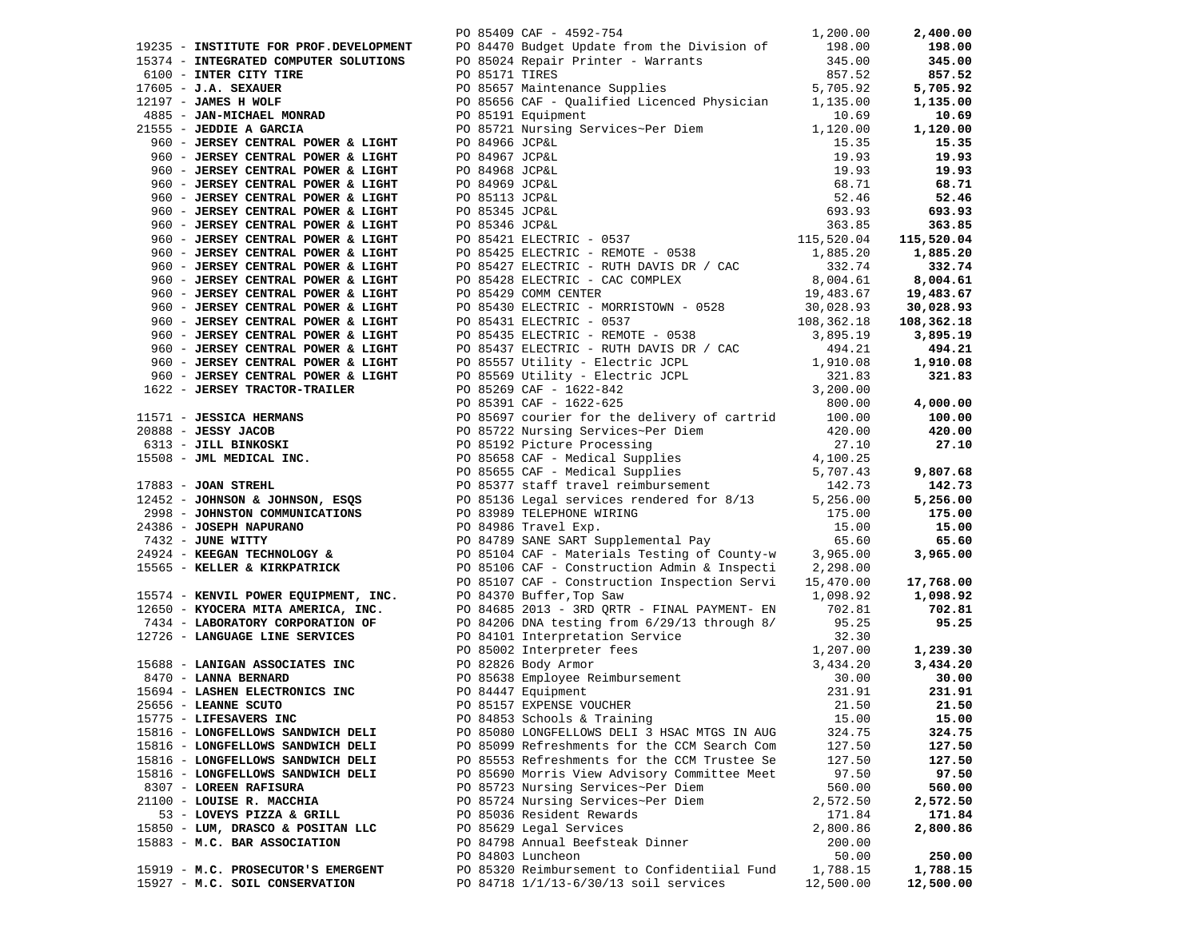| Vendor | PO / Description | Amount | Total |
|---|---|---|---|
| | PO 85409 CAF - 4592-754 | 1,200.00 | **2,400.00** |
| 19235 - **INSTITUTE FOR PROF.DEVELOPMENT** | PO 84470 Budget Update from the Division of | 198.00 | **198.00** |
| 15374 - **INTEGRATED COMPUTER SOLUTIONS** | PO 85024 Repair Printer - Warrants | 345.00 | **345.00** |
| 6100 - **INTER CITY TIRE** | PO 85171 TIRES | 857.52 | **857.52** |
| 17605 - **J.A. SEXAUER** | PO 85657 Maintenance Supplies | 5,705.92 | **5,705.92** |
| 12197 - **JAMES H WOLF** | PO 85656 CAF - Qualified Licenced Physician | 1,135.00 | **1,135.00** |
| 4885 - **JAN-MICHAEL MONRAD** | PO 85191 Equipment | 10.69 | **10.69** |
| 21555 - **JEDDIE A GARCIA** | PO 85721 Nursing Services~Per Diem | 1,120.00 | **1,120.00** |
| 960 - **JERSEY CENTRAL POWER & LIGHT** | PO 84966 JCP&L | 15.35 | **15.35** |
| 960 - **JERSEY CENTRAL POWER & LIGHT** | PO 84967 JCP&L | 19.93 | **19.93** |
| 960 - **JERSEY CENTRAL POWER & LIGHT** | PO 84968 JCP&L | 19.93 | **19.93** |
| 960 - **JERSEY CENTRAL POWER & LIGHT** | PO 84969 JCP&L | 68.71 | **68.71** |
| 960 - **JERSEY CENTRAL POWER & LIGHT** | PO 85113 JCP&L | 52.46 | **52.46** |
| 960 - **JERSEY CENTRAL POWER & LIGHT** | PO 85345 JCP&L | 693.93 | **693.93** |
| 960 - **JERSEY CENTRAL POWER & LIGHT** | PO 85346 JCP&L | 363.85 | **363.85** |
| 960 - **JERSEY CENTRAL POWER & LIGHT** | PO 85421 ELECTRIC - 0537 | 115,520.04 | **115,520.04** |
| 960 - **JERSEY CENTRAL POWER & LIGHT** | PO 85425 ELECTRIC - REMOTE - 0538 | 1,885.20 | **1,885.20** |
| 960 - **JERSEY CENTRAL POWER & LIGHT** | PO 85427 ELECTRIC - RUTH DAVIS DR / CAC | 332.74 | **332.74** |
| 960 - **JERSEY CENTRAL POWER & LIGHT** | PO 85428 ELECTRIC - CAC COMPLEX | 8,004.61 | **8,004.61** |
| 960 - **JERSEY CENTRAL POWER & LIGHT** | PO 85429 COMM CENTER | 19,483.67 | **19,483.67** |
| 960 - **JERSEY CENTRAL POWER & LIGHT** | PO 85430 ELECTRIC - MORRISTOWN - 0528 | 30,028.93 | **30,028.93** |
| 960 - **JERSEY CENTRAL POWER & LIGHT** | PO 85431 ELECTRIC - 0537 | 108,362.18 | **108,362.18** |
| 960 - **JERSEY CENTRAL POWER & LIGHT** | PO 85435 ELECTRIC - REMOTE - 0538 | 3,895.19 | **3,895.19** |
| 960 - **JERSEY CENTRAL POWER & LIGHT** | PO 85437 ELECTRIC - RUTH DAVIS DR / CAC | 494.21 | **494.21** |
| 960 - **JERSEY CENTRAL POWER & LIGHT** | PO 85557 Utility - Electric JCPL | 1,910.08 | **1,910.08** |
| 960 - **JERSEY CENTRAL POWER & LIGHT** | PO 85569 Utility - Electric JCPL | 321.83 | **321.83** |
| 1622 - **JERSEY TRACTOR-TRAILER** | PO 85269 CAF - 1622-842 | 3,200.00 | |
| | PO 85391 CAF - 1622-625 | 800.00 | **4,000.00** |
| 11571 - **JESSICA HERMANS** | PO 85697 courier for the delivery of cartrid | 100.00 | **100.00** |
| 20888 - **JESSY JACOB** | PO 85722 Nursing Services~Per Diem | 420.00 | **420.00** |
| 6313 - **JILL BINKOSKI** | PO 85192 Picture Processing | 27.10 | **27.10** |
| 15508 - **JML MEDICAL INC.** | PO 85658 CAF - Medical Supplies | 4,100.25 | |
| | PO 85655 CAF - Medical Supplies | 5,707.43 | **9,807.68** |
| 17883 - **JOAN STREHL** | PO 85377 staff travel reimbursement | 142.73 | **142.73** |
| 12452 - **JOHNSON & JOHNSON, ESQS** | PO 85136 Legal services rendered for 8/13 | 5,256.00 | **5,256.00** |
| 2998 - **JOHNSTON COMMUNICATIONS** | PO 83989 TELEPHONE WIRING | 175.00 | **175.00** |
| 24386 - **JOSEPH NAPURANO** | PO 84986 Travel Exp. | 15.00 | **15.00** |
| 7432 - **JUNE WITTY** | PO 84789 SANE SART Supplemental Pay | 65.60 | **65.60** |
| 24924 - **KEEGAN TECHNOLOGY &** | PO 85104 CAF - Materials Testing of County-w | 3,965.00 | **3,965.00** |
| 15565 - **KELLER & KIRKPATRICK** | PO 85106 CAF - Construction Admin & Inspecti | 2,298.00 | |
| | PO 85107 CAF - Construction Inspection Servi | 15,470.00 | **17,768.00** |
| 15574 - **KENVIL POWER EQUIPMENT, INC.** | PO 84370 Buffer,Top Saw | 1,098.92 | **1,098.92** |
| 12650 - **KYOCERA MITA AMERICA, INC.** | PO 84685 2013 - 3RD QRTR - FINAL PAYMENT- EN | 702.81 | **702.81** |
| 7434 - **LABORATORY CORPORATION OF** | PO 84206 DNA testing from 6/29/13 through 8/ | 95.25 | **95.25** |
| 12726 - **LANGUAGE LINE SERVICES** | PO 84101 Interpretation Service | 32.30 | |
| | PO 85002 Interpreter fees | 1,207.00 | **1,239.30** |
| 15688 - **LANIGAN ASSOCIATES INC** | PO 82826 Body Armor | 3,434.20 | **3,434.20** |
| 8470 - **LANNA BERNARD** | PO 85638 Employee Reimbursement | 30.00 | **30.00** |
| 15694 - **LASHEN ELECTRONICS INC** | PO 84447 Equipment | 231.91 | **231.91** |
| 25656 - **LEANNE SCUTO** | PO 85157 EXPENSE VOUCHER | 21.50 | **21.50** |
| 15775 - **LIFESAVERS INC** | PO 84853 Schools & Training | 15.00 | **15.00** |
| 15816 - **LONGFELLOWS SANDWICH DELI** | PO 85080 LONGFELLOWS DELI 3 HSAC MTGS IN AUG | 324.75 | **324.75** |
| 15816 - **LONGFELLOWS SANDWICH DELI** | PO 85099 Refreshments for the CCM Search Com | 127.50 | **127.50** |
| 15816 - **LONGFELLOWS SANDWICH DELI** | PO 85553 Refreshments for the CCM Trustee Se | 127.50 | **127.50** |
| 15816 - **LONGFELLOWS SANDWICH DELI** | PO 85690 Morris View Advisory Committee Meet | 97.50 | **97.50** |
| 8307 - **LOREEN RAFISURA** | PO 85723 Nursing Services~Per Diem | 560.00 | **560.00** |
| 21100 - **LOUISE R. MACCHIA** | PO 85724 Nursing Services~Per Diem | 2,572.50 | **2,572.50** |
| 53 - **LOVEYS PIZZA & GRILL** | PO 85036 Resident Rewards | 171.84 | **171.84** |
| 15850 - **LUM, DRASCO & POSITAN LLC** | PO 85629 Legal Services | 2,800.86 | **2,800.86** |
| 15883 - **M.C. BAR ASSOCIATION** | PO 84798 Annual Beefsteak Dinner | 200.00 | |
| | PO 84803 Luncheon | 50.00 | **250.00** |
| 15919 - **M.C. PROSECUTOR'S EMERGENT** | PO 85320 Reimbursement to Confidentiial Fund | 1,788.15 | **1,788.15** |
| 15927 - **M.C. SOIL CONSERVATION** | PO 84718 1/1/13-6/30/13 soil services | 12,500.00 | **12,500.00** |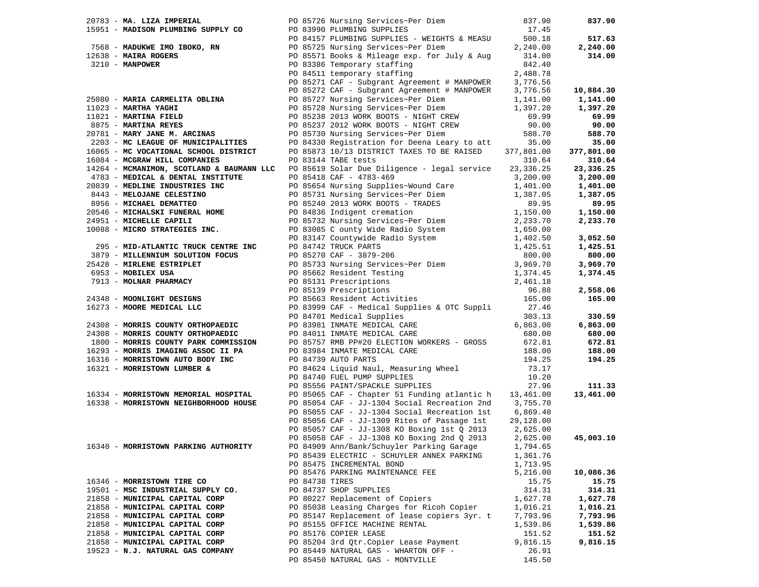| Vendor | PO / Description | Amount | Total |
|---|---|---|---|
| 20783 - **MA. LIZA IMPERIAL** | PO 85726 Nursing Services~Per Diem | 837.90 | **837.90** |
| 15951 - **MADISON PLUMBING SUPPLY CO** | PO 83990 PLUMBING SUPPLIES | 17.45 | |
| | PO 84157 PLUMBING SUPPLIES - WEIGHTS & MEASU | 500.18 | **517.63** |
| 7568 - **MADUKWE IMO IBOKO, RN** | PO 85725 Nursing Services~Per Diem | 2,240.00 | **2,240.00** |
| 12638 - **MAIRA ROGERS** | PO 85571 Books & Mileage exp. for July & Aug | 314.00 | **314.00** |
| 3210 - **MANPOWER** | PO 83386 Temporary staffing | 842.40 | |
| | PO 84511 temporary staffing | 2,488.78 | |
| | PO 85271 CAF - Subgrant Agreement # MANPOWER | 3,776.56 | |
| | PO 85272 CAF - Subgrant Agreement # MANPOWER | 3,776.56 | **10,884.30** |
| 25080 - **MARIA CARMELITA OBLINA** | PO 85727 Nursing Services~Per Diem | 1,141.00 | **1,141.00** |
| 11023 - **MARTHA YAGHI** | PO 85728 Nursing Services~Per Diem | 1,397.20 | **1,397.20** |
| 11821 - **MARTINA FIELD** | PO 85238 2013 WORK BOOTS - NIGHT CREW | 69.99 | **69.99** |
| 8875 - **MARTINA REYES** | PO 85237 2012 WORK BOOTS - NIGHT CREW | 90.00 | **90.00** |
| 20781 - **MARY JANE M. ARCINAS** | PO 85730 Nursing Services~Per Diem | 588.70 | **588.70** |
| 2203 - **MC LEAGUE OF MUNICIPALITIES** | PO 84330 Registration for Deena Leary to att | 35.00 | **35.00** |
| 16065 - **MC VOCATIONAL SCHOOL DISTRICT** | PO 85873 10/13 DISTRICT TAXES TO BE RAISED | 377,801.00 | **377,801.00** |
| 16084 - **MCGRAW HILL COMPANIES** | PO 83144 TABE tests | 310.64 | **310.64** |
| 14264 - **MCMANIMON, SCOTLAND & BAUMANN LLC** | PO 85619 Solar Due Diligence - legal service | 23,336.25 | **23,336.25** |
| 4783 - **MEDICAL & DENTAL INSTITUTE** | PO 85418 CAF - 4783-469 | 3,200.00 | **3,200.00** |
| 20839 - **MEDLINE INDUSTRIES INC** | PO 85654 Nursing Supplies~Wound Care | 1,401.00 | **1,401.00** |
| 8443 - **MELOJANE CELESTINO** | PO 85731 Nursing Services~Per Diem | 1,387.05 | **1,387.05** |
| 8956 - **MICHAEL DEMATTEO** | PO 85240 2013 WORK BOOTS - TRADES | 89.95 | **89.95** |
| 20546 - **MICHALSKI FUNERAL HOME** | PO 84836 Indigent cremation | 1,150.00 | **1,150.00** |
| 24951 - **MICHELLE CAPILI** | PO 85732 Nursing Services~Per Diem | 2,233.70 | **2,233.70** |
| 10088 - **MICRO STRATEGIES INC.** | PO 83085 C ounty Wide Radio System | 1,650.00 | |
| | PO 83147 Countywide Radio System | 1,402.50 | **3,052.50** |
| 295 - **MID-ATLANTIC TRUCK CENTRE INC** | PO 84742 TRUCK PARTS | 1,425.51 | **1,425.51** |
| 3879 - **MILLENNIUM SOLUTION FOCUS** | PO 85270 CAF - 3879-206 | 800.00 | **800.00** |
| 25428 - **MIRLENE ESTRIPLET** | PO 85733 Nursing Services~Per Diem | 3,969.70 | **3,969.70** |
| 6953 - **MOBILEX USA** | PO 85662 Resident Testing | 1,374.45 | **1,374.45** |
| 7913 - **MOLNAR PHARMACY** | PO 85131 Prescriptions | 2,461.18 | |
| | PO 85139 Prescriptions | 96.88 | **2,558.06** |
| 24348 - **MOONLIGHT DESIGNS** | PO 85663 Resident Activities | 165.00 | **165.00** |
| 16273 - **MOORE MEDICAL LLC** | PO 83999 CAF - Medical Supplies & OTC Suppli | 27.46 | |
| | PO 84701 Medical Supplies | 303.13 | **330.59** |
| 24308 - **MORRIS COUNTY ORTHOPAEDIC** | PO 83981 INMATE MEDICAL CARE | 6,863.00 | **6,863.00** |
| 24308 - **MORRIS COUNTY ORTHOPAEDIC** | PO 84011 INMATE MEDICAL CARE | 680.00 | **680.00** |
| 1800 - **MORRIS COUNTY PARK COMMISSION** | PO 85757 RMB PP#20 ELECTION WORKERS - GROSS | 672.81 | **672.81** |
| 16293 - **MORRIS IMAGING ASSOC II PA** | PO 83984 INMATE MEDICAL CARE | 188.00 | **188.00** |
| 16316 - **MORRISTOWN AUTO BODY INC** | PO 84739 AUTO PARTS | 194.25 | **194.25** |
| 16321 - **MORRISTOWN LUMBER &** | PO 84624 Liquid Naul, Measuring Wheel | 73.17 | |
| | PO 84740 FUEL PUMP SUPPLIES | 10.20 | |
| | PO 85556 PAINT/SPACKLE SUPPLIES | 27.96 | **111.33** |
| 16334 - **MORRISTOWN MEMORIAL HOSPITAL** | PO 85065 CAF - Chapter 51 Funding atlantic h | 13,461.00 | **13,461.00** |
| 16338 - **MORRISTOWN NEIGHBORHOOD HOUSE** | PO 85054 CAF - JJ-1304 Social Recreation 2nd | 3,755.70 | |
| | PO 85055 CAF - JJ-1304 Social Recreation 1st | 6,869.40 | |
| | PO 85056 CAF - JJ-1309 Rites of Passage 1st | 29,128.00 | |
| | PO 85057 CAF - JJ-1308 KO Boxing 1st Q 2013 | 2,625.00 | |
| | PO 85058 CAF - JJ-1308 KO Boxing 2nd Q 2013 | 2,625.00 | **45,003.10** |
| 16340 - **MORRISTOWN PARKING AUTHORITY** | PO 84909 Ann/Bank/Schuyler Parking Garage | 1,794.65 | |
| | PO 85439 ELECTRIC - SCHUYLER ANNEX PARKING | 1,361.76 | |
| | PO 85475 INCREMENTAL BOND | 1,713.95 | |
| | PO 85476 PARKING MAINTENANCE FEE | 5,216.00 | **10,086.36** |
| 16346 - **MORRISTOWN TIRE CO** | PO 84738 TIRES | 15.75 | **15.75** |
| 19501 - **MSC INDUSTRIAL SUPPLY CO.** | PO 84737 SHOP SUPPLIES | 314.31 | **314.31** |
| 21858 - **MUNICIPAL CAPITAL CORP** | PO 80227 Replacement of Copiers | 1,627.78 | **1,627.78** |
| 21858 - **MUNICIPAL CAPITAL CORP** | PO 85038 Leasing Charges for Ricoh Copier | 1,016.21 | **1,016.21** |
| 21858 - **MUNICIPAL CAPITAL CORP** | PO 85147 Replacement of lease copiers 3yr. t | 7,793.96 | **7,793.96** |
| 21858 - **MUNICIPAL CAPITAL CORP** | PO 85155 OFFICE MACHINE RENTAL | 1,539.86 | **1,539.86** |
| 21858 - **MUNICIPAL CAPITAL CORP** | PO 85176 COPIER LEASE | 151.52 | **151.52** |
| 21858 - **MUNICIPAL CAPITAL CORP** | PO 85204 3rd Qtr.Copier Lease Payment | 9,816.15 | **9,816.15** |
| 19523 - **N.J. NATURAL GAS COMPANY** | PO 85449 NATURAL GAS - WHARTON OFF - | 26.91 | |
| | PO 85450 NATURAL GAS - MONTVILLE | 145.50 | |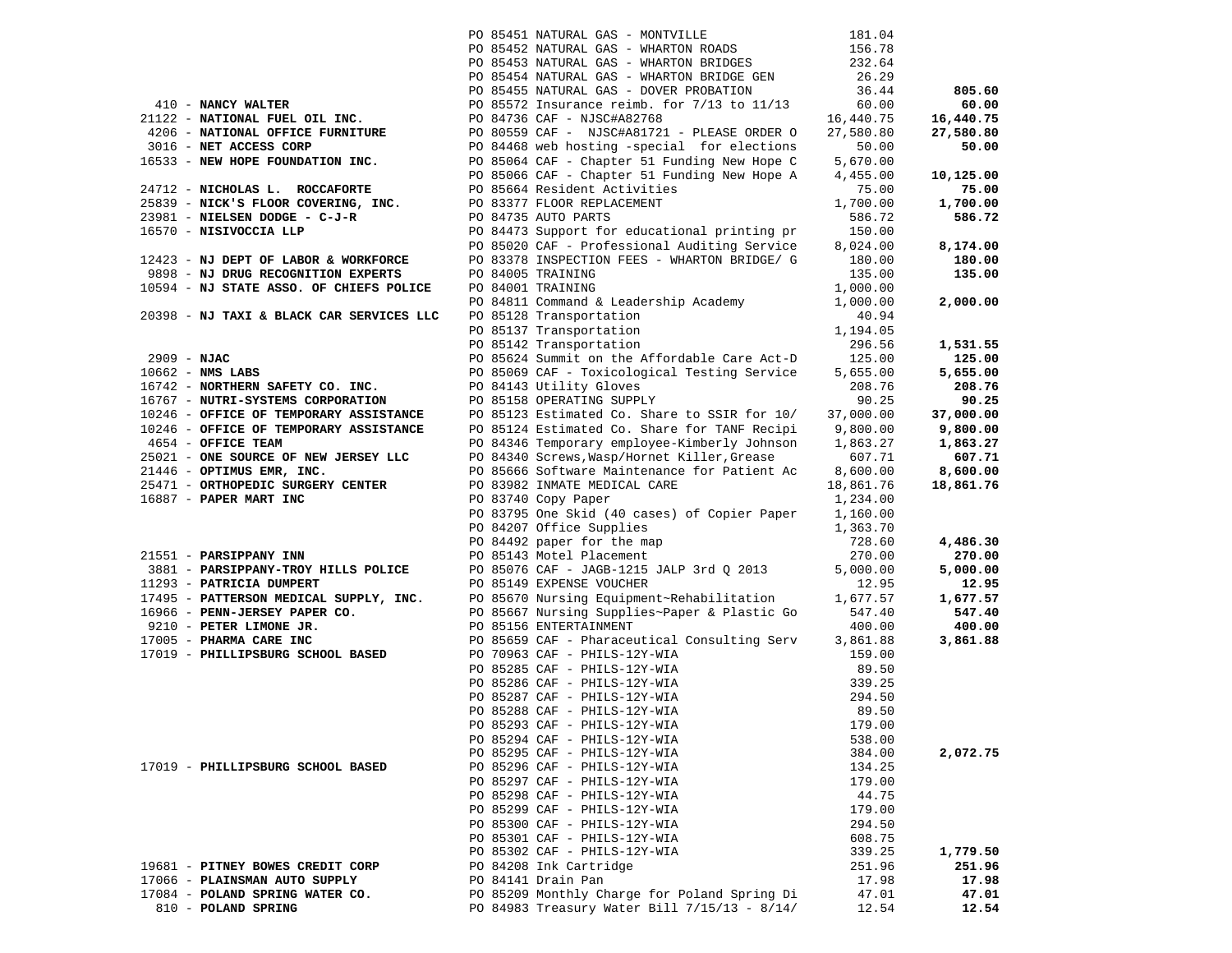| Vendor | PO / Description | Amount | Total |
|---|---|---|---|
| | PO 85451 NATURAL GAS - MONTVILLE | 181.04 | |
| | PO 85452 NATURAL GAS - WHARTON ROADS | 156.78 | |
| | PO 85453 NATURAL GAS - WHARTON BRIDGES | 232.64 | |
| | PO 85454 NATURAL GAS - WHARTON BRIDGE GEN | 26.29 | |
| | PO 85455 NATURAL GAS - DOVER PROBATION | 36.44 | **805.60** |
| 410 - **NANCY WALTER** | PO 85572 Insurance reimb. for 7/13 to 11/13 | 60.00 | **60.00** |
| 21122 - **NATIONAL FUEL OIL INC.** | PO 84736 CAF - NJSC#A82768 | 16,440.75 | **16,440.75** |
| 4206 - **NATIONAL OFFICE FURNITURE** | PO 80559 CAF - NJSC#A81721 - PLEASE ORDER O | 27,580.80 | **27,580.80** |
| 3016 - **NET ACCESS CORP** | PO 84468 web hosting -special for elections | 50.00 | **50.00** |
| 16533 - **NEW HOPE FOUNDATION INC.** | PO 85064 CAF - Chapter 51 Funding New Hope C | 5,670.00 | |
| | PO 85066 CAF - Chapter 51 Funding New Hope A | 4,455.00 | **10,125.00** |
| 24712 - **NICHOLAS L. ROCCAFORTE** | PO 85664 Resident Activities | 75.00 | **75.00** |
| 25839 - **NICK'S FLOOR COVERING, INC.** | PO 83377 FLOOR REPLACEMENT | 1,700.00 | **1,700.00** |
| 23981 - **NIELSEN DODGE - C-J-R** | PO 84735 AUTO PARTS | 586.72 | **586.72** |
| 16570 - **NISIVOCCIA LLP** | PO 84473 Support for educational printing pr | 150.00 | |
| | PO 85020 CAF - Professional Auditing Service | 8,024.00 | **8,174.00** |
| 12423 - **NJ DEPT OF LABOR & WORKFORCE** | PO 83378 INSPECTION FEES - WHARTON BRIDGE/ G | 180.00 | **180.00** |
| 9898 - **NJ DRUG RECOGNITION EXPERTS** | PO 84005 TRAINING | 135.00 | **135.00** |
| 10594 - **NJ STATE ASSO. OF CHIEFS POLICE** | PO 84001 TRAINING | 1,000.00 | |
| | PO 84811 Command & Leadership Academy | 1,000.00 | **2,000.00** |
| 20398 - **NJ TAXI & BLACK CAR SERVICES LLC** | PO 85128 Transportation | 40.94 | |
| | PO 85137 Transportation | 1,194.05 | |
| | PO 85142 Transportation | 296.56 | **1,531.55** |
| 2909 - **NJAC** | PO 85624 Summit on the Affordable Care Act-D | 125.00 | **125.00** |
| 10662 - **NMS LABS** | PO 85069 CAF - Toxicological Testing Service | 5,655.00 | **5,655.00** |
| 16742 - **NORTHERN SAFETY CO. INC.** | PO 84143 Utility Gloves | 208.76 | **208.76** |
| 16767 - **NUTRI-SYSTEMS CORPORATION** | PO 85158 OPERATING SUPPLY | 90.25 | **90.25** |
| 10246 - **OFFICE OF TEMPORARY ASSISTANCE** | PO 85123 Estimated Co. Share to SSIR for 10/ | 37,000.00 | **37,000.00** |
| 10246 - **OFFICE OF TEMPORARY ASSISTANCE** | PO 85124 Estimated Co. Share for TANF Recipi | 9,800.00 | **9,800.00** |
| 4654 - **OFFICE TEAM** | PO 84346 Temporary employee-Kimberly Johnson | 1,863.27 | **1,863.27** |
| 25021 - **ONE SOURCE OF NEW JERSEY LLC** | PO 84340 Screws,Wasp/Hornet Killer,Grease | 607.71 | **607.71** |
| 21446 - **OPTIMUS EMR, INC.** | PO 85666 Software Maintenance for Patient Ac | 8,600.00 | **8,600.00** |
| 25471 - **ORTHOPEDIC SURGERY CENTER** | PO 83982 INMATE MEDICAL CARE | 18,861.76 | **18,861.76** |
| 16887 - **PAPER MART INC** | PO 83740 Copy Paper | 1,234.00 | |
| | PO 83795 One Skid (40 cases) of Copier Paper | 1,160.00 | |
| | PO 84207 Office Supplies | 1,363.70 | |
| | PO 84492 paper for the map | 728.60 | **4,486.30** |
| 21551 - **PARSIPPANY INN** | PO 85143 Motel Placement | 270.00 | **270.00** |
| 3881 - **PARSIPPANY-TROY HILLS POLICE** | PO 85076 CAF - JAGB-1215 JALP 3rd Q 2013 | 5,000.00 | **5,000.00** |
| 11293 - **PATRICIA DUMPERT** | PO 85149 EXPENSE VOUCHER | 12.95 | **12.95** |
| 17495 - **PATTERSON MEDICAL SUPPLY, INC.** | PO 85670 Nursing Equipment~Rehabilitation | 1,677.57 | **1,677.57** |
| 16966 - **PENN-JERSEY PAPER CO.** | PO 85667 Nursing Supplies~Paper & Plastic Go | 547.40 | **547.40** |
| 9210 - **PETER LIMONE JR.** | PO 85156 ENTERTAINMENT | 400.00 | **400.00** |
| 17005 - **PHARMA CARE INC** | PO 85659 CAF - Pharaceutical Consulting Serv | 3,861.88 | **3,861.88** |
| 17019 - **PHILLIPSBURG SCHOOL BASED** | PO 70963 CAF - PHILS-12Y-WIA | 159.00 | |
| | PO 85285 CAF - PHILS-12Y-WIA | 89.50 | |
| | PO 85286 CAF - PHILS-12Y-WIA | 339.25 | |
| | PO 85287 CAF - PHILS-12Y-WIA | 294.50 | |
| | PO 85288 CAF - PHILS-12Y-WIA | 89.50 | |
| | PO 85293 CAF - PHILS-12Y-WIA | 179.00 | |
| | PO 85294 CAF - PHILS-12Y-WIA | 538.00 | |
| | PO 85295 CAF - PHILS-12Y-WIA | 384.00 | **2,072.75** |
| 17019 - **PHILLIPSBURG SCHOOL BASED** | PO 85296 CAF - PHILS-12Y-WIA | 134.25 | |
| | PO 85297 CAF - PHILS-12Y-WIA | 179.00 | |
| | PO 85298 CAF - PHILS-12Y-WIA | 44.75 | |
| | PO 85299 CAF - PHILS-12Y-WIA | 179.00 | |
| | PO 85300 CAF - PHILS-12Y-WIA | 294.50 | |
| | PO 85301 CAF - PHILS-12Y-WIA | 608.75 | |
| | PO 85302 CAF - PHILS-12Y-WIA | 339.25 | **1,779.50** |
| 19681 - **PITNEY BOWES CREDIT CORP** | PO 84208 Ink Cartridge | 251.96 | **251.96** |
| 17066 - **PLAINSMAN AUTO SUPPLY** | PO 84141 Drain Pan | 17.98 | **17.98** |
| 17084 - **POLAND SPRING WATER CO.** | PO 85209 Monthly Charge for Poland Spring Di | 47.01 | **47.01** |
| 810 - **POLAND SPRING** | PO 84983 Treasury Water Bill 7/15/13 - 8/14/ | 12.54 | **12.54** |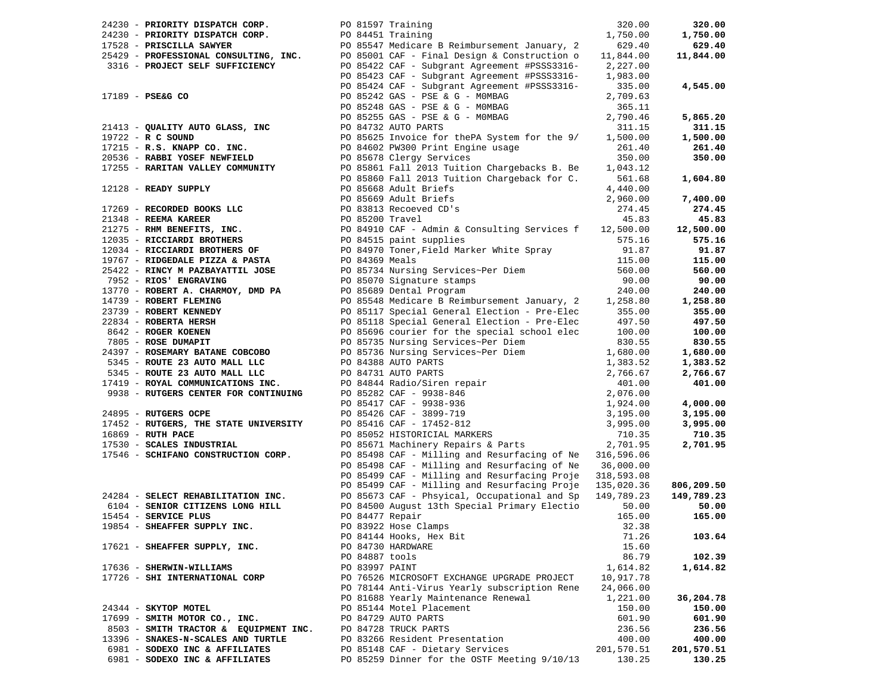| Vendor | PO / Description | Amount | Total |
|---|---|---|---|
| 24230 - **PRIORITY DISPATCH CORP.** | PO 81597 Training | 320.00 | **320.00** |
| 24230 - **PRIORITY DISPATCH CORP.** | PO 84451 Training | 1,750.00 | **1,750.00** |
| 17528 - **PRISCILLA SAWYER** | PO 85547 Medicare B Reimbursement January, 2 | 629.40 | **629.40** |
| 25429 - **PROFESSIONAL CONSULTING, INC.** | PO 85001 CAF - Final Design & Construction o | 11,844.00 | **11,844.00** |
| 3316 - **PROJECT SELF SUFFICIENCY** | PO 85422 CAF - Subgrant Agreement #PSSS3316- | 2,227.00 | |
| | PO 85423 CAF - Subgrant Agreement #PSSS3316- | 1,983.00 | |
| | PO 85424 CAF - Subgrant Agreement #PSSS3316- | 335.00 | **4,545.00** |
| 17189 - **PSE&G CO** | PO 85242 GAS - PSE & G - M0MBAG | 2,709.63 | |
| | PO 85248 GAS - PSE & G - M0MBAG | 365.11 | |
| | PO 85255 GAS - PSE & G - M0MBAG | 2,790.46 | **5,865.20** |
| 21413 - **QUALITY AUTO GLASS, INC** | PO 84732 AUTO PARTS | 311.15 | **311.15** |
| 19722 - **R C SOUND** | PO 85625 Invoice for thePA System for the 9/ | 1,500.00 | **1,500.00** |
| 17215 - **R.S. KNAPP CO. INC.** | PO 84602 PW300 Print Engine usage | 261.40 | **261.40** |
| 20536 - **RABBI YOSEF NEWFIELD** | PO 85678 Clergy Services | 350.00 | **350.00** |
| 17255 - **RARITAN VALLEY COMMUNITY** | PO 85861 Fall 2013 Tuition Chargebacks B. Be | 1,043.12 | |
| | PO 85860 Fall 2013 Tuition Chargeback for C. | 561.68 | **1,604.80** |
| 12128 - **READY SUPPLY** | PO 85668 Adult Briefs | 4,440.00 | |
| | PO 85669 Adult Briefs | 2,960.00 | **7,400.00** |
| 17269 - **RECORDED BOOKS LLC** | PO 83813 Recoeved CD's | 274.45 | **274.45** |
| 21348 - **REEMA KAREER** | PO 85200 Travel | 45.83 | **45.83** |
| 21275 - **RHM BENEFITS, INC.** | PO 84910 CAF - Admin & Consulting Services f | 12,500.00 | **12,500.00** |
| 12035 - **RICCIARDI BROTHERS** | PO 84515 paint supplies | 575.16 | **575.16** |
| 12034 - **RICCIARDI BROTHERS OF** | PO 84970 Toner,Field Marker White Spray | 91.87 | **91.87** |
| 19767 - **RIDGEDALE PIZZA & PASTA** | PO 84369 Meals | 115.00 | **115.00** |
| 25422 - **RINCY M PAZBAYATTIL JOSE** | PO 85734 Nursing Services~Per Diem | 560.00 | **560.00** |
| 7952 - **RIOS' ENGRAVING** | PO 85070 Signature stamps | 90.00 | **90.00** |
| 13770 - **ROBERT A. CHARMOY, DMD PA** | PO 85689 Dental Program | 240.00 | **240.00** |
| 14739 - **ROBERT FLEMING** | PO 85548 Medicare B Reimbursement January, 2 | 1,258.80 | **1,258.80** |
| 23739 - **ROBERT KENNEDY** | PO 85117 Special General Election - Pre-Elec | 355.00 | **355.00** |
| 22834 - **ROBERTA HERSH** | PO 85118 Special General Election - Pre-Elec | 497.50 | **497.50** |
| 8642 - **ROGER KOENEN** | PO 85696 courier for the special school elec | 100.00 | **100.00** |
| 7805 - **ROSE DUMAPIT** | PO 85735 Nursing Services~Per Diem | 830.55 | **830.55** |
| 24397 - **ROSEMARY BATANE COBCOBO** | PO 85736 Nursing Services~Per Diem | 1,680.00 | **1,680.00** |
| 5345 - **ROUTE 23 AUTO MALL LLC** | PO 84388 AUTO PARTS | 1,383.52 | **1,383.52** |
| 5345 - **ROUTE 23 AUTO MALL LLC** | PO 84731 AUTO PARTS | 2,766.67 | **2,766.67** |
| 17419 - **ROYAL COMMUNICATIONS INC.** | PO 84844 Radio/Siren repair | 401.00 | **401.00** |
| 9938 - **RUTGERS CENTER FOR CONTINUING** | PO 85282 CAF - 9938-846 | 2,076.00 | |
| | PO 85417 CAF - 9938-936 | 1,924.00 | **4,000.00** |
| 24895 - **RUTGERS OCPE** | PO 85426 CAF - 3899-719 | 3,195.00 | **3,195.00** |
| 17452 - **RUTGERS, THE STATE UNIVERSITY** | PO 85416 CAF - 17452-812 | 3,995.00 | **3,995.00** |
| 16869 - **RUTH PACE** | PO 85052 HISTORICIAL MARKERS | 710.35 | **710.35** |
| 17530 - **SCALES INDUSTRIAL** | PO 85671 Machinery Repairs & Parts | 2,701.95 | **2,701.95** |
| 17546 - **SCHIFANO CONSTRUCTION CORP.** | PO 85498 CAF - Milling and Resurfacing of Ne | 316,596.06 | |
| | PO 85498 CAF - Milling and Resurfacing of Ne | 36,000.00 | |
| | PO 85499 CAF - Milling and Resurfacing Proje | 318,593.08 | |
| | PO 85499 CAF - Milling and Resurfacing Proje | 135,020.36 | **806,209.50** |
| 24284 - **SELECT REHABILITATION INC.** | PO 85673 CAF - Phsyical, Occupational and Sp | 149,789.23 | **149,789.23** |
| 6104 - **SENIOR CITIZENS LONG HILL** | PO 84500 August 13th Special Primary Electio | 50.00 | **50.00** |
| 15454 - **SERVICE PLUS** | PO 84477 Repair | 165.00 | **165.00** |
| 19854 - **SHEAFFER SUPPLY INC.** | PO 83922 Hose Clamps | 32.38 | |
| | PO 84144 Hooks, Hex Bit | 71.26 | **103.64** |
| 17621 - **SHEAFFER SUPPLY, INC.** | PO 84730 HARDWARE | 15.60 | |
| | PO 84887 tools | 86.79 | **102.39** |
| 17636 - **SHERWIN-WILLIAMS** | PO 83997 PAINT | 1,614.82 | **1,614.82** |
| 17726 - **SHI INTERNATIONAL CORP** | PO 76526 MICROSOFT EXCHANGE UPGRADE PROJECT | 10,917.78 | |
| | PO 78144 Anti-Virus Yearly subscription Rene | 24,066.00 | |
| | PO 81688 Yearly Maintenance Renewal | 1,221.00 | **36,204.78** |
| 24344 - **SKYTOP MOTEL** | PO 85144 Motel Placement | 150.00 | **150.00** |
| 17699 - **SMITH MOTOR CO., INC.** | PO 84729 AUTO PARTS | 601.90 | **601.90** |
| 8503 - **SMITH TRACTOR & EQUIPMENT INC.** | PO 84728 TRUCK PARTS | 236.56 | **236.56** |
| 13396 - **SNAKES-N-SCALES AND TURTLE** | PO 83266 Resident Presentation | 400.00 | **400.00** |
| 6981 - **SODEXO INC & AFFILIATES** | PO 85148 CAF - Dietary Services | 201,570.51 | **201,570.51** |
| 6981 - **SODEXO INC & AFFILIATES** | PO 85259 Dinner for the OSTF Meeting 9/10/13 | 130.25 | **130.25** |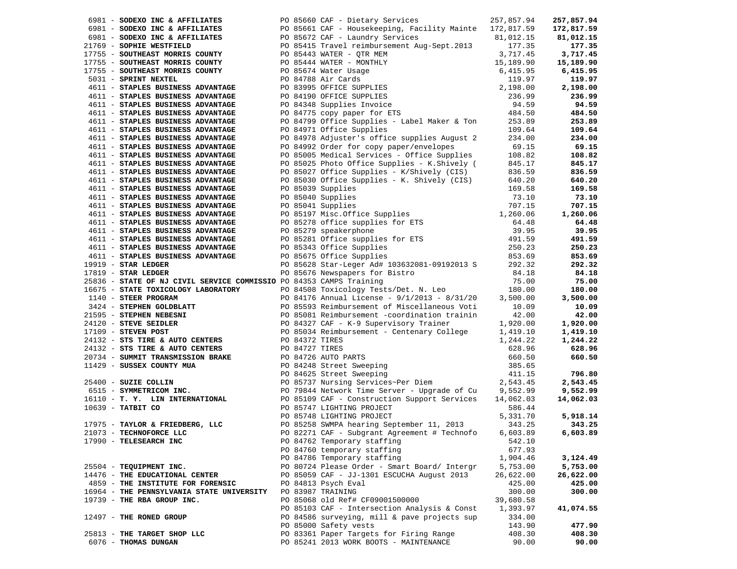| Vendor | PO / Description | Amount | Total |
|---|---|---|---|
| 6981 - **SODEXO INC & AFFILIATES** | PO 85660 CAF - Dietary Services | 257,857.94 | **257,857.94** |
| 6981 - **SODEXO INC & AFFILIATES** | PO 85661 CAF - Housekeeping, Facility Mainte | 172,817.59 | **172,817.59** |
| 6981 - **SODEXO INC & AFFILIATES** | PO 85672 CAF - Laundry Services | 81,012.15 | **81,012.15** |
| 21769 - **SOPHIE WESTFIELD** | PO 85415 Travel reimbursement Aug-Sept.2013 | 177.35 | **177.35** |
| 17755 - **SOUTHEAST MORRIS COUNTY** | PO 85443 WATER - QTR MEM | 3,717.45 | **3,717.45** |
| 17755 - **SOUTHEAST MORRIS COUNTY** | PO 85444 WATER - MONTHLY | 15,189.90 | **15,189.90** |
| 17755 - **SOUTHEAST MORRIS COUNTY** | PO 85674 Water Usage | 6,415.95 | **6,415.95** |
| 5031 - **SPRINT NEXTEL** | PO 84788 Air Cards | 119.97 | **119.97** |
| 4611 - **STAPLES BUSINESS ADVANTAGE** | PO 83995 OFFICE SUPPLIES | 2,198.00 | **2,198.00** |
| 4611 - **STAPLES BUSINESS ADVANTAGE** | PO 84190 OFFICE SUPPLIES | 236.99 | **236.99** |
| 4611 - **STAPLES BUSINESS ADVANTAGE** | PO 84348 Supplies Invoice | 94.59 | **94.59** |
| 4611 - **STAPLES BUSINESS ADVANTAGE** | PO 84775 copy paper for ETS | 484.50 | **484.50** |
| 4611 - **STAPLES BUSINESS ADVANTAGE** | PO 84799 Office Supplies - Label Maker & Ton | 253.89 | **253.89** |
| 4611 - **STAPLES BUSINESS ADVANTAGE** | PO 84971 Office Supplies | 109.64 | **109.64** |
| 4611 - **STAPLES BUSINESS ADVANTAGE** | PO 84978 Adjuster's office supplies August 2 | 234.00 | **234.00** |
| 4611 - **STAPLES BUSINESS ADVANTAGE** | PO 84992 Order for copy paper/envelopes | 69.15 | **69.15** |
| 4611 - **STAPLES BUSINESS ADVANTAGE** | PO 85005 Medical Services - Office Supplies | 108.82 | **108.82** |
| 4611 - **STAPLES BUSINESS ADVANTAGE** | PO 85025 Photo Office Supplies - K.Shively ( | 845.17 | **845.17** |
| 4611 - **STAPLES BUSINESS ADVANTAGE** | PO 85027 Office Supplies - K/Shively (CIS) | 836.59 | **836.59** |
| 4611 - **STAPLES BUSINESS ADVANTAGE** | PO 85030 Office Supplies - K. Shively (CIS) | 640.20 | **640.20** |
| 4611 - **STAPLES BUSINESS ADVANTAGE** | PO 85039 Supplies | 169.58 | **169.58** |
| 4611 - **STAPLES BUSINESS ADVANTAGE** | PO 85040 Supplies | 73.10 | **73.10** |
| 4611 - **STAPLES BUSINESS ADVANTAGE** | PO 85041 Supplies | 707.15 | **707.15** |
| 4611 - **STAPLES BUSINESS ADVANTAGE** | PO 85197 Misc.Office Supplies | 1,260.06 | **1,260.06** |
| 4611 - **STAPLES BUSINESS ADVANTAGE** | PO 85278 office supplies for ETS | 64.48 | **64.48** |
| 4611 - **STAPLES BUSINESS ADVANTAGE** | PO 85279 speakerphone | 39.95 | **39.95** |
| 4611 - **STAPLES BUSINESS ADVANTAGE** | PO 85281 Office supplies for ETS | 491.59 | **491.59** |
| 4611 - **STAPLES BUSINESS ADVANTAGE** | PO 85343 Office Supplies | 250.23 | **250.23** |
| 4611 - **STAPLES BUSINESS ADVANTAGE** | PO 85675 Office Supplies | 853.69 | **853.69** |
| 19919 - **STAR LEDGER** | PO 85628 Star-Leger Ad# 103632081-09192013 S | 292.32 | **292.32** |
| 17819 - **STAR LEDGER** | PO 85676 Newspapers for Bistro | 84.18 | **84.18** |
| 25836 - **STATE OF NJ CIVIL SERVICE COMMISSIO** | PO 84353 CAMPS Training | 75.00 | **75.00** |
| 16675 - **STATE TOXICOLOGY LABORATORY** | PO 84508 Toxicology Tests/Det. N. Leo | 180.00 | **180.00** |
| 1140 - **STEER PROGRAM** | PO 84176 Annual License - 9/1/2013 - 8/31/20 | 3,500.00 | **3,500.00** |
| 3424 - **STEPHEN GOLDBLATT** | PO 85593 Reimbursement of Miscellaneous Voti | 10.09 | **10.09** |
| 21595 - **STEPHEN NEBESNI** | PO 85081 Reimbursement -coordination trainin | 42.00 | **42.00** |
| 24120 - **STEVE SEIDLER** | PO 84327 CAF - K-9 Supervisory Trainer | 1,920.00 | **1,920.00** |
| 17109 - **STEVEN POST** | PO 85034 Reimbursement - Centenary College | 1,419.10 | **1,419.10** |
| 24132 - **STS TIRE & AUTO CENTERS** | PO 84372 TIRES | 1,244.22 | **1,244.22** |
| 24132 - **STS TIRE & AUTO CENTERS** | PO 84727 TIRES | 628.96 | **628.96** |
| 20734 - **SUMMIT TRANSMISSION BRAKE** | PO 84726 AUTO PARTS | 660.50 | **660.50** |
| 11429 - **SUSSEX COUNTY MUA** | PO 84248 Street Sweeping | 385.65 | |
| | PO 84625 Street Sweeping | 411.15 | **796.80** |
| 25400 - **SUZIE COLLIN** | PO 85737 Nursing Services~Per Diem | 2,543.45 | **2,543.45** |
| 6515 - **SYMMETRICOM INC.** | PO 79844 Network Time Server - Upgrade of Cu | 9,552.99 | **9,552.99** |
| 16110 - **T. Y. LIN INTERNATIONAL** | PO 85109 CAF - Construction Support Services | 14,062.03 | **14,062.03** |
| 10639 - **TATBIT CO** | PO 85747 LIGHTING PROJECT | 586.44 | |
| | PO 85748 LIGHTING PROJECT | 5,331.70 | **5,918.14** |
| 17975 - **TAYLOR & FRIEDBERG, LLC** | PO 85258 SWMPA hearing September 11, 2013 | 343.25 | **343.25** |
| 21073 - **TECHNOFORCE LLC** | PO 82271 CAF - Subgrant Agreement # Technofo | 6,603.89 | **6,603.89** |
| 17990 - **TELESEARCH INC** | PO 84762 Temporary staffing | 542.10 | |
| | PO 84760 temporary staffing | 677.93 | |
| | PO 84786 Temporary staffing | 1,904.46 | **3,124.49** |
| 25504 - **TEQUIPMENT INC.** | PO 80724 Please Order - Smart Board/ Intergr | 5,753.00 | **5,753.00** |
| 14476 - **THE EDUCATIONAL CENTER** | PO 85059 CAF - JJ-1301 ESCUCHA August 2013 | 26,622.00 | **26,622.00** |
| 4859 - **THE INSTITUTE FOR FORENSIC** | PO 84813 Psych Eval | 425.00 | **425.00** |
| 16964 - **THE PENNSYLVANIA STATE UNIVERSITY** | PO 83987 TRAINING | 300.00 | **300.00** |
| 19739 - **THE RBA GROUP INC.** | PO 85068 old Ref# CF09001500000 | 39,680.58 | |
| | PO 85103 CAF - Intersection Analysis & Const | 1,393.97 | **41,074.55** |
| 12497 - **THE RONED GROUP** | PO 84586 surveying, mill & pave projects sup | 334.00 | |
| | PO 85000 Safety vests | 143.90 | **477.90** |
| 25813 - **THE TARGET SHOP LLC** | PO 83361 Paper Targets for Firing Range | 408.30 | **408.30** |
| 6076 - **THOMAS DUNGAN** | PO 85241 2013 WORK BOOTS - MAINTENANCE | 90.00 | **90.00** |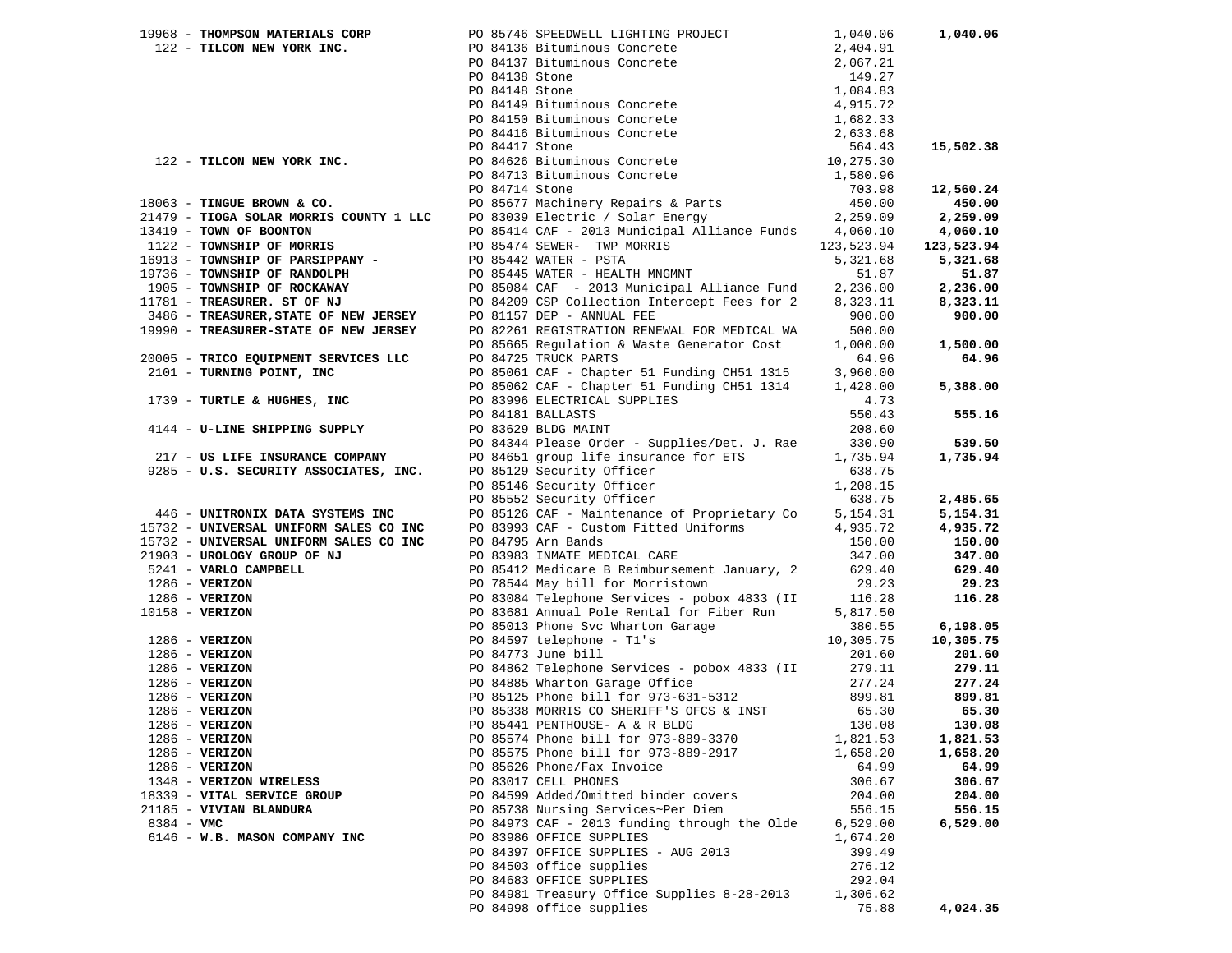| Vendor | PO / Description | Amount | Total |
|---|---|---|---|
| 19968 - **THOMPSON MATERIALS CORP** | PO 85746 SPEEDWELL LIGHTING PROJECT | 1,040.06 | **1,040.06** |
| 122 - **TILCON NEW YORK INC.** | PO 84136 Bituminous Concrete | 2,404.91 | |
| | PO 84137 Bituminous Concrete | 2,067.21 | |
| | PO 84138 Stone | 149.27 | |
| | PO 84148 Stone | 1,084.83 | |
| | PO 84149 Bituminous Concrete | 4,915.72 | |
| | PO 84150 Bituminous Concrete | 1,682.33 | |
| | PO 84416 Bituminous Concrete | 2,633.68 | |
| | PO 84417 Stone | 564.43 | **15,502.38** |
| 122 - **TILCON NEW YORK INC.** | PO 84626 Bituminous Concrete | 10,275.30 | |
| | PO 84713 Bituminous Concrete | 1,580.96 | |
| | PO 84714 Stone | 703.98 | **12,560.24** |
| 18063 - **TINGUE BROWN & CO.** | PO 85677 Machinery Repairs & Parts | 450.00 | **450.00** |
| 21479 - **TIOGA SOLAR MORRIS COUNTY 1 LLC** | PO 83039 Electric / Solar Energy | 2,259.09 | **2,259.09** |
| 13419 - **TOWN OF BOONTON** | PO 85414 CAF - 2013 Municipal Alliance Funds | 4,060.10 | **4,060.10** |
| 1122 - **TOWNSHIP OF MORRIS** | PO 85474 SEWER- TWP MORRIS | 123,523.94 | **123,523.94** |
| 16913 - **TOWNSHIP OF PARSIPPANY -** | PO 85442 WATER - PSTA | 5,321.68 | **5,321.68** |
| 19736 - **TOWNSHIP OF RANDOLPH** | PO 85445 WATER - HEALTH MNGMNT | 51.87 | **51.87** |
| 1905 - **TOWNSHIP OF ROCKAWAY** | PO 85084 CAF - 2013 Municipal Alliance Fund | 2,236.00 | **2,236.00** |
| 11781 - **TREASURER. ST OF NJ** | PO 84209 CSP Collection Intercept Fees for 2 | 8,323.11 | **8,323.11** |
| 3486 - **TREASURER,STATE OF NEW JERSEY** | PO 81157 DEP - ANNUAL FEE | 900.00 | **900.00** |
| 19990 - **TREASURER-STATE OF NEW JERSEY** | PO 82261 REGISTRATION RENEWAL FOR MEDICAL WA | 500.00 | |
| | PO 85665 Regulation & Waste Generator Cost | 1,000.00 | **1,500.00** |
| 20005 - **TRICO EQUIPMENT SERVICES LLC** | PO 84725 TRUCK PARTS | 64.96 | **64.96** |
| 2101 - **TURNING POINT, INC** | PO 85061 CAF - Chapter 51 Funding CH51 1315 | 3,960.00 | |
| | PO 85062 CAF - Chapter 51 Funding CH51 1314 | 1,428.00 | **5,388.00** |
| 1739 - **TURTLE & HUGHES, INC** | PO 83996 ELECTRICAL SUPPLIES | 4.73 | |
| | PO 84181 BALLASTS | 550.43 | **555.16** |
| 4144 - **U-LINE SHIPPING SUPPLY** | PO 83629 BLDG MAINT | 208.60 | |
| | PO 84344 Please Order - Supplies/Det. J. Rae | 330.90 | **539.50** |
| 217 - **US LIFE INSURANCE COMPANY** | PO 84651 group life insurance for ETS | 1,735.94 | **1,735.94** |
| 9285 - **U.S. SECURITY ASSOCIATES, INC.** | PO 85129 Security Officer | 638.75 | |
| | PO 85146 Security Officer | 1,208.15 | |
| | PO 85552 Security Officer | 638.75 | **2,485.65** |
| 446 - **UNITRONIX DATA SYSTEMS INC** | PO 85126 CAF - Maintenance of Proprietary Co | 5,154.31 | **5,154.31** |
| 15732 - **UNIVERSAL UNIFORM SALES CO INC** | PO 83993 CAF - Custom Fitted Uniforms | 4,935.72 | **4,935.72** |
| 15732 - **UNIVERSAL UNIFORM SALES CO INC** | PO 84795 Arn Bands | 150.00 | **150.00** |
| 21903 - **UROLOGY GROUP OF NJ** | PO 83983 INMATE MEDICAL CARE | 347.00 | **347.00** |
| 5241 - **VARLO CAMPBELL** | PO 85412 Medicare B Reimbursement January, 2 | 629.40 | **629.40** |
| 1286 - **VERIZON** | PO 78544 May bill for Morristown | 29.23 | **29.23** |
| 1286 - **VERIZON** | PO 83084 Telephone Services - pobox 4833 (II | 116.28 | **116.28** |
| 10158 - **VERIZON** | PO 83681 Annual Pole Rental for Fiber Run | 5,817.50 | |
| | PO 85013 Phone Svc Wharton Garage | 380.55 | **6,198.05** |
| 1286 - **VERIZON** | PO 84597 telephone - T1's | 10,305.75 | **10,305.75** |
| 1286 - **VERIZON** | PO 84773 June bill | 201.60 | **201.60** |
| 1286 - **VERIZON** | PO 84862 Telephone Services - pobox 4833 (II | 279.11 | **279.11** |
| 1286 - **VERIZON** | PO 84885 Wharton Garage Office | 277.24 | **277.24** |
| 1286 - **VERIZON** | PO 85125 Phone bill for 973-631-5312 | 899.81 | **899.81** |
| 1286 - **VERIZON** | PO 85338 MORRIS CO SHERIFF'S OFCS & INST | 65.30 | **65.30** |
| 1286 - **VERIZON** | PO 85441 PENTHOUSE- A & R BLDG | 130.08 | **130.08** |
| 1286 - **VERIZON** | PO 85574 Phone bill for 973-889-3370 | 1,821.53 | **1,821.53** |
| 1286 - **VERIZON** | PO 85575 Phone bill for 973-889-2917 | 1,658.20 | **1,658.20** |
| 1286 - **VERIZON** | PO 85626 Phone/Fax Invoice | 64.99 | **64.99** |
| 1348 - **VERIZON WIRELESS** | PO 83017 CELL PHONES | 306.67 | **306.67** |
| 18339 - **VITAL SERVICE GROUP** | PO 84599 Added/Omitted binder covers | 204.00 | **204.00** |
| 21185 - **VIVIAN BLANDURA** | PO 85738 Nursing Services~Per Diem | 556.15 | **556.15** |
| 8384 - **VMC** | PO 84973 CAF - 2013 funding through the Olde | 6,529.00 | **6,529.00** |
| 6146 - **W.B. MASON COMPANY INC** | PO 83986 OFFICE SUPPLIES | 1,674.20 | |
| | PO 84397 OFFICE SUPPLIES - AUG 2013 | 399.49 | |
| | PO 84503 office supplies | 276.12 | |
| | PO 84683 OFFICE SUPPLIES | 292.04 | |
| | PO 84981 Treasury Office Supplies 8-28-2013 | 1,306.62 | |
| | PO 84998 office supplies | 75.88 | **4,024.35** |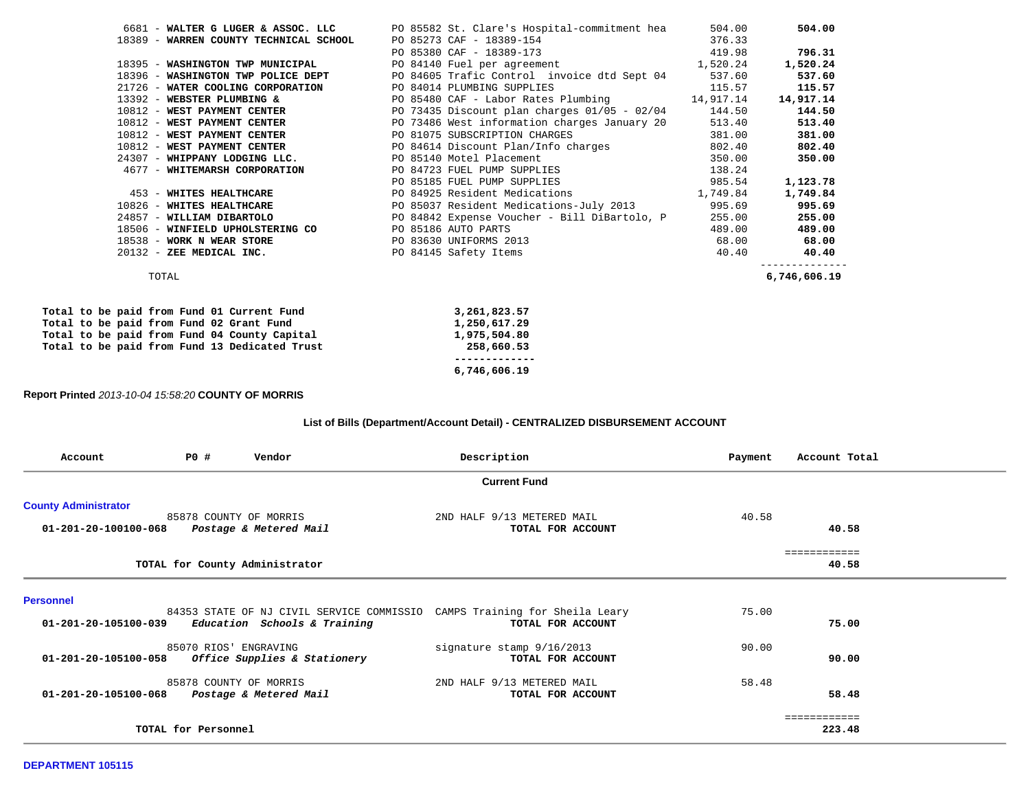| Vendor | PO / Description | Amount | Total |
|---|---|---|---|
| 6681 - **WALTER G LUGER & ASSOC. LLC** | PO 85582 St. Clare's Hospital-commitment hea | 504.00 | **504.00** |
| 18389 - **WARREN COUNTY TECHNICAL SCHOOL** | PO 85273 CAF - 18389-154 | 376.33 | |
| | PO 85380 CAF - 18389-173 | 419.98 | **796.31** |
| 18395 - **WASHINGTON TWP MUNICIPAL** | PO 84140 Fuel per agreement | 1,520.24 | **1,520.24** |
| 18396 - **WASHINGTON TWP POLICE DEPT** | PO 84605 Trafic Control invoice dtd Sept 04 | 537.60 | **537.60** |
| 21726 - **WATER COOLING CORPORATION** | PO 84014 PLUMBING SUPPLIES | 115.57 | **115.57** |
| 13392 - **WEBSTER PLUMBING &** | PO 85480 CAF - Labor Rates Plumbing | 14,917.14 | **14,917.14** |
| 10812 - **WEST PAYMENT CENTER** | PO 73435 Discount plan charges 01/05 - 02/04 | 144.50 | **144.50** |
| 10812 - **WEST PAYMENT CENTER** | PO 73486 West information charges January 20 | 513.40 | **513.40** |
| 10812 - **WEST PAYMENT CENTER** | PO 81075 SUBSCRIPTION CHARGES | 381.00 | **381.00** |
| 10812 - **WEST PAYMENT CENTER** | PO 84614 Discount Plan/Info charges | 802.40 | **802.40** |
| 24307 - **WHIPPANY LODGING LLC.** | PO 85140 Motel Placement | 350.00 | **350.00** |
| 4677 - **WHITEMARSH CORPORATION** | PO 84723 FUEL PUMP SUPPLIES | 138.24 | |
| | PO 85185 FUEL PUMP SUPPLIES | 985.54 | **1,123.78** |
| 453 - **WHITES HEALTHCARE** | PO 84925 Resident Medications | 1,749.84 | **1,749.84** |
| 10826 - **WHITES HEALTHCARE** | PO 85037 Resident Medications-July 2013 | 995.69 | **995.69** |
| 24857 - **WILLIAM DIBARTOLO** | PO 84842 Expense Voucher - Bill DiBartolo, P | 255.00 | **255.00** |
| 18506 - **WINFIELD UPHOLSTERING CO** | PO 85186 AUTO PARTS | 489.00 | **489.00** |
| 18538 - **WORK N WEAR STORE** | PO 83630 UNIFORMS 2013 | 68.00 | **68.00** |
| 20132 - **ZEE MEDICAL INC.** | PO 84145 Safety Items | 40.40 | **40.40** |
| TOTAL | | | **6,746,606.19** |

| | |
|---|---|
| **Total to be paid from Fund 01 Current Fund** | **3,261,823.57** |
| **Total to be paid from Fund 02 Grant Fund** | **1,250,617.29** |
| **Total to be paid from Fund 04 County Capital** | **1,975,504.80** |
| **Total to be paid from Fund 13 Dedicated Trust** | **258,660.53** |
| | **6,746,606.19** |

**Report Printed** *2013-10-04 15:58:20* **COUNTY OF MORRIS**

## List of Bills (Department/Account Detail) - CENTRALIZED DISBURSEMENT ACCOUNT

| Account | PO # Vendor | Description | Payment | Account Total |
|---|---|---|---|---|
| | | **Current Fund** | | |
| **County Administrator** | | | | |
| | 85878 COUNTY OF MORRIS | 2ND HALF 9/13 METERED MAIL | 40.58 | |
| **01-201-20-100100-068** | ***Postage & Metered Mail*** | **TOTAL FOR ACCOUNT** | | **40.58** |
| | **TOTAL for County Administrator** | | | **40.58** |
| **Personnel** | | | | |
| | 84353 STATE OF NJ CIVIL SERVICE COMMISSIO | CAMPS Training for Sheila Leary | 75.00 | |
| **01-201-20-105100-039** | ***Education Schools & Training*** | **TOTAL FOR ACCOUNT** | | **75.00** |
| | 85070 RIOS' ENGRAVING | signature stamp 9/16/2013 | 90.00 | |
| **01-201-20-105100-058** | ***Office Supplies & Stationery*** | **TOTAL FOR ACCOUNT** | | **90.00** |
| | 85878 COUNTY OF MORRIS | 2ND HALF 9/13 METERED MAIL | 58.48 | |
| **01-201-20-105100-068** | ***Postage & Metered Mail*** | **TOTAL FOR ACCOUNT** | | **58.48** |
| | **TOTAL for Personnel** | | | **223.48** |

**DEPARTMENT 105115**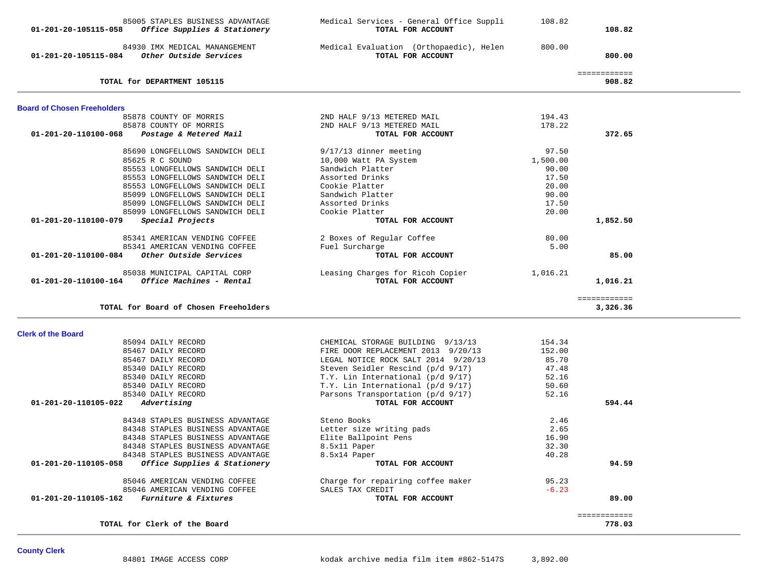| Account | Vendor | Description | Amount | Total |
|---|---|---|---|---|
| | 85005 STAPLES BUSINESS ADVANTAGE | Medical Services - General Office Suppli | 108.82 | |
| 01-201-20-105115-058 | *Office Supplies & Stationery* | TOTAL FOR ACCOUNT | | 108.82 |
| | 84930 IMX MEDICAL MANANGEMENT | Medical Evaluation (Orthopaedic), Helen | 800.00 | |
| 01-201-20-105115-084 | *Other Outside Services* | TOTAL FOR ACCOUNT | | 800.00 |
| | | | | ============ |
| **TOTAL for DEPARTMENT 105115** | | | | **908.82** |

## Board of Chosen Freeholders

| Account | Vendor | Description | Amount | Total |
|---|---|---|---|---|
| | 85878 COUNTY OF MORRIS | 2ND HALF 9/13 METERED MAIL | 194.43 | |
| | 85878 COUNTY OF MORRIS | 2ND HALF 9/13 METERED MAIL | 178.22 | |
| 01-201-20-110100-068 | *Postage & Metered Mail* | TOTAL FOR ACCOUNT | | 372.65 |
| | 85690 LONGFELLOWS SANDWICH DELI | 9/17/13 dinner meeting | 97.50 | |
| | 85625 R C SOUND | 10,000 Watt PA System | 1,500.00 | |
| | 85553 LONGFELLOWS SANDWICH DELI | Sandwich Platter | 90.00 | |
| | 85553 LONGFELLOWS SANDWICH DELI | Assorted Drinks | 17.50 | |
| | 85553 LONGFELLOWS SANDWICH DELI | Cookie Platter | 20.00 | |
| | 85099 LONGFELLOWS SANDWICH DELI | Sandwich Platter | 90.00 | |
| | 85099 LONGFELLOWS SANDWICH DELI | Assorted Drinks | 17.50 | |
| | 85099 LONGFELLOWS SANDWICH DELI | Cookie Platter | 20.00 | |
| 01-201-20-110100-079 | *Special Projects* | TOTAL FOR ACCOUNT | | 1,852.50 |
| | 85341 AMERICAN VENDING COFFEE | 2 Boxes of Regular Coffee | 80.00 | |
| | 85341 AMERICAN VENDING COFFEE | Fuel Surcharge | 5.00 | |
| 01-201-20-110100-084 | *Other Outside Services* | TOTAL FOR ACCOUNT | | 85.00 |
| | 85038 MUNICIPAL CAPITAL CORP | Leasing Charges for Ricoh Copier | 1,016.21 | |
| 01-201-20-110100-164 | *Office Machines - Rental* | TOTAL FOR ACCOUNT | | 1,016.21 |
| | | | | ============ |
| **TOTAL for Board of Chosen Freeholders** | | | | **3,326.36** |

## Clerk of the Board

| Account | Vendor | Description | Amount | Total |
|---|---|---|---|---|
| | 85094 DAILY RECORD | CHEMICAL STORAGE BUILDING 9/13/13 | 154.34 | |
| | 85467 DAILY RECORD | FIRE DOOR REPLACEMENT 2013 9/20/13 | 152.00 | |
| | 85467 DAILY RECORD | LEGAL NOTICE ROCK SALT 2014 9/20/13 | 85.70 | |
| | 85340 DAILY RECORD | Steven Seidler Rescind (p/d 9/17) | 47.48 | |
| | 85340 DAILY RECORD | T.Y. Lin International (p/d 9/17) | 52.16 | |
| | 85340 DAILY RECORD | T.Y. Lin International (p/d 9/17) | 50.60 | |
| | 85340 DAILY RECORD | Parsons Transportation (p/d 9/17) | 52.16 | |
| 01-201-20-110105-022 | *Advertising* | TOTAL FOR ACCOUNT | | 594.44 |
| | 84348 STAPLES BUSINESS ADVANTAGE | Steno Books | 2.46 | |
| | 84348 STAPLES BUSINESS ADVANTAGE | Letter size writing pads | 2.65 | |
| | 84348 STAPLES BUSINESS ADVANTAGE | Elite Ballpoint Pens | 16.90 | |
| | 84348 STAPLES BUSINESS ADVANTAGE | 8.5x11 Paper | 32.30 | |
| | 84348 STAPLES BUSINESS ADVANTAGE | 8.5x14 Paper | 40.28 | |
| 01-201-20-110105-058 | *Office Supplies & Stationery* | TOTAL FOR ACCOUNT | | 94.59 |
| | 85046 AMERICAN VENDING COFFEE | Charge for repairing coffee maker | 95.23 | |
| | 85046 AMERICAN VENDING COFFEE | SALES TAX CREDIT | -6.23 | |
| 01-201-20-110105-162 | *Furniture & Fixtures* | TOTAL FOR ACCOUNT | | 89.00 |
| | | | | ============ |
| **TOTAL for Clerk of the Board** | | | | **778.03** |

## County Clerk

| Account | Vendor | Description | Amount | Total |
|---|---|---|---|---|
| | 84801 IMAGE ACCESS CORP | kodak archive media film item #862-5147S | 3,892.00 | |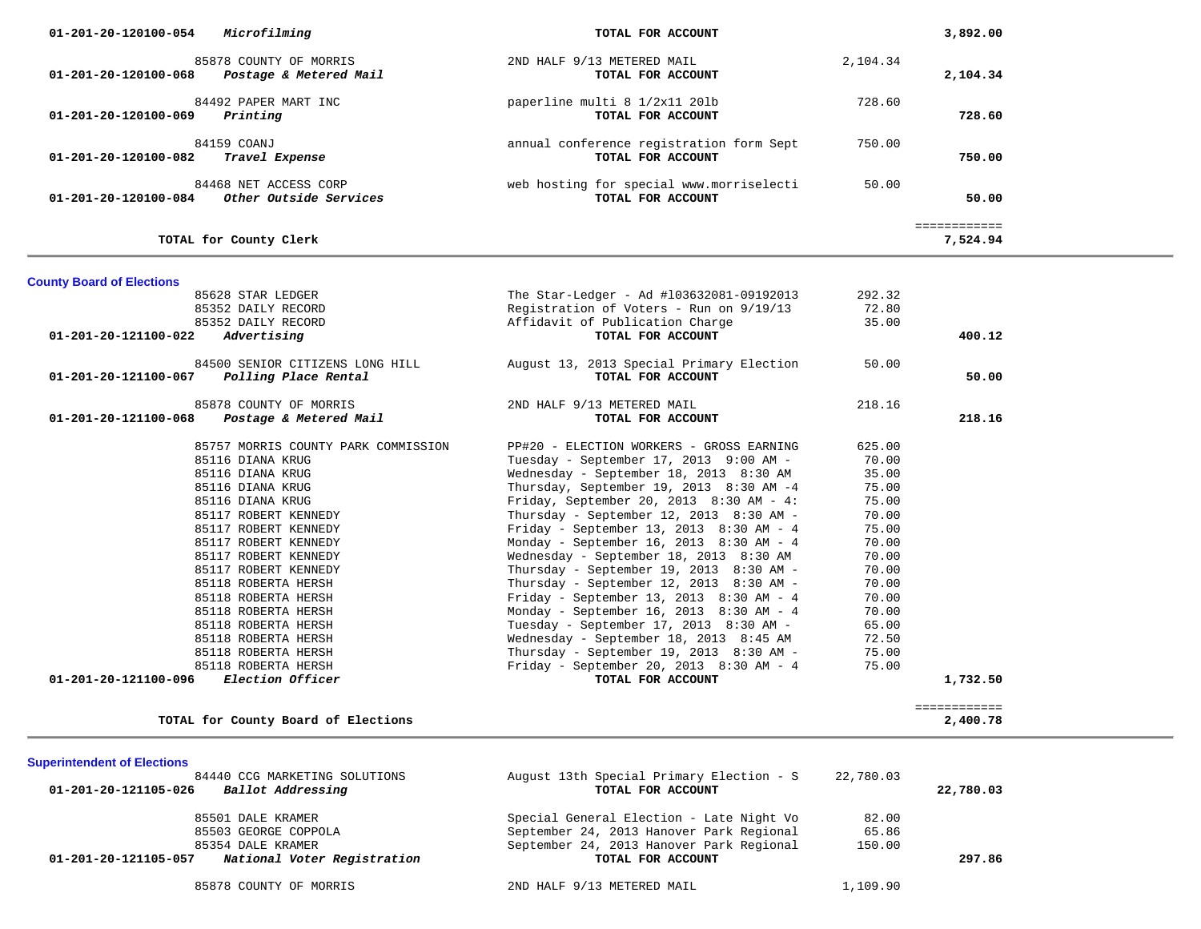| Account | Vendor / Description | Item Description | Amount | Total |
|---|---|---|---|---|
| 01-201-20-120100-054 | ***Microfilming*** | **TOTAL FOR ACCOUNT** | | **3,892.00** |
| | 85878 COUNTY OF MORRIS | 2ND HALF 9/13 METERED MAIL | 2,104.34 | |
| 01-201-20-120100-068 | ***Postage & Metered Mail*** | **TOTAL FOR ACCOUNT** | | **2,104.34** |
| | 84492 PAPER MART INC | paperline multi 8 1/2x11 20lb | 728.60 | |
| 01-201-20-120100-069 | ***Printing*** | **TOTAL FOR ACCOUNT** | | **728.60** |
| | 84159 COANJ | annual conference registration form Sept | 750.00 | |
| 01-201-20-120100-082 | ***Travel Expense*** | **TOTAL FOR ACCOUNT** | | **750.00** |
| | 84468 NET ACCESS CORP | web hosting for special www.morriselecti | 50.00 | |
| 01-201-20-120100-084 | ***Other Outside Services*** | **TOTAL FOR ACCOUNT** | | **50.00** |
| | | | | ============ |
| | **TOTAL for County Clerk** | | | **7,524.94** |

**County Board of Elections**

| Account | Vendor / Description | Item Description | Amount | Total |
|---|---|---|---|---|
| | 85628 STAR LEDGER | The Star-Ledger - Ad #l03632081-09192013 | 292.32 | |
| | 85352 DAILY RECORD | Registration of Voters - Run on 9/19/13 | 72.80 | |
| | 85352 DAILY RECORD | Affidavit of Publication Charge | 35.00 | |
| 01-201-20-121100-022 | ***Advertising*** | **TOTAL FOR ACCOUNT** | | **400.12** |
| | 84500 SENIOR CITIZENS LONG HILL | August 13, 2013 Special Primary Election | 50.00 | |
| 01-201-20-121100-067 | ***Polling Place Rental*** | **TOTAL FOR ACCOUNT** | | **50.00** |
| | 85878 COUNTY OF MORRIS | 2ND HALF 9/13 METERED MAIL | 218.16 | |
| 01-201-20-121100-068 | ***Postage & Metered Mail*** | **TOTAL FOR ACCOUNT** | | **218.16** |
| | 85757 MORRIS COUNTY PARK COMMISSION | PP#20 - ELECTION WORKERS - GROSS EARNING | 625.00 | |
| | 85116 DIANA KRUG | Tuesday - September 17, 2013 9:00 AM - | 70.00 | |
| | 85116 DIANA KRUG | Wednesday - September 18, 2013 8:30 AM | 35.00 | |
| | 85116 DIANA KRUG | Thursday, September 19, 2013 8:30 AM -4 | 75.00 | |
| | 85116 DIANA KRUG | Friday, September 20, 2013 8:30 AM - 4: | 75.00 | |
| | 85117 ROBERT KENNEDY | Thursday - September 12, 2013 8:30 AM - | 70.00 | |
| | 85117 ROBERT KENNEDY | Friday - September 13, 2013 8:30 AM - 4 | 75.00 | |
| | 85117 ROBERT KENNEDY | Monday - September 16, 2013 8:30 AM - 4 | 70.00 | |
| | 85117 ROBERT KENNEDY | Wednesday - September 18, 2013 8:30 AM | 70.00 | |
| | 85117 ROBERT KENNEDY | Thursday - September 19, 2013 8:30 AM - | 70.00 | |
| | 85118 ROBERTA HERSH | Thursday - September 12, 2013 8:30 AM - | 70.00 | |
| | 85118 ROBERTA HERSH | Friday - September 13, 2013 8:30 AM - 4 | 70.00 | |
| | 85118 ROBERTA HERSH | Monday - September 16, 2013 8:30 AM - 4 | 70.00 | |
| | 85118 ROBERTA HERSH | Tuesday - September 17, 2013 8:30 AM - | 65.00 | |
| | 85118 ROBERTA HERSH | Wednesday - September 18, 2013 8:45 AM | 72.50 | |
| | 85118 ROBERTA HERSH | Thursday - September 19, 2013 8:30 AM - | 75.00 | |
| | 85118 ROBERTA HERSH | Friday - September 20, 2013 8:30 AM - 4 | 75.00 | |
| 01-201-20-121100-096 | ***Election Officer*** | **TOTAL FOR ACCOUNT** | | **1,732.50** |
| | | | | ============ |
| | **TOTAL for County Board of Elections** | | | **2,400.78** |

**Superintendent of Elections**

| Account | Vendor / Description | Item Description | Amount | Total |
|---|---|---|---|---|
| | 84440 CCG MARKETING SOLUTIONS | August 13th Special Primary Election - S | 22,780.03 | |
| 01-201-20-121105-026 | ***Ballot Addressing*** | **TOTAL FOR ACCOUNT** | | **22,780.03** |
| | 85501 DALE KRAMER | Special General Election - Late Night Vo | 82.00 | |
| | 85503 GEORGE COPPOLA | September 24, 2013 Hanover Park Regional | 65.86 | |
| | 85354 DALE KRAMER | September 24, 2013 Hanover Park Regional | 150.00 | |
| 01-201-20-121105-057 | ***National Voter Registration*** | **TOTAL FOR ACCOUNT** | | **297.86** |
| | 85878 COUNTY OF MORRIS | 2ND HALF 9/13 METERED MAIL | 1,109.90 | |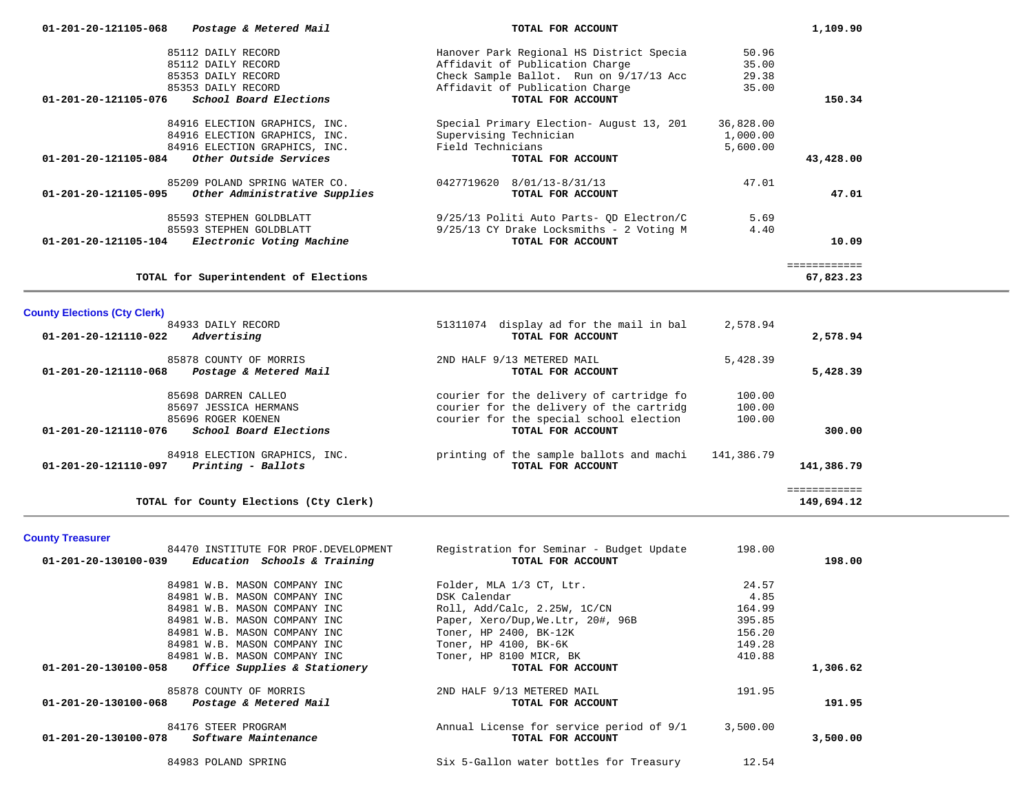| Account | Vendor / Description | Detail | Amount | Total |
|---|---|---|---|---|
| **01-201-20-121105-068** | ***Postage & Metered Mail*** | **TOTAL FOR ACCOUNT** | | **1,109.90** |
| | 85112 DAILY RECORD | Hanover Park Regional HS District Specia | 50.96 | |
| | 85112 DAILY RECORD | Affidavit of Publication Charge | 35.00 | |
| | 85353 DAILY RECORD | Check Sample Ballot. Run on 9/17/13 Acc | 29.38 | |
| | 85353 DAILY RECORD | Affidavit of Publication Charge | 35.00 | |
| **01-201-20-121105-076** | ***School Board Elections*** | **TOTAL FOR ACCOUNT** | | **150.34** |
| | 84916 ELECTION GRAPHICS, INC. | Special Primary Election- August 13, 201 | 36,828.00 | |
| | 84916 ELECTION GRAPHICS, INC. | Supervising Technician | 1,000.00 | |
| | 84916 ELECTION GRAPHICS, INC. | Field Technicians | 5,600.00 | |
| **01-201-20-121105-084** | ***Other Outside Services*** | **TOTAL FOR ACCOUNT** | | **43,428.00** |
| | 85209 POLAND SPRING WATER CO. | 0427719620 8/01/13-8/31/13 | 47.01 | |
| **01-201-20-121105-095** | ***Other Administrative Supplies*** | **TOTAL FOR ACCOUNT** | | **47.01** |
| | 85593 STEPHEN GOLDBLATT | 9/25/13 Politi Auto Parts- QD Electron/C | 5.69 | |
| | 85593 STEPHEN GOLDBLATT | 9/25/13 CY Drake Locksmiths - 2 Voting M | 4.40 | |
| **01-201-20-121105-104** | ***Electronic Voting Machine*** | **TOTAL FOR ACCOUNT** | | **10.09** |
| | **TOTAL for Superintendent of Elections** | | | ============ **67,823.23** |

## County Elections (Cty Clerk)

| Account | Vendor / Description | Detail | Amount | Total |
|---|---|---|---|---|
| | 84933 DAILY RECORD | 51311074 display ad for the mail in bal | 2,578.94 | |
| **01-201-20-121110-022** | ***Advertising*** | **TOTAL FOR ACCOUNT** | | **2,578.94** |
| | 85878 COUNTY OF MORRIS | 2ND HALF 9/13 METERED MAIL | 5,428.39 | |
| **01-201-20-121110-068** | ***Postage & Metered Mail*** | **TOTAL FOR ACCOUNT** | | **5,428.39** |
| | 85698 DARREN CALLEO | courier for the delivery of cartridge fo | 100.00 | |
| | 85697 JESSICA HERMANS | courier for the delivery of the cartridg | 100.00 | |
| | 85696 ROGER KOENEN | courier for the special school election | 100.00 | |
| **01-201-20-121110-076** | ***School Board Elections*** | **TOTAL FOR ACCOUNT** | | **300.00** |
| | 84918 ELECTION GRAPHICS, INC. | printing of the sample ballots and machi | 141,386.79 | |
| **01-201-20-121110-097** | ***Printing - Ballots*** | **TOTAL FOR ACCOUNT** | | **141,386.79** |
| | **TOTAL for County Elections (Cty Clerk)** | | | ============ **149,694.12** |

## County Treasurer

| Account | Vendor / Description | Detail | Amount | Total |
|---|---|---|---|---|
| | 84470 INSTITUTE FOR PROF.DEVELOPMENT | Registration for Seminar - Budget Update | 198.00 | |
| **01-201-20-130100-039** | ***Education Schools & Training*** | **TOTAL FOR ACCOUNT** | | **198.00** |
| | 84981 W.B. MASON COMPANY INC | Folder, MLA 1/3 CT, Ltr. | 24.57 | |
| | 84981 W.B. MASON COMPANY INC | DSK Calendar | 4.85 | |
| | 84981 W.B. MASON COMPANY INC | Roll, Add/Calc, 2.25W, 1C/CN | 164.99 | |
| | 84981 W.B. MASON COMPANY INC | Paper, Xero/Dup,We.Ltr, 20#, 96B | 395.85 | |
| | 84981 W.B. MASON COMPANY INC | Toner, HP 2400, BK-12K | 156.20 | |
| | 84981 W.B. MASON COMPANY INC | Toner, HP 4100, BK-6K | 149.28 | |
| | 84981 W.B. MASON COMPANY INC | Toner, HP 8100 MICR, BK | 410.88 | |
| **01-201-20-130100-058** | ***Office Supplies & Stationery*** | **TOTAL FOR ACCOUNT** | | **1,306.62** |
| | 85878 COUNTY OF MORRIS | 2ND HALF 9/13 METERED MAIL | 191.95 | |
| **01-201-20-130100-068** | ***Postage & Metered Mail*** | **TOTAL FOR ACCOUNT** | | **191.95** |
| | 84176 STEER PROGRAM | Annual License for service period of 9/1 | 3,500.00 | |
| **01-201-20-130100-078** | ***Software Maintenance*** | **TOTAL FOR ACCOUNT** | | **3,500.00** |
| | 84983 POLAND SPRING | Six 5-Gallon water bottles for Treasury | 12.54 | |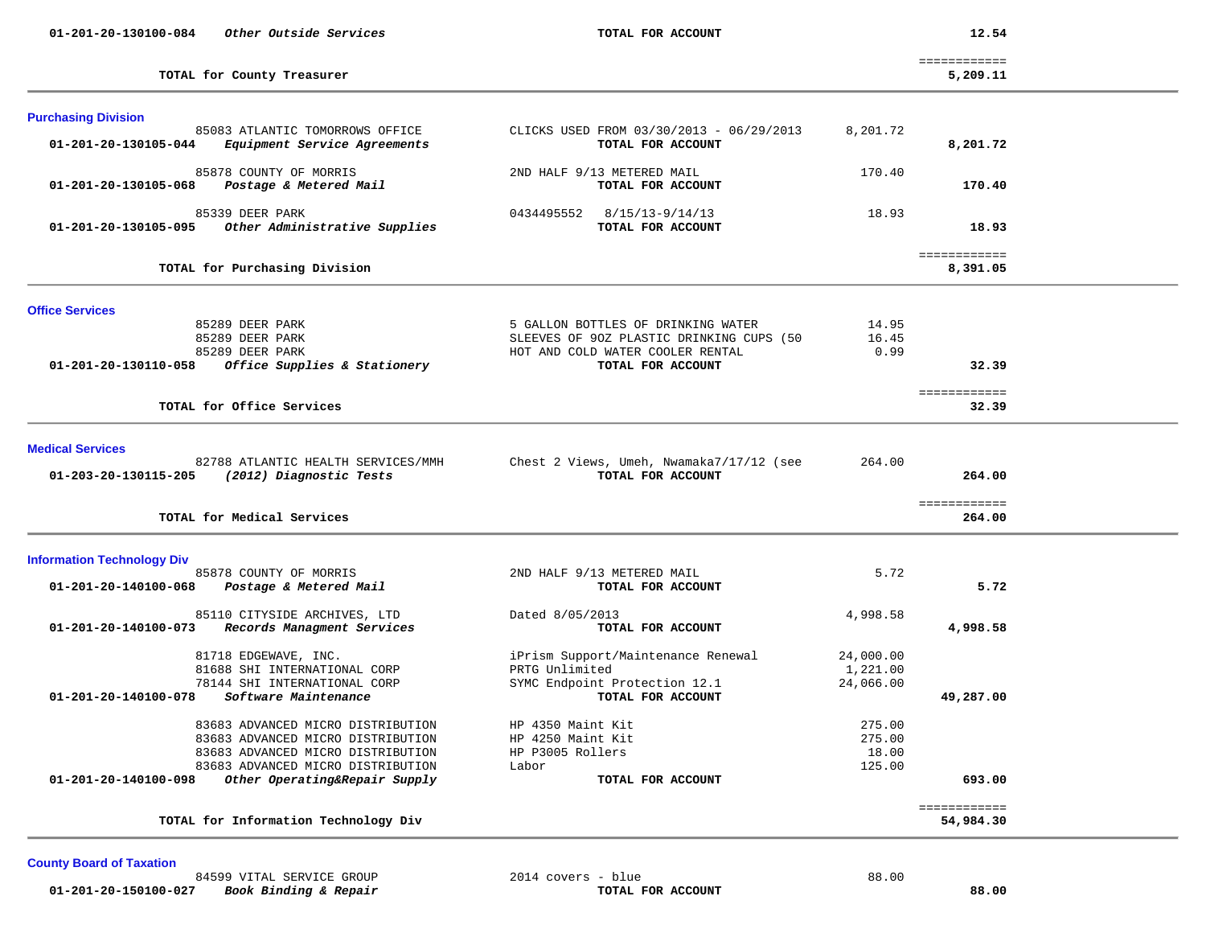| | | | | |
|---|---|---|---|---|
| **01-201-20-130100-084** | ***Other Outside Services*** | **TOTAL FOR ACCOUNT** | | **12.54** |
| | | | | ============ |
| | **TOTAL for County Treasurer** | | | **5,209.11** |

### Purchasing Division

| | | | | |
|---|---|---|---|---|
| | 85083 ATLANTIC TOMORROWS OFFICE | CLICKS USED FROM 03/30/2013 - 06/29/2013 | 8,201.72 | |
| **01-201-20-130105-044** | ***Equipment Service Agreements*** | **TOTAL FOR ACCOUNT** | | **8,201.72** |
| | 85878 COUNTY OF MORRIS | 2ND HALF 9/13 METERED MAIL | 170.40 | |
| **01-201-20-130105-068** | ***Postage & Metered Mail*** | **TOTAL FOR ACCOUNT** | | **170.40** |
| | 85339 DEER PARK | 0434495552 8/15/13-9/14/13 | 18.93 | |
| **01-201-20-130105-095** | ***Other Administrative Supplies*** | **TOTAL FOR ACCOUNT** | | **18.93** |
| | | | | ============ |
| | **TOTAL for Purchasing Division** | | | **8,391.05** |

### Office Services

| | | | | |
|---|---|---|---|---|
| | 85289 DEER PARK | 5 GALLON BOTTLES OF DRINKING WATER | 14.95 | |
| | 85289 DEER PARK | SLEEVES OF 9OZ PLASTIC DRINKING CUPS (50 | 16.45 | |
| | 85289 DEER PARK | HOT AND COLD WATER COOLER RENTAL | 0.99 | |
| **01-201-20-130110-058** | ***Office Supplies & Stationery*** | **TOTAL FOR ACCOUNT** | | **32.39** |
| | | | | ============ |
| | **TOTAL for Office Services** | | | **32.39** |

### Medical Services

| | | | | |
|---|---|---|---|---|
| | 82788 ATLANTIC HEALTH SERVICES/MMH | Chest 2 Views, Umeh, Nwamaka7/17/12 (see | 264.00 | |
| **01-203-20-130115-205** | ***(2012) Diagnostic Tests*** | **TOTAL FOR ACCOUNT** | | **264.00** |
| | | | | ============ |
| | **TOTAL for Medical Services** | | | **264.00** |

### Information Technology Div

| | | | | |
|---|---|---|---|---|
| | 85878 COUNTY OF MORRIS | 2ND HALF 9/13 METERED MAIL | 5.72 | |
| **01-201-20-140100-068** | ***Postage & Metered Mail*** | **TOTAL FOR ACCOUNT** | | **5.72** |
| | 85110 CITYSIDE ARCHIVES, LTD | Dated 8/05/2013 | 4,998.58 | |
| **01-201-20-140100-073** | ***Records Managment Services*** | **TOTAL FOR ACCOUNT** | | **4,998.58** |
| | 81718 EDGEWAVE, INC. | iPrism Support/Maintenance Renewal | 24,000.00 | |
| | 81688 SHI INTERNATIONAL CORP | PRTG Unlimited | 1,221.00 | |
| | 78144 SHI INTERNATIONAL CORP | SYMC Endpoint Protection 12.1 | 24,066.00 | |
| **01-201-20-140100-078** | ***Software Maintenance*** | **TOTAL FOR ACCOUNT** | | **49,287.00** |
| | 83683 ADVANCED MICRO DISTRIBUTION | HP 4350 Maint Kit | 275.00 | |
| | 83683 ADVANCED MICRO DISTRIBUTION | HP 4250 Maint Kit | 275.00 | |
| | 83683 ADVANCED MICRO DISTRIBUTION | HP P3005 Rollers | 18.00 | |
| | 83683 ADVANCED MICRO DISTRIBUTION | Labor | 125.00 | |
| **01-201-20-140100-098** | ***Other Operating&Repair Supply*** | **TOTAL FOR ACCOUNT** | | **693.00** |
| | | | | ============ |
| | **TOTAL for Information Technology Div** | | | **54,984.30** |

### County Board of Taxation

| | | | | |
|---|---|---|---|---|
| | 84599 VITAL SERVICE GROUP | 2014 covers - blue | 88.00 | |
| **01-201-20-150100-027** | ***Book Binding & Repair*** | **TOTAL FOR ACCOUNT** | | **88.00** |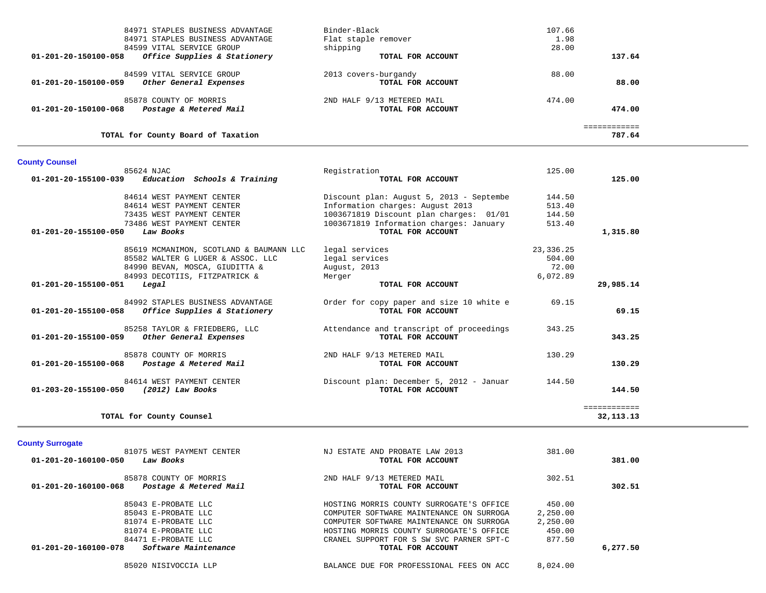| Account | Vendor / Account Name | Description | Amount | Total |
|---|---|---|---|---|
| | 84971 STAPLES BUSINESS ADVANTAGE | Binder-Black | 107.66 | |
| | 84971 STAPLES BUSINESS ADVANTAGE | Flat staple remover | 1.98 | |
| | 84599 VITAL SERVICE GROUP | shipping | 28.00 | |
| **01-201-20-150100-058** | ***Office Supplies & Stationery*** | **TOTAL FOR ACCOUNT** | | **137.64** |
| | 84599 VITAL SERVICE GROUP | 2013 covers-burgandy | 88.00 | |
| **01-201-20-150100-059** | ***Other General Expenses*** | **TOTAL FOR ACCOUNT** | | **88.00** |
| | 85878 COUNTY OF MORRIS | 2ND HALF 9/13 METERED MAIL | 474.00 | |
| **01-201-20-150100-068** | ***Postage & Metered Mail*** | **TOTAL FOR ACCOUNT** | | **474.00** |
| | | | | ============ |
| | **TOTAL for County Board of Taxation** | | | **787.64** |

## County Counsel

| Account | Vendor / Account Name | Description | Amount | Total |
|---|---|---|---|---|
| | 85624 NJAC | Registration | 125.00 | |
| **01-201-20-155100-039** | ***Education Schools & Training*** | **TOTAL FOR ACCOUNT** | | **125.00** |
| | 84614 WEST PAYMENT CENTER | Discount plan: August 5, 2013 - Septembe | 144.50 | |
| | 84614 WEST PAYMENT CENTER | Information charges: August 2013 | 513.40 | |
| | 73435 WEST PAYMENT CENTER | 1003671819 Discount plan charges: 01/01 | 144.50 | |
| | 73486 WEST PAYMENT CENTER | 1003671819 Information charges: January | 513.40 | |
| **01-201-20-155100-050** | ***Law Books*** | **TOTAL FOR ACCOUNT** | | **1,315.80** |
| | 85619 MCMANIMON, SCOTLAND & BAUMANN LLC | legal services | 23,336.25 | |
| | 85582 WALTER G LUGER & ASSOC. LLC | legal services | 504.00 | |
| | 84990 BEVAN, MOSCA, GIUDITTA & | August, 2013 | 72.00 | |
| | 84993 DECOTIIS, FITZPATRICK & | Merger | 6,072.89 | |
| **01-201-20-155100-051** | ***Legal*** | **TOTAL FOR ACCOUNT** | | **29,985.14** |
| | 84992 STAPLES BUSINESS ADVANTAGE | Order for copy paper and size 10 white e | 69.15 | |
| **01-201-20-155100-058** | ***Office Supplies & Stationery*** | **TOTAL FOR ACCOUNT** | | **69.15** |
| | 85258 TAYLOR & FRIEDBERG, LLC | Attendance and transcript of proceedings | 343.25 | |
| **01-201-20-155100-059** | ***Other General Expenses*** | **TOTAL FOR ACCOUNT** | | **343.25** |
| | 85878 COUNTY OF MORRIS | 2ND HALF 9/13 METERED MAIL | 130.29 | |
| **01-201-20-155100-068** | ***Postage & Metered Mail*** | **TOTAL FOR ACCOUNT** | | **130.29** |
| | 84614 WEST PAYMENT CENTER | Discount plan: December 5, 2012 - Januar | 144.50 | |
| **01-203-20-155100-050** | ***(2012) Law Books*** | **TOTAL FOR ACCOUNT** | | **144.50** |
| | | | | ============ |
| | **TOTAL for County Counsel** | | | **32,113.13** |

## County Surrogate

| Account | Vendor / Account Name | Description | Amount | Total |
|---|---|---|---|---|
| | 81075 WEST PAYMENT CENTER | NJ ESTATE AND PROBATE LAW 2013 | 381.00 | |
| **01-201-20-160100-050** | ***Law Books*** | **TOTAL FOR ACCOUNT** | | **381.00** |
| | 85878 COUNTY OF MORRIS | 2ND HALF 9/13 METERED MAIL | 302.51 | |
| **01-201-20-160100-068** | ***Postage & Metered Mail*** | **TOTAL FOR ACCOUNT** | | **302.51** |
| | 85043 E-PROBATE LLC | HOSTING MORRIS COUNTY SURROGATE'S OFFICE | 450.00 | |
| | 85043 E-PROBATE LLC | COMPUTER SOFTWARE MAINTENANCE ON SURROGA | 2,250.00 | |
| | 81074 E-PROBATE LLC | COMPUTER SOFTWARE MAINTENANCE ON SURROGA | 2,250.00 | |
| | 81074 E-PROBATE LLC | HOSTING MORRIS COUNTY SURROGATE'S OFFICE | 450.00 | |
| | 84471 E-PROBATE LLC | CRANEL SUPPORT FOR S SW SVC PARNER SPT-C | 877.50 | |
| **01-201-20-160100-078** | ***Software Maintenance*** | **TOTAL FOR ACCOUNT** | | **6,277.50** |
| | 85020 NISIVOCCIA LLP | BALANCE DUE FOR PROFESSIONAL FEES ON ACC | 8,024.00 | |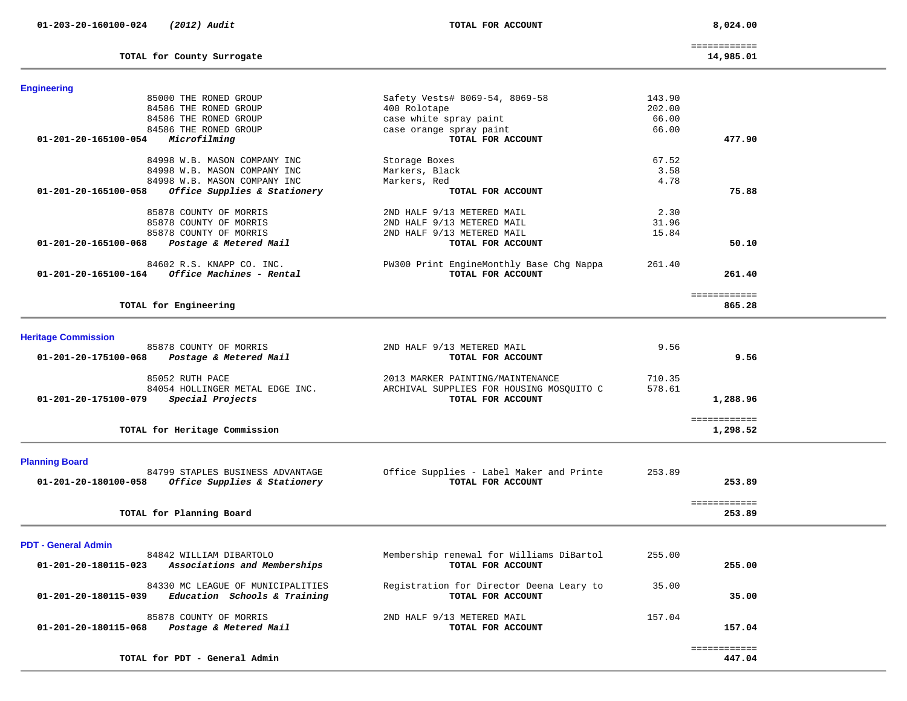| | | | | |
|---|---|---|---|---|
| **01-203-20-160100-024** | ***(2012) Audit*** | **TOTAL FOR ACCOUNT** | | **8,024.00** |
| | **TOTAL for County Surrogate** | | | ============ **14,985.01** |

## Engineering

| | | | | |
|---|---|---|---|---|
| | 85000 THE RONED GROUP | Safety Vests# 8069-54, 8069-58 | 143.90 | |
| | 84586 THE RONED GROUP | 400 Rolotape | 202.00 | |
| | 84586 THE RONED GROUP | case white spray paint | 66.00 | |
| | 84586 THE RONED GROUP | case orange spray paint | 66.00 | |
| **01-201-20-165100-054** | ***Microfilming*** | **TOTAL FOR ACCOUNT** | | **477.90** |
| | 84998 W.B. MASON COMPANY INC | Storage Boxes | 67.52 | |
| | 84998 W.B. MASON COMPANY INC | Markers, Black | 3.58 | |
| | 84998 W.B. MASON COMPANY INC | Markers, Red | 4.78 | |
| **01-201-20-165100-058** | ***Office Supplies & Stationery*** | **TOTAL FOR ACCOUNT** | | **75.88** |
| | 85878 COUNTY OF MORRIS | 2ND HALF 9/13 METERED MAIL | 2.30 | |
| | 85878 COUNTY OF MORRIS | 2ND HALF 9/13 METERED MAIL | 31.96 | |
| | 85878 COUNTY OF MORRIS | 2ND HALF 9/13 METERED MAIL | 15.84 | |
| **01-201-20-165100-068** | ***Postage & Metered Mail*** | **TOTAL FOR ACCOUNT** | | **50.10** |
| | 84602 R.S. KNAPP CO. INC. | PW300 Print EngineMonthly Base Chg Nappa | 261.40 | |
| **01-201-20-165100-164** | ***Office Machines - Rental*** | **TOTAL FOR ACCOUNT** | | **261.40** |
| | **TOTAL for Engineering** | | | ============ **865.28** |

## Heritage Commission

| | | | | |
|---|---|---|---|---|
| | 85878 COUNTY OF MORRIS | 2ND HALF 9/13 METERED MAIL | 9.56 | |
| **01-201-20-175100-068** | ***Postage & Metered Mail*** | **TOTAL FOR ACCOUNT** | | **9.56** |
| | 85052 RUTH PACE | 2013 MARKER PAINTING/MAINTENANCE | 710.35 | |
| | 84054 HOLLINGER METAL EDGE INC. | ARCHIVAL SUPPLIES FOR HOUSING MOSQUITO C | 578.61 | |
| **01-201-20-175100-079** | ***Special Projects*** | **TOTAL FOR ACCOUNT** | | **1,288.96** |
| | **TOTAL for Heritage Commission** | | | ============ **1,298.52** |

## Planning Board

| | | | | |
|---|---|---|---|---|
| | 84799 STAPLES BUSINESS ADVANTAGE | Office Supplies - Label Maker and Printe | 253.89 | |
| **01-201-20-180100-058** | ***Office Supplies & Stationery*** | **TOTAL FOR ACCOUNT** | | **253.89** |
| | **TOTAL for Planning Board** | | | ============ **253.89** |

## PDT - General Admin

| | | | | |
|---|---|---|---|---|
| | 84842 WILLIAM DIBARTOLO | Membership renewal for Williams DiBartol | 255.00 | |
| **01-201-20-180115-023** | ***Associations and Memberships*** | **TOTAL FOR ACCOUNT** | | **255.00** |
| | 84330 MC LEAGUE OF MUNICIPALITIES | Registration for Director Deena Leary to | 35.00 | |
| **01-201-20-180115-039** | ***Education Schools & Training*** | **TOTAL FOR ACCOUNT** | | **35.00** |
| | 85878 COUNTY OF MORRIS | 2ND HALF 9/13 METERED MAIL | 157.04 | |
| **01-201-20-180115-068** | ***Postage & Metered Mail*** | **TOTAL FOR ACCOUNT** | | **157.04** |
| | **TOTAL for PDT - General Admin** | | | ============ **447.04** |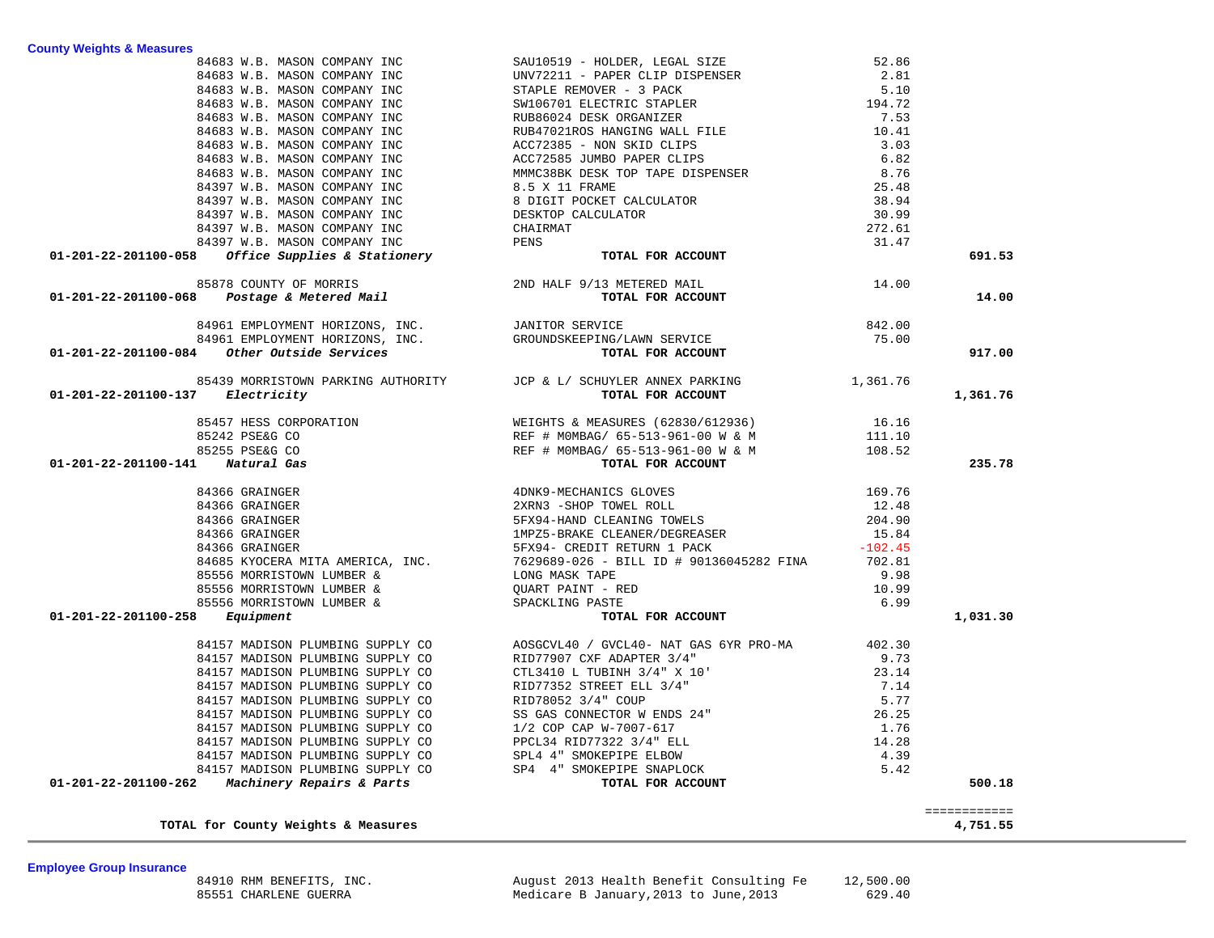## County Weights & Measures

| PO | Vendor | Description | Amount | Account Total |
|---|---|---|---|---|
| 84683 | W.B. MASON COMPANY INC | SAU10519 - HOLDER, LEGAL SIZE | 52.86 | |
| 84683 | W.B. MASON COMPANY INC | UNV72211 - PAPER CLIP DISPENSER | 2.81 | |
| 84683 | W.B. MASON COMPANY INC | STAPLE REMOVER - 3 PACK | 5.10 | |
| 84683 | W.B. MASON COMPANY INC | SW106701 ELECTRIC STAPLER | 194.72 | |
| 84683 | W.B. MASON COMPANY INC | RUB86024 DESK ORGANIZER | 7.53 | |
| 84683 | W.B. MASON COMPANY INC | RUB47021ROS HANGING WALL FILE | 10.41 | |
| 84683 | W.B. MASON COMPANY INC | ACC72385 - NON SKID CLIPS | 3.03 | |
| 84683 | W.B. MASON COMPANY INC | ACC72585 JUMBO PAPER CLIPS | 6.82 | |
| 84683 | W.B. MASON COMPANY INC | MMMC38BK DESK TOP TAPE DISPENSER | 8.76 | |
| 84397 | W.B. MASON COMPANY INC | 8.5 X 11 FRAME | 25.48 | |
| 84397 | W.B. MASON COMPANY INC | 8 DIGIT POCKET CALCULATOR | 38.94 | |
| 84397 | W.B. MASON COMPANY INC | DESKTOP CALCULATOR | 30.99 | |
| 84397 | W.B. MASON COMPANY INC | CHAIRMAT | 272.61 | |
| 84397 | W.B. MASON COMPANY INC | PENS | 31.47 | |
| **01-201-22-201100-058** | ***Office Supplies & Stationery*** | **TOTAL FOR ACCOUNT** | | **691.53** |
| 85878 | COUNTY OF MORRIS | 2ND HALF 9/13 METERED MAIL | 14.00 | |
| **01-201-22-201100-068** | ***Postage & Metered Mail*** | **TOTAL FOR ACCOUNT** | | **14.00** |
| 84961 | EMPLOYMENT HORIZONS, INC. | JANITOR SERVICE | 842.00 | |
| 84961 | EMPLOYMENT HORIZONS, INC. | GROUNDSKEEPING/LAWN SERVICE | 75.00 | |
| **01-201-22-201100-084** | ***Other Outside Services*** | **TOTAL FOR ACCOUNT** | | **917.00** |
| 85439 | MORRISTOWN PARKING AUTHORITY | JCP & L/ SCHUYLER ANNEX PARKING | 1,361.76 | |
| **01-201-22-201100-137** | ***Electricity*** | **TOTAL FOR ACCOUNT** | | **1,361.76** |
| 85457 | HESS CORPORATION | WEIGHTS & MEASURES (62830/612936) | 16.16 | |
| 85242 | PSE&G CO | REF # M0MBAG/ 65-513-961-00 W & M | 111.10 | |
| 85255 | PSE&G CO | REF # M0MBAG/ 65-513-961-00 W & M | 108.52 | |
| **01-201-22-201100-141** | ***Natural Gas*** | **TOTAL FOR ACCOUNT** | | **235.78** |
| 84366 | GRAINGER | 4DNK9-MECHANICS GLOVES | 169.76 | |
| 84366 | GRAINGER | 2XRN3 -SHOP TOWEL ROLL | 12.48 | |
| 84366 | GRAINGER | 5FX94-HAND CLEANING TOWELS | 204.90 | |
| 84366 | GRAINGER | 1MPZ5-BRAKE CLEANER/DEGREASER | 15.84 | |
| 84366 | GRAINGER | 5FX94- CREDIT RETURN 1 PACK | -102.45 | |
| 84685 | KYOCERA MITA AMERICA, INC. | 7629689-026 - BILL ID # 90136045282 FINA | 702.81 | |
| 85556 | MORRISTOWN LUMBER & | LONG MASK TAPE | 9.98 | |
| 85556 | MORRISTOWN LUMBER & | QUART PAINT - RED | 10.99 | |
| 85556 | MORRISTOWN LUMBER & | SPACKLING PASTE | 6.99 | |
| **01-201-22-201100-258** | ***Equipment*** | **TOTAL FOR ACCOUNT** | | **1,031.30** |
| 84157 | MADISON PLUMBING SUPPLY CO | AOSGCVL40 / GVCL40- NAT GAS 6YR PRO-MA | 402.30 | |
| 84157 | MADISON PLUMBING SUPPLY CO | RID77907 CXF ADAPTER 3/4" | 9.73 | |
| 84157 | MADISON PLUMBING SUPPLY CO | CTL3410 L TUBINH 3/4" X 10' | 23.14 | |
| 84157 | MADISON PLUMBING SUPPLY CO | RID77352 STREET ELL 3/4" | 7.14 | |
| 84157 | MADISON PLUMBING SUPPLY CO | RID78052 3/4" COUP | 5.77 | |
| 84157 | MADISON PLUMBING SUPPLY CO | SS GAS CONNECTOR W ENDS 24" | 26.25 | |
| 84157 | MADISON PLUMBING SUPPLY CO | 1/2 COP CAP W-7007-617 | 1.76 | |
| 84157 | MADISON PLUMBING SUPPLY CO | PPCL34 RID77322 3/4" ELL | 14.28 | |
| 84157 | MADISON PLUMBING SUPPLY CO | SPL4 4" SMOKEPIPE ELBOW | 4.39 | |
| 84157 | MADISON PLUMBING SUPPLY CO | SP4 4" SMOKEPIPE SNAPLOCK | 5.42 | |
| **01-201-22-201100-262** | ***Machinery Repairs & Parts*** | **TOTAL FOR ACCOUNT** | | **500.18** |
| | | | | ============ |
| | **TOTAL for County Weights & Measures** | | | **4,751.55** |

## Employee Group Insurance

| PO | Vendor | Description | Amount | Account Total |
|---|---|---|---|---|
| 84910 | RHM BENEFITS, INC. | August 2013 Health Benefit Consulting Fe | 12,500.00 | |
| 85551 | CHARLENE GUERRA | Medicare B January,2013 to June,2013 | 629.40 | |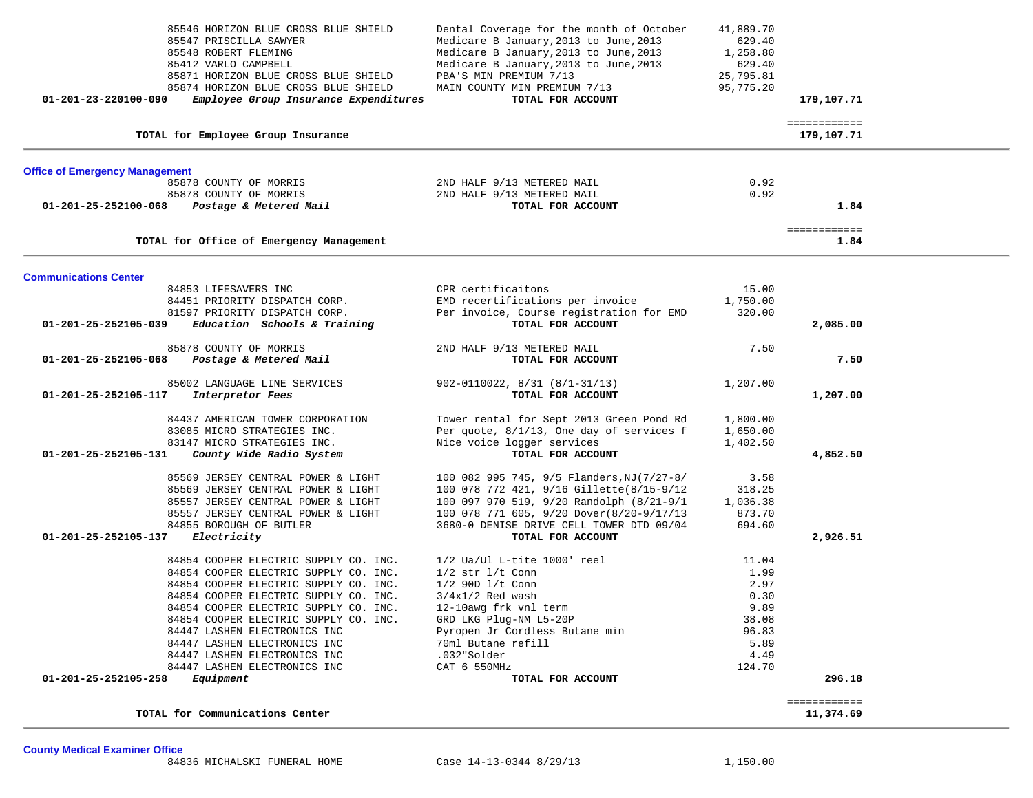| Vendor | Description | Amount | Account Total |
|---|---|---|---|
| 85546 HORIZON BLUE CROSS BLUE SHIELD | Dental Coverage for the month of October | 41,889.70 | |
| 85547 PRISCILLA SAWYER | Medicare B January,2013 to June,2013 | 629.40 | |
| 85548 ROBERT FLEMING | Medicare B January,2013 to June,2013 | 1,258.80 | |
| 85412 VARLO CAMPBELL | Medicare B January,2013 to June,2013 | 629.40 | |
| 85871 HORIZON BLUE CROSS BLUE SHIELD | PBA'S MIN PREMIUM 7/13 | 25,795.81 | |
| 85874 HORIZON BLUE CROSS BLUE SHIELD | MAIN COUNTY MIN PREMIUM 7/13 | 95,775.20 | |
| **01-201-23-220100-090** ***Employee Group Insurance Expenditures*** | **TOTAL FOR ACCOUNT** | | **179,107.71** |

**TOTAL for Employee Group Insurance** — ============ **179,107.71**

## Office of Emergency Management

| Vendor | Description | Amount | Account Total |
|---|---|---|---|
| 85878 COUNTY OF MORRIS | 2ND HALF 9/13 METERED MAIL | 0.92 | |
| 85878 COUNTY OF MORRIS | 2ND HALF 9/13 METERED MAIL | 0.92 | |
| **01-201-25-252100-068** ***Postage & Metered Mail*** | **TOTAL FOR ACCOUNT** | | **1.84** |

**TOTAL for Office of Emergency Management** — ============ **1.84**

## Communications Center

| Vendor | Description | Amount | Account Total |
|---|---|---|---|
| 84853 LIFESAVERS INC | CPR certificaitons | 15.00 | |
| 84451 PRIORITY DISPATCH CORP. | EMD recertifications per invoice | 1,750.00 | |
| 81597 PRIORITY DISPATCH CORP. | Per invoice, Course registration for EMD | 320.00 | |
| **01-201-25-252105-039** ***Education Schools & Training*** | **TOTAL FOR ACCOUNT** | | **2,085.00** |
| 85878 COUNTY OF MORRIS | 2ND HALF 9/13 METERED MAIL | 7.50 | |
| **01-201-25-252105-068** ***Postage & Metered Mail*** | **TOTAL FOR ACCOUNT** | | **7.50** |
| 85002 LANGUAGE LINE SERVICES | 902-0110022, 8/31 (8/1-31/13) | 1,207.00 | |
| **01-201-25-252105-117** ***Interpretor Fees*** | **TOTAL FOR ACCOUNT** | | **1,207.00** |
| 84437 AMERICAN TOWER CORPORATION | Tower rental for Sept 2013 Green Pond Rd | 1,800.00 | |
| 83085 MICRO STRATEGIES INC. | Per quote, 8/1/13, One day of services f | 1,650.00 | |
| 83147 MICRO STRATEGIES INC. | Nice voice logger services | 1,402.50 | |
| **01-201-25-252105-131** ***County Wide Radio System*** | **TOTAL FOR ACCOUNT** | | **4,852.50** |
| 85569 JERSEY CENTRAL POWER & LIGHT | 100 082 995 745, 9/5 Flanders,NJ(7/27-8/ | 3.58 | |
| 85569 JERSEY CENTRAL POWER & LIGHT | 100 078 772 421, 9/16 Gillette(8/15-9/12 | 318.25 | |
| 85557 JERSEY CENTRAL POWER & LIGHT | 100 097 970 519, 9/20 Randolph (8/21-9/1 | 1,036.38 | |
| 85557 JERSEY CENTRAL POWER & LIGHT | 100 078 771 605, 9/20 Dover(8/20-9/17/13 | 873.70 | |
| 84855 BOROUGH OF BUTLER | 3680-0 DENISE DRIVE CELL TOWER DTD 09/04 | 694.60 | |
| **01-201-25-252105-137** ***Electricity*** | **TOTAL FOR ACCOUNT** | | **2,926.51** |
| 84854 COOPER ELECTRIC SUPPLY CO. INC. | 1/2 Ua/Ul L-tite 1000' reel | 11.04 | |
| 84854 COOPER ELECTRIC SUPPLY CO. INC. | 1/2 str l/t Conn | 1.99 | |
| 84854 COOPER ELECTRIC SUPPLY CO. INC. | 1/2 90D l/t Conn | 2.97 | |
| 84854 COOPER ELECTRIC SUPPLY CO. INC. | 3/4x1/2 Red wash | 0.30 | |
| 84854 COOPER ELECTRIC SUPPLY CO. INC. | 12-10awg frk vnl term | 9.89 | |
| 84854 COOPER ELECTRIC SUPPLY CO. INC. | GRD LKG Plug-NM L5-20P | 38.08 | |
| 84447 LASHEN ELECTRONICS INC | Pyropen Jr Cordless Butane min | 96.83 | |
| 84447 LASHEN ELECTRONICS INC | 70ml Butane refill | 5.89 | |
| 84447 LASHEN ELECTRONICS INC | .032"Solder | 4.49 | |
| 84447 LASHEN ELECTRONICS INC | CAT 6 550MHz | 124.70 | |
| **01-201-25-252105-258** ***Equipment*** | **TOTAL FOR ACCOUNT** | | **296.18** |

**TOTAL for Communications Center** — ============ **11,374.69**

## County Medical Examiner Office

| Vendor | Description | Amount | Account Total |
|---|---|---|---|
| 84836 MICHALSKI FUNERAL HOME | Case 14-13-0344 8/29/13 | 1,150.00 | |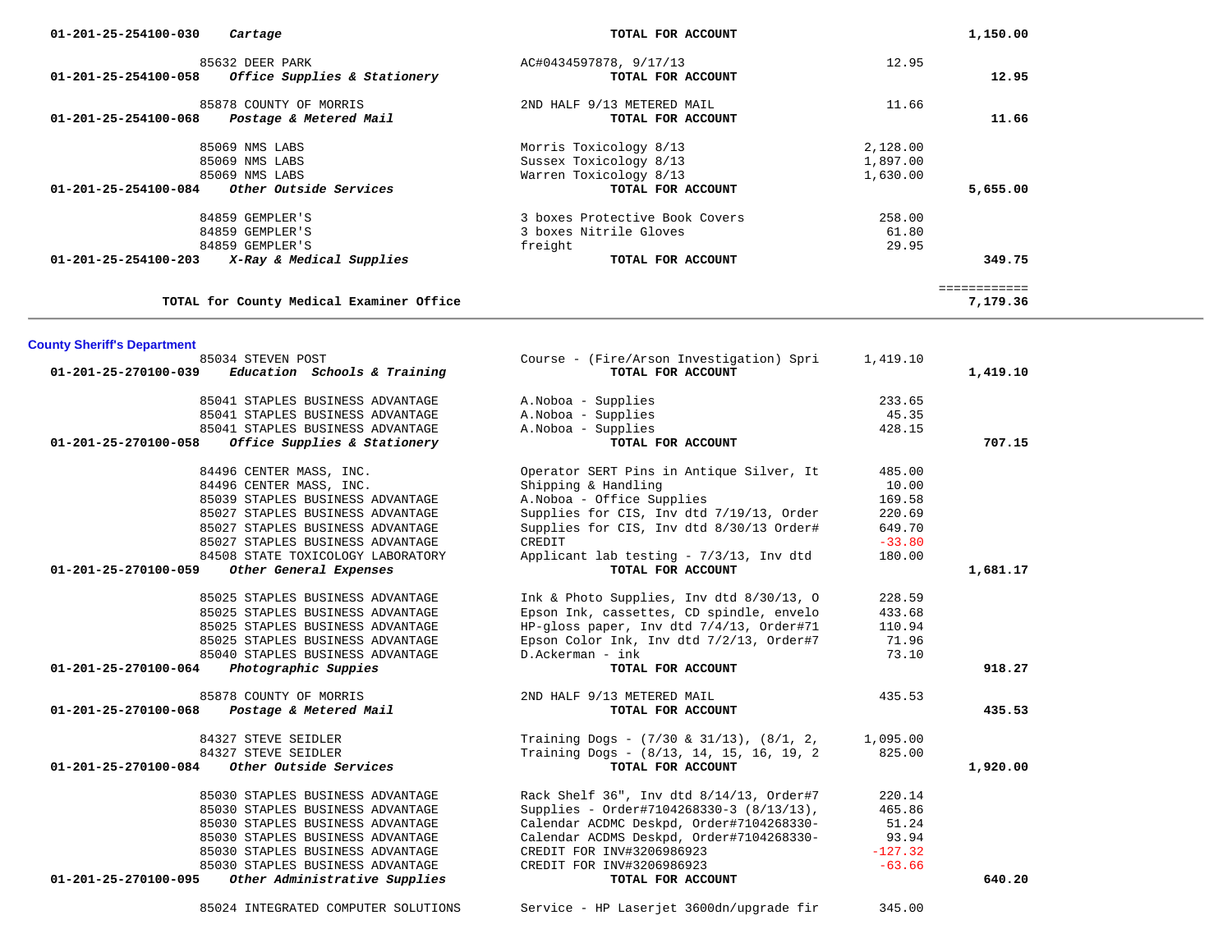| Account / Vendor | Description | Amount | Total |
|---|---|---|---|
| 01-201-25-254100-030 *Cartage* | **TOTAL FOR ACCOUNT** | | **1,150.00** |
| 85632 DEER PARK | AC#0434597878, 9/17/13 | 12.95 | |
| 01-201-25-254100-058 *Office Supplies & Stationery* | **TOTAL FOR ACCOUNT** | | **12.95** |
| 85878 COUNTY OF MORRIS | 2ND HALF 9/13 METERED MAIL | 11.66 | |
| 01-201-25-254100-068 *Postage & Metered Mail* | **TOTAL FOR ACCOUNT** | | **11.66** |
| 85069 NMS LABS | Morris Toxicology 8/13 | 2,128.00 | |
| 85069 NMS LABS | Sussex Toxicology 8/13 | 1,897.00 | |
| 85069 NMS LABS | Warren Toxicology 8/13 | 1,630.00 | |
| 01-201-25-254100-084 *Other Outside Services* | **TOTAL FOR ACCOUNT** | | **5,655.00** |
| 84859 GEMPLER'S | 3 boxes Protective Book Covers | 258.00 | |
| 84859 GEMPLER'S | 3 boxes Nitrile Gloves | 61.80 | |
| 84859 GEMPLER'S | freight | 29.95 | |
| 01-201-25-254100-203 *X-Ray & Medical Supplies* | **TOTAL FOR ACCOUNT** | | **349.75** |
| | | | ============ |
| **TOTAL for County Medical Examiner Office** | | | **7,179.36** |

## County Sheriff's Department

| Account / Vendor | Description | Amount | Total |
|---|---|---|---|
| 85034 STEVEN POST | Course - (Fire/Arson Investigation) Spri | 1,419.10 | |
| 01-201-25-270100-039 *Education Schools & Training* | **TOTAL FOR ACCOUNT** | | **1,419.10** |
| 85041 STAPLES BUSINESS ADVANTAGE | A.Noboa - Supplies | 233.65 | |
| 85041 STAPLES BUSINESS ADVANTAGE | A.Noboa - Supplies | 45.35 | |
| 85041 STAPLES BUSINESS ADVANTAGE | A.Noboa - Supplies | 428.15 | |
| 01-201-25-270100-058 *Office Supplies & Stationery* | **TOTAL FOR ACCOUNT** | | **707.15** |
| 84496 CENTER MASS, INC. | Operator SERT Pins in Antique Silver, It | 485.00 | |
| 84496 CENTER MASS, INC. | Shipping & Handling | 10.00 | |
| 85039 STAPLES BUSINESS ADVANTAGE | A.Noboa - Office Supplies | 169.58 | |
| 85027 STAPLES BUSINESS ADVANTAGE | Supplies for CIS, Inv dtd 7/19/13, Order | 220.69 | |
| 85027 STAPLES BUSINESS ADVANTAGE | Supplies for CIS, Inv dtd 8/30/13 Order# | 649.70 | |
| 85027 STAPLES BUSINESS ADVANTAGE | CREDIT | -33.80 | |
| 84508 STATE TOXICOLOGY LABORATORY | Applicant lab testing - 7/3/13, Inv dtd | 180.00 | |
| 01-201-25-270100-059 *Other General Expenses* | **TOTAL FOR ACCOUNT** | | **1,681.17** |
| 85025 STAPLES BUSINESS ADVANTAGE | Ink & Photo Supplies, Inv dtd 8/30/13, O | 228.59 | |
| 85025 STAPLES BUSINESS ADVANTAGE | Epson Ink, cassettes, CD spindle, envelo | 433.68 | |
| 85025 STAPLES BUSINESS ADVANTAGE | HP-gloss paper, Inv dtd 7/4/13, Order#71 | 110.94 | |
| 85025 STAPLES BUSINESS ADVANTAGE | Epson Color Ink, Inv dtd 7/2/13, Order#7 | 71.96 | |
| 85040 STAPLES BUSINESS ADVANTAGE | D.Ackerman - ink | 73.10 | |
| 01-201-25-270100-064 *Photographic Supplies* | **TOTAL FOR ACCOUNT** | | **918.27** |
| 85878 COUNTY OF MORRIS | 2ND HALF 9/13 METERED MAIL | 435.53 | |
| 01-201-25-270100-068 *Postage & Metered Mail* | **TOTAL FOR ACCOUNT** | | **435.53** |
| 84327 STEVE SEIDLER | Training Dogs - (7/30 & 31/13), (8/1, 2, | 1,095.00 | |
| 84327 STEVE SEIDLER | Training Dogs - (8/13, 14, 15, 16, 19, 2 | 825.00 | |
| 01-201-25-270100-084 *Other Outside Services* | **TOTAL FOR ACCOUNT** | | **1,920.00** |
| 85030 STAPLES BUSINESS ADVANTAGE | Rack Shelf 36", Inv dtd 8/14/13, Order#7 | 220.14 | |
| 85030 STAPLES BUSINESS ADVANTAGE | Supplies - Order#7104268330-3 (8/13/13), | 465.86 | |
| 85030 STAPLES BUSINESS ADVANTAGE | Calendar ACDMC Deskpd, Order#7104268330- | 51.24 | |
| 85030 STAPLES BUSINESS ADVANTAGE | Calendar ACDMS Deskpd, Order#7104268330- | 93.94 | |
| 85030 STAPLES BUSINESS ADVANTAGE | CREDIT FOR INV#3206986923 | -127.32 | |
| 85030 STAPLES BUSINESS ADVANTAGE | CREDIT FOR INV#3206986923 | -63.66 | |
| 01-201-25-270100-095 *Other Administrative Supplies* | **TOTAL FOR ACCOUNT** | | **640.20** |
| 85024 INTEGRATED COMPUTER SOLUTIONS | Service - HP Laserjet 3600dn/upgrade fir | 345.00 | |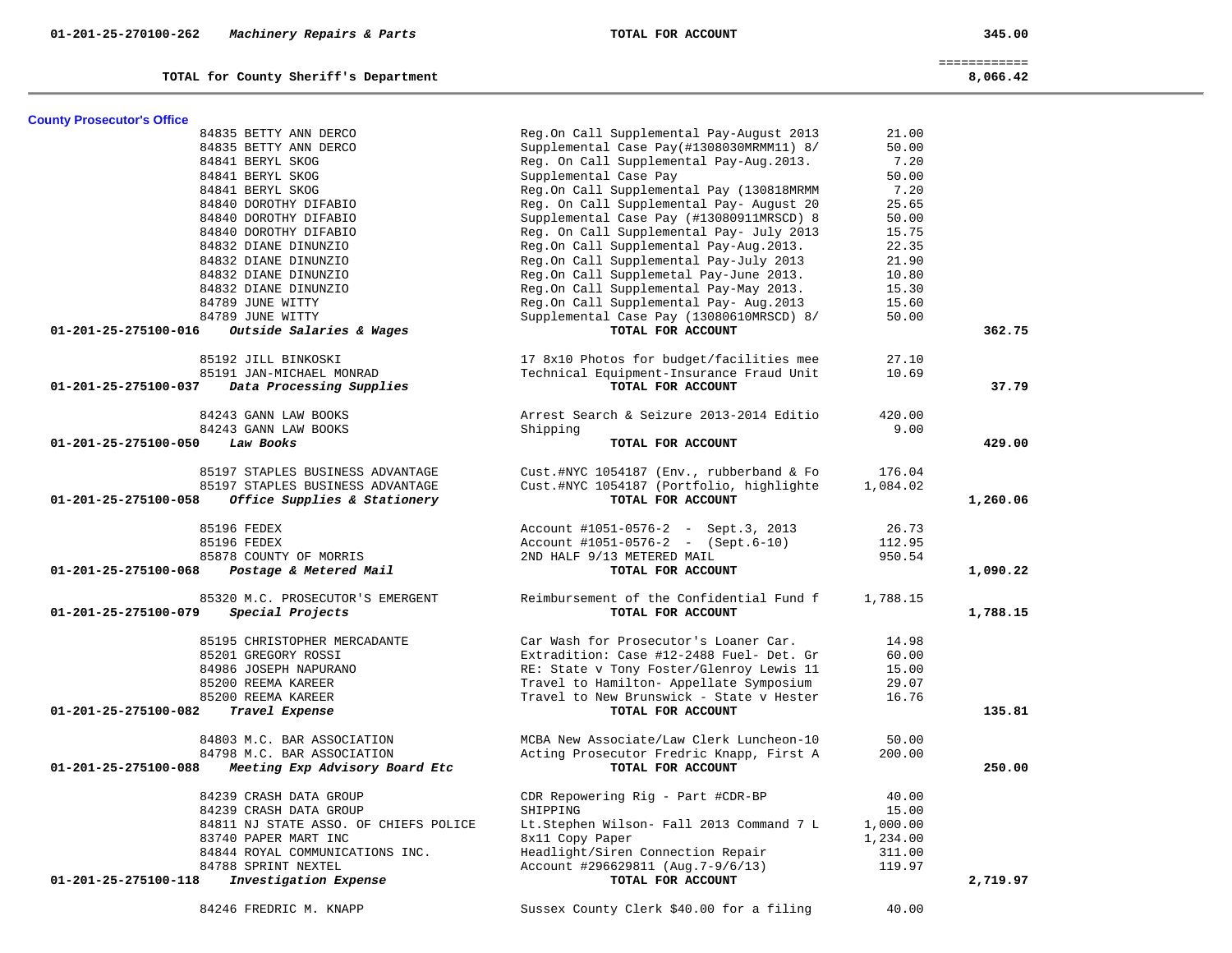| Account | Description | Vendor / Item | Amount | Total |
|---|---|---|---|---|
| 01-201-25-270100-262 | *Machinery Repairs & Parts* | **TOTAL FOR ACCOUNT** | | **345.00** |
| | **TOTAL for County Sheriff's Department** | | | ============ **8,066.42** |

**County Prosecutor's Office**

| Account | Vendor | Description | Amount | Total |
|---|---|---|---|---|
| | 84835 BETTY ANN DERCO | Reg.On Call Supplemental Pay-August 2013 | 21.00 | |
| | 84835 BETTY ANN DERCO | Supplemental Case Pay(#1308030MRMM11) 8/ | 50.00 | |
| | 84841 BERYL SKOG | Reg. On Call Supplemental Pay-Aug.2013. | 7.20 | |
| | 84841 BERYL SKOG | Supplemental Case Pay | 50.00 | |
| | 84841 BERYL SKOG | Reg.On Call Supplemental Pay (130818MRMM | 7.20 | |
| | 84840 DOROTHY DIFABIO | Reg. On Call Supplemental Pay- August 20 | 25.65 | |
| | 84840 DOROTHY DIFABIO | Supplemental Case Pay (#13080911MRSCD) 8 | 50.00 | |
| | 84840 DOROTHY DIFABIO | Reg. On Call Supplemental Pay- July 2013 | 15.75 | |
| | 84832 DIANE DINUNZIO | Reg.On Call Supplemental Pay-Aug.2013. | 22.35 | |
| | 84832 DIANE DINUNZIO | Reg.On Call Supplemental Pay-July 2013 | 21.90 | |
| | 84832 DIANE DINUNZIO | Reg.On Call Supplemetal Pay-June 2013. | 10.80 | |
| | 84832 DIANE DINUNZIO | Reg.On Call Supplemental Pay-May 2013. | 15.30 | |
| | 84789 JUNE WITTY | Reg.On Call Supplemental Pay- Aug.2013 | 15.60 | |
| | 84789 JUNE WITTY | Supplemental Case Pay (13080610MRSCD) 8/ | 50.00 | |
| 01-201-25-275100-016 | *Outside Salaries & Wages* | **TOTAL FOR ACCOUNT** | | **362.75** |
| | 85192 JILL BINKOSKI | 17 8x10 Photos for budget/facilities mee | 27.10 | |
| | 85191 JAN-MICHAEL MONRAD | Technical Equipment-Insurance Fraud Unit | 10.69 | |
| 01-201-25-275100-037 | *Data Processing Supplies* | **TOTAL FOR ACCOUNT** | | **37.79** |
| | 84243 GANN LAW BOOKS | Arrest Search & Seizure 2013-2014 Editio | 420.00 | |
| | 84243 GANN LAW BOOKS | Shipping | 9.00 | |
| 01-201-25-275100-050 | *Law Books* | **TOTAL FOR ACCOUNT** | | **429.00** |
| | 85197 STAPLES BUSINESS ADVANTAGE | Cust.#NYC 1054187 (Env., rubberband & Fo | 176.04 | |
| | 85197 STAPLES BUSINESS ADVANTAGE | Cust.#NYC 1054187 (Portfolio, highlighte | 1,084.02 | |
| 01-201-25-275100-058 | *Office Supplies & Stationery* | **TOTAL FOR ACCOUNT** | | **1,260.06** |
| | 85196 FEDEX | Account #1051-0576-2 - Sept.3, 2013 | 26.73 | |
| | 85196 FEDEX | Account #1051-0576-2 - (Sept.6-10) | 112.95 | |
| | 85878 COUNTY OF MORRIS | 2ND HALF 9/13 METERED MAIL | 950.54 | |
| 01-201-25-275100-068 | *Postage & Metered Mail* | **TOTAL FOR ACCOUNT** | | **1,090.22** |
| | 85320 M.C. PROSECUTOR'S EMERGENT | Reimbursement of the Confidential Fund f | 1,788.15 | |
| 01-201-25-275100-079 | *Special Projects* | **TOTAL FOR ACCOUNT** | | **1,788.15** |
| | 85195 CHRISTOPHER MERCADANTE | Car Wash for Prosecutor's Loaner Car. | 14.98 | |
| | 85201 GREGORY ROSSI | Extradition: Case #12-2488 Fuel- Det. Gr | 60.00 | |
| | 84986 JOSEPH NAPURANO | RE: State v Tony Foster/Glenroy Lewis 11 | 15.00 | |
| | 85200 REEMA KAREER | Travel to Hamilton- Appellate Symposium | 29.07 | |
| | 85200 REEMA KAREER | Travel to New Brunswick - State v Hester | 16.76 | |
| 01-201-25-275100-082 | *Travel Expense* | **TOTAL FOR ACCOUNT** | | **135.81** |
| | 84803 M.C. BAR ASSOCIATION | MCBA New Associate/Law Clerk Luncheon-10 | 50.00 | |
| | 84798 M.C. BAR ASSOCIATION | Acting Prosecutor Fredric Knapp, First A | 200.00 | |
| 01-201-25-275100-088 | *Meeting Exp Advisory Board Etc* | **TOTAL FOR ACCOUNT** | | **250.00** |
| | 84239 CRASH DATA GROUP | CDR Repowering Rig - Part #CDR-BP | 40.00 | |
| | 84239 CRASH DATA GROUP | SHIPPING | 15.00 | |
| | 84811 NJ STATE ASSO. OF CHIEFS POLICE | Lt.Stephen Wilson- Fall 2013 Command 7 L | 1,000.00 | |
| | 83740 PAPER MART INC | 8x11 Copy Paper | 1,234.00 | |
| | 84844 ROYAL COMMUNICATIONS INC. | Headlight/Siren Connection Repair | 311.00 | |
| | 84788 SPRINT NEXTEL | Account #296629811 (Aug.7-9/6/13) | 119.97 | |
| 01-201-25-275100-118 | *Investigation Expense* | **TOTAL FOR ACCOUNT** | | **2,719.97** |
| | 84246 FREDRIC M. KNAPP | Sussex County Clerk $40.00 for a filing | 40.00 | |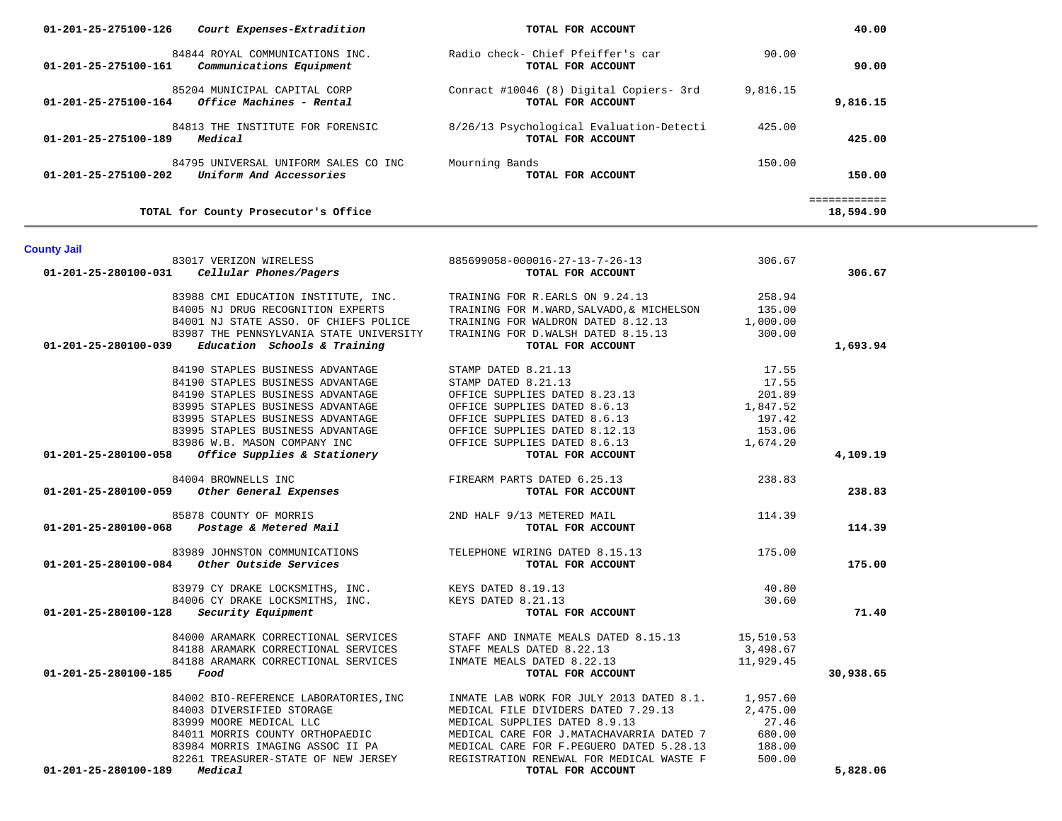| Account | Vendor | Description | Amount | Total |
|---|---|---|---|---|
| 01-201-25-275100-126 *Court Expenses-Extradition* | | **TOTAL FOR ACCOUNT** | | **40.00** |
| | 84844 ROYAL COMMUNICATIONS INC. | Radio check- Chief Pfeiffer's car | 90.00 | |
| 01-201-25-275100-161 *Communications Equipment* | | **TOTAL FOR ACCOUNT** | | **90.00** |
| | 85204 MUNICIPAL CAPITAL CORP | Conract #10046 (8) Digital Copiers- 3rd | 9,816.15 | |
| 01-201-25-275100-164 *Office Machines - Rental* | | **TOTAL FOR ACCOUNT** | | **9,816.15** |
| | 84813 THE INSTITUTE FOR FORENSIC | 8/26/13 Psychological Evaluation-Detecti | 425.00 | |
| 01-201-25-275100-189 *Medical* | | **TOTAL FOR ACCOUNT** | | **425.00** |
| | 84795 UNIVERSAL UNIFORM SALES CO INC | Mourning Bands | 150.00 | |
| 01-201-25-275100-202 *Uniform And Accessories* | | **TOTAL FOR ACCOUNT** | | **150.00** |
| | | | | ============ |
| **TOTAL for County Prosecutor's Office** | | | | **18,594.90** |

## County Jail

| Account | Vendor | Description | Amount | Total |
|---|---|---|---|---|
| | 83017 VERIZON WIRELESS | 885699058-000016-27-13-7-26-13 | 306.67 | |
| 01-201-25-280100-031 *Cellular Phones/Pagers* | | **TOTAL FOR ACCOUNT** | | **306.67** |
| | 83988 CMI EDUCATION INSTITUTE, INC. | TRAINING FOR R.EARLS ON 9.24.13 | 258.94 | |
| | 84005 NJ DRUG RECOGNITION EXPERTS | TRAINING FOR M.WARD,SALVADO,& MICHELSON | 135.00 | |
| | 84001 NJ STATE ASSO. OF CHIEFS POLICE | TRAINING FOR WALDRON DATED 8.12.13 | 1,000.00 | |
| | 83987 THE PENNSYLVANIA STATE UNIVERSITY | TRAINING FOR D.WALSH DATED 8.15.13 | 300.00 | |
| 01-201-25-280100-039 *Education Schools & Training* | | **TOTAL FOR ACCOUNT** | | **1,693.94** |
| | 84190 STAPLES BUSINESS ADVANTAGE | STAMP DATED 8.21.13 | 17.55 | |
| | 84190 STAPLES BUSINESS ADVANTAGE | STAMP DATED 8.21.13 | 17.55 | |
| | 84190 STAPLES BUSINESS ADVANTAGE | OFFICE SUPPLIES DATED 8.23.13 | 201.89 | |
| | 83995 STAPLES BUSINESS ADVANTAGE | OFFICE SUPPLIES DATED 8.6.13 | 1,847.52 | |
| | 83995 STAPLES BUSINESS ADVANTAGE | OFFICE SUPPLIES DATED 8.6.13 | 197.42 | |
| | 83995 STAPLES BUSINESS ADVANTAGE | OFFICE SUPPLIES DATED 8.12.13 | 153.06 | |
| | 83986 W.B. MASON COMPANY INC | OFFICE SUPPLIES DATED 8.6.13 | 1,674.20 | |
| 01-201-25-280100-058 *Office Supplies & Stationery* | | **TOTAL FOR ACCOUNT** | | **4,109.19** |
| | 84004 BROWNELLS INC | FIREARM PARTS DATED 6.25.13 | 238.83 | |
| 01-201-25-280100-059 *Other General Expenses* | | **TOTAL FOR ACCOUNT** | | **238.83** |
| | 85878 COUNTY OF MORRIS | 2ND HALF 9/13 METERED MAIL | 114.39 | |
| 01-201-25-280100-068 *Postage & Metered Mail* | | **TOTAL FOR ACCOUNT** | | **114.39** |
| | 83989 JOHNSTON COMMUNICATIONS | TELEPHONE WIRING DATED 8.15.13 | 175.00 | |
| 01-201-25-280100-084 *Other Outside Services* | | **TOTAL FOR ACCOUNT** | | **175.00** |
| | 83979 CY DRAKE LOCKSMITHS, INC. | KEYS DATED 8.19.13 | 40.80 | |
| | 84006 CY DRAKE LOCKSMITHS, INC. | KEYS DATED 8.21.13 | 30.60 | |
| 01-201-25-280100-128 *Security Equipment* | | **TOTAL FOR ACCOUNT** | | **71.40** |
| | 84000 ARAMARK CORRECTIONAL SERVICES | STAFF AND INMATE MEALS DATED 8.15.13 | 15,510.53 | |
| | 84188 ARAMARK CORRECTIONAL SERVICES | STAFF MEALS DATED 8.22.13 | 3,498.67 | |
| | 84188 ARAMARK CORRECTIONAL SERVICES | INMATE MEALS DATED 8.22.13 | 11,929.45 | |
| 01-201-25-280100-185 *Food* | | **TOTAL FOR ACCOUNT** | | **30,938.65** |
| | 84002 BIO-REFERENCE LABORATORIES,INC | INMATE LAB WORK FOR JULY 2013 DATED 8.1. | 1,957.60 | |
| | 84003 DIVERSIFIED STORAGE | MEDICAL FILE DIVIDERS DATED 7.29.13 | 2,475.00 | |
| | 83999 MOORE MEDICAL LLC | MEDICAL SUPPLIES DATED 8.9.13 | 27.46 | |
| | 84011 MORRIS COUNTY ORTHOPAEDIC | MEDICAL CARE FOR J.MATACHAVARRIA DATED 7 | 680.00 | |
| | 83984 MORRIS IMAGING ASSOC II PA | MEDICAL CARE FOR F.PEGUERO DATED 5.28.13 | 188.00 | |
| | 82261 TREASURER-STATE OF NEW JERSEY | REGISTRATION RENEWAL FOR MEDICAL WASTE F | 500.00 | |
| 01-201-25-280100-189 *Medical* | | **TOTAL FOR ACCOUNT** | | **5,828.06** |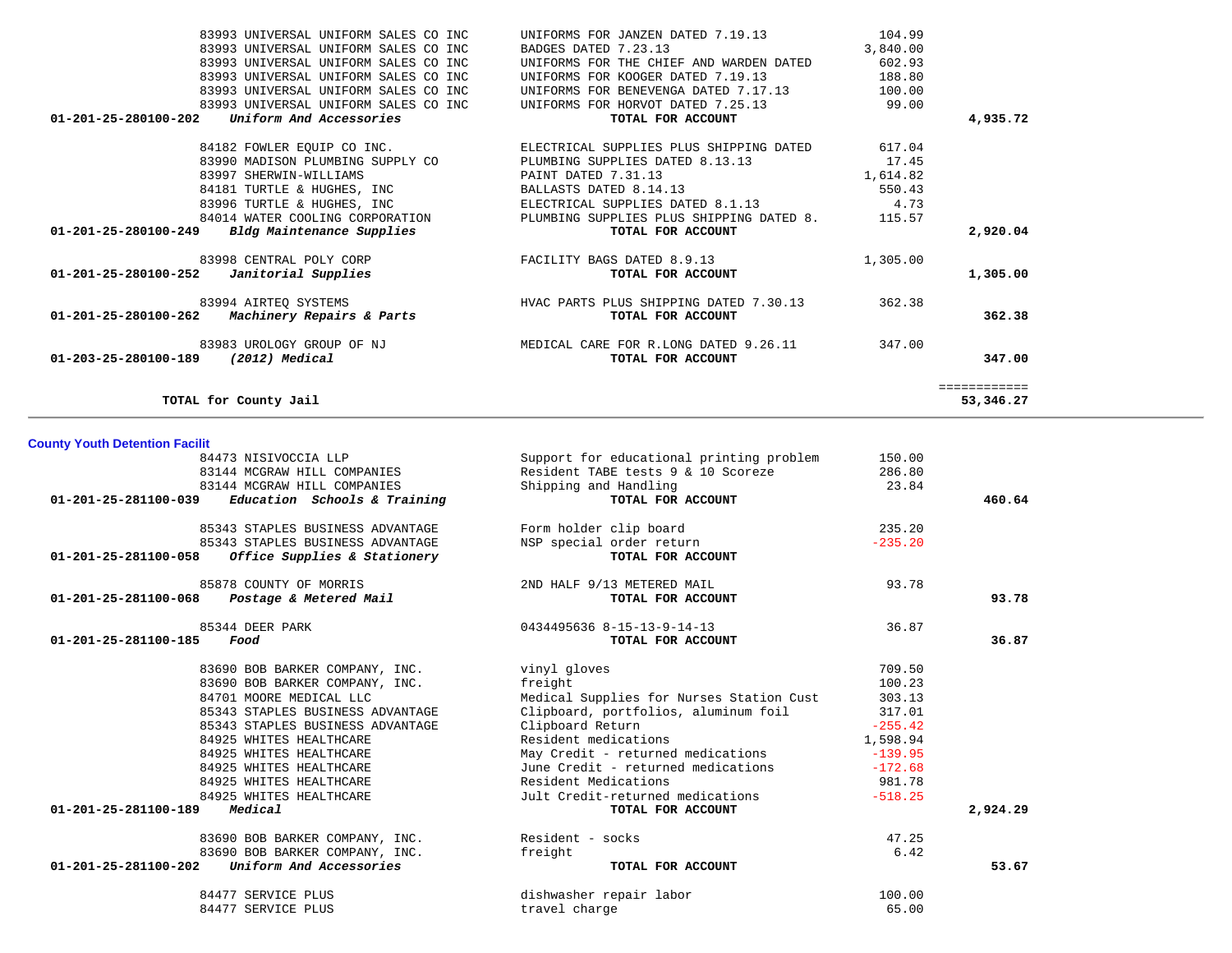| Account | Vendor | Description | Amount | Total |
|---|---|---|---|---|
| | 83993 UNIVERSAL UNIFORM SALES CO INC | UNIFORMS FOR JANZEN DATED 7.19.13 | 104.99 | |
| | 83993 UNIVERSAL UNIFORM SALES CO INC | BADGES DATED 7.23.13 | 3,840.00 | |
| | 83993 UNIVERSAL UNIFORM SALES CO INC | UNIFORMS FOR THE CHIEF AND WARDEN DATED | 602.93 | |
| | 83993 UNIVERSAL UNIFORM SALES CO INC | UNIFORMS FOR KOOGER DATED 7.19.13 | 188.80 | |
| | 83993 UNIVERSAL UNIFORM SALES CO INC | UNIFORMS FOR BENEVENGA DATED 7.17.13 | 100.00 | |
| | 83993 UNIVERSAL UNIFORM SALES CO INC | UNIFORMS FOR HORVOT DATED 7.25.13 | 99.00 | |
| **01-201-25-280100-202** | ***Uniform And Accessories*** | **TOTAL FOR ACCOUNT** | | **4,935.72** |
| | 84182 FOWLER EQUIP CO INC. | ELECTRICAL SUPPLIES PLUS SHIPPING DATED | 617.04 | |
| | 83990 MADISON PLUMBING SUPPLY CO | PLUMBING SUPPLIES DATED 8.13.13 | 17.45 | |
| | 83997 SHERWIN-WILLIAMS | PAINT DATED 7.31.13 | 1,614.82 | |
| | 84181 TURTLE & HUGHES, INC | BALLASTS DATED 8.14.13 | 550.43 | |
| | 83996 TURTLE & HUGHES, INC | ELECTRICAL SUPPLIES DATED 8.1.13 | 4.73 | |
| | 84014 WATER COOLING CORPORATION | PLUMBING SUPPLIES PLUS SHIPPING DATED 8. | 115.57 | |
| **01-201-25-280100-249** | ***Bldg Maintenance Supplies*** | **TOTAL FOR ACCOUNT** | | **2,920.04** |
| | 83998 CENTRAL POLY CORP | FACILITY BAGS DATED 8.9.13 | 1,305.00 | |
| **01-201-25-280100-252** | ***Janitorial Supplies*** | **TOTAL FOR ACCOUNT** | | **1,305.00** |
| | 83994 AIRTEQ SYSTEMS | HVAC PARTS PLUS SHIPPING DATED 7.30.13 | 362.38 | |
| **01-201-25-280100-262** | ***Machinery Repairs & Parts*** | **TOTAL FOR ACCOUNT** | | **362.38** |
| | 83983 UROLOGY GROUP OF NJ | MEDICAL CARE FOR R.LONG DATED 9.26.11 | 347.00 | |
| **01-203-25-280100-189** | ***(2012) Medical*** | **TOTAL FOR ACCOUNT** | | **347.00** |
| | | | | ============ |
| **TOTAL for County Jail** | | | | **53,346.27** |

**County Youth Detention Facilit**

| Account | Vendor | Description | Amount | Total |
|---|---|---|---|---|
| | 84473 NISIVOCCIA LLP | Support for educational printing problem | 150.00 | |
| | 83144 MCGRAW HILL COMPANIES | Resident TABE tests 9 & 10 Scoreze | 286.80 | |
| | 83144 MCGRAW HILL COMPANIES | Shipping and Handling | 23.84 | |
| **01-201-25-281100-039** | ***Education Schools & Training*** | **TOTAL FOR ACCOUNT** | | **460.64** |
| | 85343 STAPLES BUSINESS ADVANTAGE | Form holder clip board | 235.20 | |
| | 85343 STAPLES BUSINESS ADVANTAGE | NSP special order return | -235.20 | |
| **01-201-25-281100-058** | ***Office Supplies & Stationery*** | **TOTAL FOR ACCOUNT** | | |
| | 85878 COUNTY OF MORRIS | 2ND HALF 9/13 METERED MAIL | 93.78 | |
| **01-201-25-281100-068** | ***Postage & Metered Mail*** | **TOTAL FOR ACCOUNT** | | **93.78** |
| | 85344 DEER PARK | 0434495636 8-15-13-9-14-13 | 36.87 | |
| **01-201-25-281100-185** | ***Food*** | **TOTAL FOR ACCOUNT** | | **36.87** |
| | 83690 BOB BARKER COMPANY, INC. | vinyl gloves | 709.50 | |
| | 83690 BOB BARKER COMPANY, INC. | freight | 100.23 | |
| | 84701 MOORE MEDICAL LLC | Medical Supplies for Nurses Station Cust | 303.13 | |
| | 85343 STAPLES BUSINESS ADVANTAGE | Clipboard, portfolios, aluminum foil | 317.01 | |
| | 85343 STAPLES BUSINESS ADVANTAGE | Clipboard Return | -255.42 | |
| | 84925 WHITES HEALTHCARE | Resident medications | 1,598.94 | |
| | 84925 WHITES HEALTHCARE | May Credit - returned medications | -139.95 | |
| | 84925 WHITES HEALTHCARE | June Credit - returned medications | -172.68 | |
| | 84925 WHITES HEALTHCARE | Resident Medications | 981.78 | |
| | 84925 WHITES HEALTHCARE | Jult Credit-returned medications | -518.25 | |
| **01-201-25-281100-189** | ***Medical*** | **TOTAL FOR ACCOUNT** | | **2,924.29** |
| | 83690 BOB BARKER COMPANY, INC. | Resident - socks | 47.25 | |
| | 83690 BOB BARKER COMPANY, INC. | freight | 6.42 | |
| **01-201-25-281100-202** | ***Uniform And Accessories*** | **TOTAL FOR ACCOUNT** | | **53.67** |
| | 84477 SERVICE PLUS | dishwasher repair labor | 100.00 | |
| | 84477 SERVICE PLUS | travel charge | 65.00 | |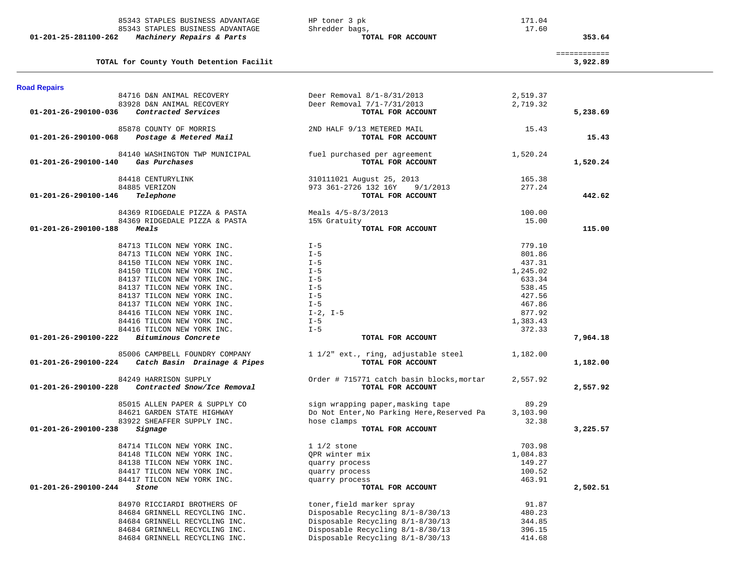| Account | Vendor / Description | Item Description | Amount | Total |
|---|---|---|---|---|
| | 85343 STAPLES BUSINESS ADVANTAGE | HP toner 3 pk | 171.04 | |
| | 85343 STAPLES BUSINESS ADVANTAGE | Shredder bags, | 17.60 | |
| **01-201-25-281100-262** | ***Machinery Repairs & Parts*** | **TOTAL FOR ACCOUNT** | | **353.64** |
| | | | | ============ |
| | **TOTAL for County Youth Detention Facilit** | | | **3,922.89** |

## Road Repairs

| Account | Vendor / Description | Item Description | Amount | Total |
|---|---|---|---|---|
| | 84716 D&N ANIMAL RECOVERY | Deer Removal 8/1-8/31/2013 | 2,519.37 | |
| | 83928 D&N ANIMAL RECOVERY | Deer Removal 7/1-7/31/2013 | 2,719.32 | |
| **01-201-26-290100-036** | ***Contracted Services*** | **TOTAL FOR ACCOUNT** | | **5,238.69** |
| | 85878 COUNTY OF MORRIS | 2ND HALF 9/13 METERED MAIL | 15.43 | |
| **01-201-26-290100-068** | ***Postage & Metered Mail*** | **TOTAL FOR ACCOUNT** | | **15.43** |
| | 84140 WASHINGTON TWP MUNICIPAL | fuel purchased per agreement | 1,520.24 | |
| **01-201-26-290100-140** | ***Gas Purchases*** | **TOTAL FOR ACCOUNT** | | **1,520.24** |
| | 84418 CENTURYLINK | 310111021 August 25, 2013 | 165.38 | |
| | 84885 VERIZON | 973 361-2726 132 16Y 9/1/2013 | 277.24 | |
| **01-201-26-290100-146** | ***Telephone*** | **TOTAL FOR ACCOUNT** | | **442.62** |
| | 84369 RIDGEDALE PIZZA & PASTA | Meals 4/5-8/3/2013 | 100.00 | |
| | 84369 RIDGEDALE PIZZA & PASTA | 15% Gratuity | 15.00 | |
| **01-201-26-290100-188** | ***Meals*** | **TOTAL FOR ACCOUNT** | | **115.00** |
| | 84713 TILCON NEW YORK INC. | I-5 | 779.10 | |
| | 84713 TILCON NEW YORK INC. | I-5 | 801.86 | |
| | 84150 TILCON NEW YORK INC. | I-5 | 437.31 | |
| | 84150 TILCON NEW YORK INC. | I-5 | 1,245.02 | |
| | 84137 TILCON NEW YORK INC. | I-5 | 633.34 | |
| | 84137 TILCON NEW YORK INC. | I-5 | 538.45 | |
| | 84137 TILCON NEW YORK INC. | I-5 | 427.56 | |
| | 84137 TILCON NEW YORK INC. | I-5 | 467.86 | |
| | 84416 TILCON NEW YORK INC. | I-2, I-5 | 877.92 | |
| | 84416 TILCON NEW YORK INC. | I-5 | 1,383.43 | |
| | 84416 TILCON NEW YORK INC. | I-5 | 372.33 | |
| **01-201-26-290100-222** | ***Bituminous Concrete*** | **TOTAL FOR ACCOUNT** | | **7,964.18** |
| | 85006 CAMPBELL FOUNDRY COMPANY | 1 1/2" ext., ring, adjustable steel | 1,182.00 | |
| **01-201-26-290100-224** | ***Catch Basin Drainage & Pipes*** | **TOTAL FOR ACCOUNT** | | **1,182.00** |
| | 84249 HARRISON SUPPLY | Order # 715771 catch basin blocks,mortar | 2,557.92 | |
| **01-201-26-290100-228** | ***Contracted Snow/Ice Removal*** | **TOTAL FOR ACCOUNT** | | **2,557.92** |
| | 85015 ALLEN PAPER & SUPPLY CO | sign wrapping paper,masking tape | 89.29 | |
| | 84621 GARDEN STATE HIGHWAY | Do Not Enter,No Parking Here,Reserved Pa | 3,103.90 | |
| | 83922 SHEAFFER SUPPLY INC. | hose clamps | 32.38 | |
| **01-201-26-290100-238** | ***Signage*** | **TOTAL FOR ACCOUNT** | | **3,225.57** |
| | 84714 TILCON NEW YORK INC. | 1 1/2 stone | 703.98 | |
| | 84148 TILCON NEW YORK INC. | QPR winter mix | 1,084.83 | |
| | 84138 TILCON NEW YORK INC. | quarry process | 149.27 | |
| | 84417 TILCON NEW YORK INC. | quarry process | 100.52 | |
| | 84417 TILCON NEW YORK INC. | quarry process | 463.91 | |
| **01-201-26-290100-244** | ***Stone*** | **TOTAL FOR ACCOUNT** | | **2,502.51** |
| | 84970 RICCIARDI BROTHERS OF | toner,field marker spray | 91.87 | |
| | 84684 GRINNELL RECYCLING INC. | Disposable Recycling 8/1-8/30/13 | 480.23 | |
| | 84684 GRINNELL RECYCLING INC. | Disposable Recycling 8/1-8/30/13 | 344.85 | |
| | 84684 GRINNELL RECYCLING INC. | Disposable Recycling 8/1-8/30/13 | 396.15 | |
| | 84684 GRINNELL RECYCLING INC. | Disposable Recycling 8/1-8/30/13 | 414.68 | |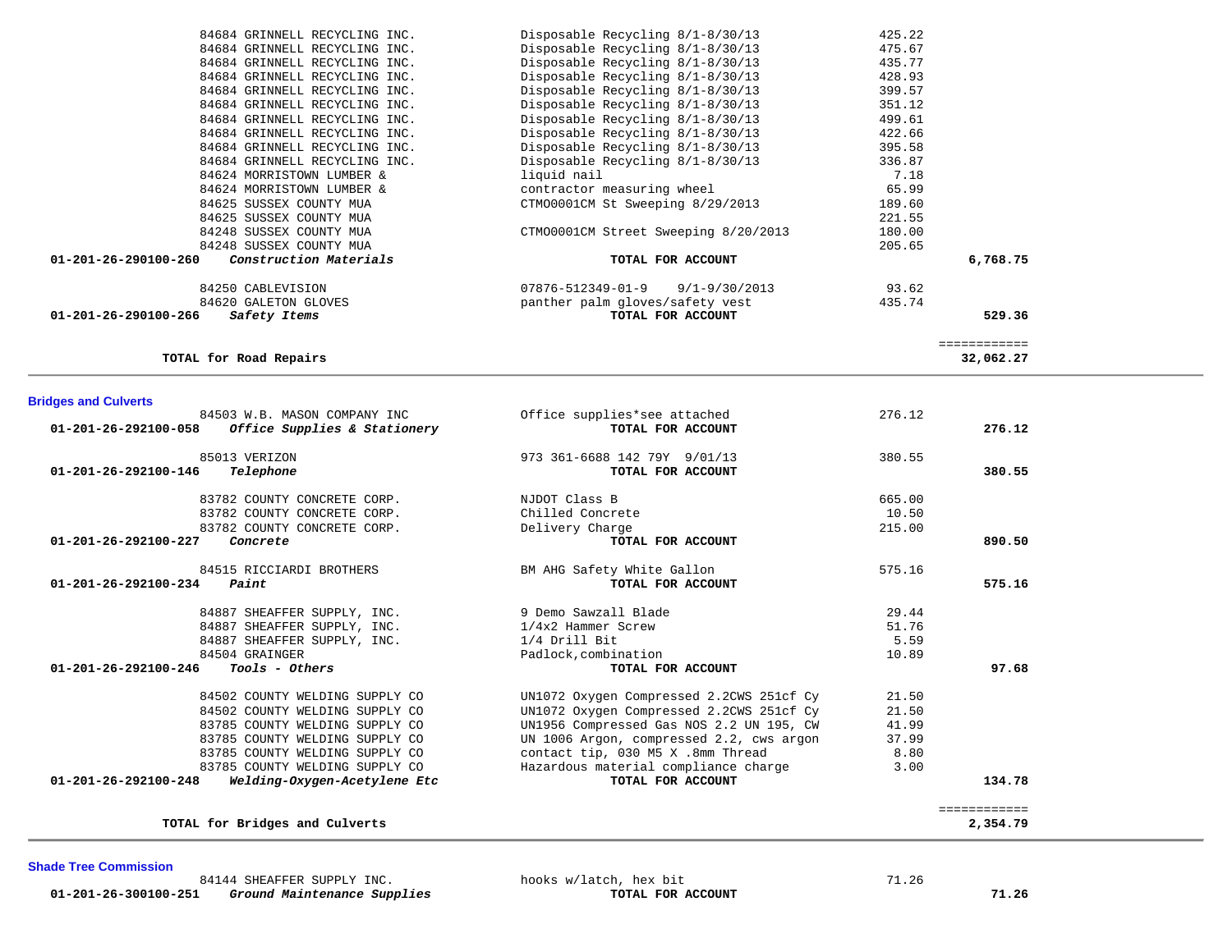| Account | Vendor / Description | Detail | Amount | Total |
|---|---|---|---|---|
| | 84684 GRINNELL RECYCLING INC. | Disposable Recycling 8/1-8/30/13 | 425.22 | |
| | 84684 GRINNELL RECYCLING INC. | Disposable Recycling 8/1-8/30/13 | 475.67 | |
| | 84684 GRINNELL RECYCLING INC. | Disposable Recycling 8/1-8/30/13 | 435.77 | |
| | 84684 GRINNELL RECYCLING INC. | Disposable Recycling 8/1-8/30/13 | 428.93 | |
| | 84684 GRINNELL RECYCLING INC. | Disposable Recycling 8/1-8/30/13 | 399.57 | |
| | 84684 GRINNELL RECYCLING INC. | Disposable Recycling 8/1-8/30/13 | 351.12 | |
| | 84684 GRINNELL RECYCLING INC. | Disposable Recycling 8/1-8/30/13 | 499.61 | |
| | 84684 GRINNELL RECYCLING INC. | Disposable Recycling 8/1-8/30/13 | 422.66 | |
| | 84684 GRINNELL RECYCLING INC. | Disposable Recycling 8/1-8/30/13 | 395.58 | |
| | 84684 GRINNELL RECYCLING INC. | Disposable Recycling 8/1-8/30/13 | 336.87 | |
| | 84624 MORRISTOWN LUMBER & | liquid nail | 7.18 | |
| | 84624 MORRISTOWN LUMBER & | contractor measuring wheel | 65.99 | |
| | 84625 SUSSEX COUNTY MUA | CTMO0001CM St Sweeping 8/29/2013 | 189.60 | |
| | 84625 SUSSEX COUNTY MUA | | 221.55 | |
| | 84248 SUSSEX COUNTY MUA | CTMO0001CM Street Sweeping 8/20/2013 | 180.00 | |
| | 84248 SUSSEX COUNTY MUA | | 205.65 | |
| **01-201-26-290100-260** | ***Construction Materials*** | **TOTAL FOR ACCOUNT** | | **6,768.75** |
| | 84250 CABLEVISION | 07876-512349-01-9 9/1-9/30/2013 | 93.62 | |
| | 84620 GALETON GLOVES | panther palm gloves/safety vest | 435.74 | |
| **01-201-26-290100-266** | ***Safety Items*** | **TOTAL FOR ACCOUNT** | | **529.36** |
| | **TOTAL for Road Repairs** | | | **32,062.27** |

## Bridges and Culverts

| Account | Vendor / Description | Detail | Amount | Total |
|---|---|---|---|---|
| | 84503 W.B. MASON COMPANY INC | Office supplies*see attached | 276.12 | |
| **01-201-26-292100-058** | ***Office Supplies & Stationery*** | **TOTAL FOR ACCOUNT** | | **276.12** |
| | 85013 VERIZON | 973 361-6688 142 79Y 9/01/13 | 380.55 | |
| **01-201-26-292100-146** | ***Telephone*** | **TOTAL FOR ACCOUNT** | | **380.55** |
| | 83782 COUNTY CONCRETE CORP. | NJDOT Class B | 665.00 | |
| | 83782 COUNTY CONCRETE CORP. | Chilled Concrete | 10.50 | |
| | 83782 COUNTY CONCRETE CORP. | Delivery Charge | 215.00 | |
| **01-201-26-292100-227** | ***Concrete*** | **TOTAL FOR ACCOUNT** | | **890.50** |
| | 84515 RICCIARDI BROTHERS | BM AHG Safety White Gallon | 575.16 | |
| **01-201-26-292100-234** | ***Paint*** | **TOTAL FOR ACCOUNT** | | **575.16** |
| | 84887 SHEAFFER SUPPLY, INC. | 9 Demo Sawzall Blade | 29.44 | |
| | 84887 SHEAFFER SUPPLY, INC. | 1/4x2 Hammer Screw | 51.76 | |
| | 84887 SHEAFFER SUPPLY, INC. | 1/4 Drill Bit | 5.59 | |
| | 84504 GRAINGER | Padlock,combination | 10.89 | |
| **01-201-26-292100-246** | ***Tools - Others*** | **TOTAL FOR ACCOUNT** | | **97.68** |
| | 84502 COUNTY WELDING SUPPLY CO | UN1072 Oxygen Compressed 2.2CWS 251cf Cy | 21.50 | |
| | 84502 COUNTY WELDING SUPPLY CO | UN1072 Oxygen Compressed 2.2CWS 251cf Cy | 21.50 | |
| | 83785 COUNTY WELDING SUPPLY CO | UN1956 Compressed Gas NOS 2.2 UN 195, CW | 41.99 | |
| | 83785 COUNTY WELDING SUPPLY CO | UN 1006 Argon, compressed 2.2, cws argon | 37.99 | |
| | 83785 COUNTY WELDING SUPPLY CO | contact tip, 030 M5 X .8mm Thread | 8.80 | |
| | 83785 COUNTY WELDING SUPPLY CO | Hazardous material compliance charge | 3.00 | |
| **01-201-26-292100-248** | ***Welding-Oxygen-Acetylene Etc*** | **TOTAL FOR ACCOUNT** | | **134.78** |
| | **TOTAL for Bridges and Culverts** | | | **2,354.79** |

## Shade Tree Commission

| Account | Vendor / Description | Detail | Amount | Total |
|---|---|---|---|---|
| | 84144 SHEAFFER SUPPLY INC. | hooks w/latch, hex bit | 71.26 | |
| **01-201-26-300100-251** | ***Ground Maintenance Supplies*** | **TOTAL FOR ACCOUNT** | | **71.26** |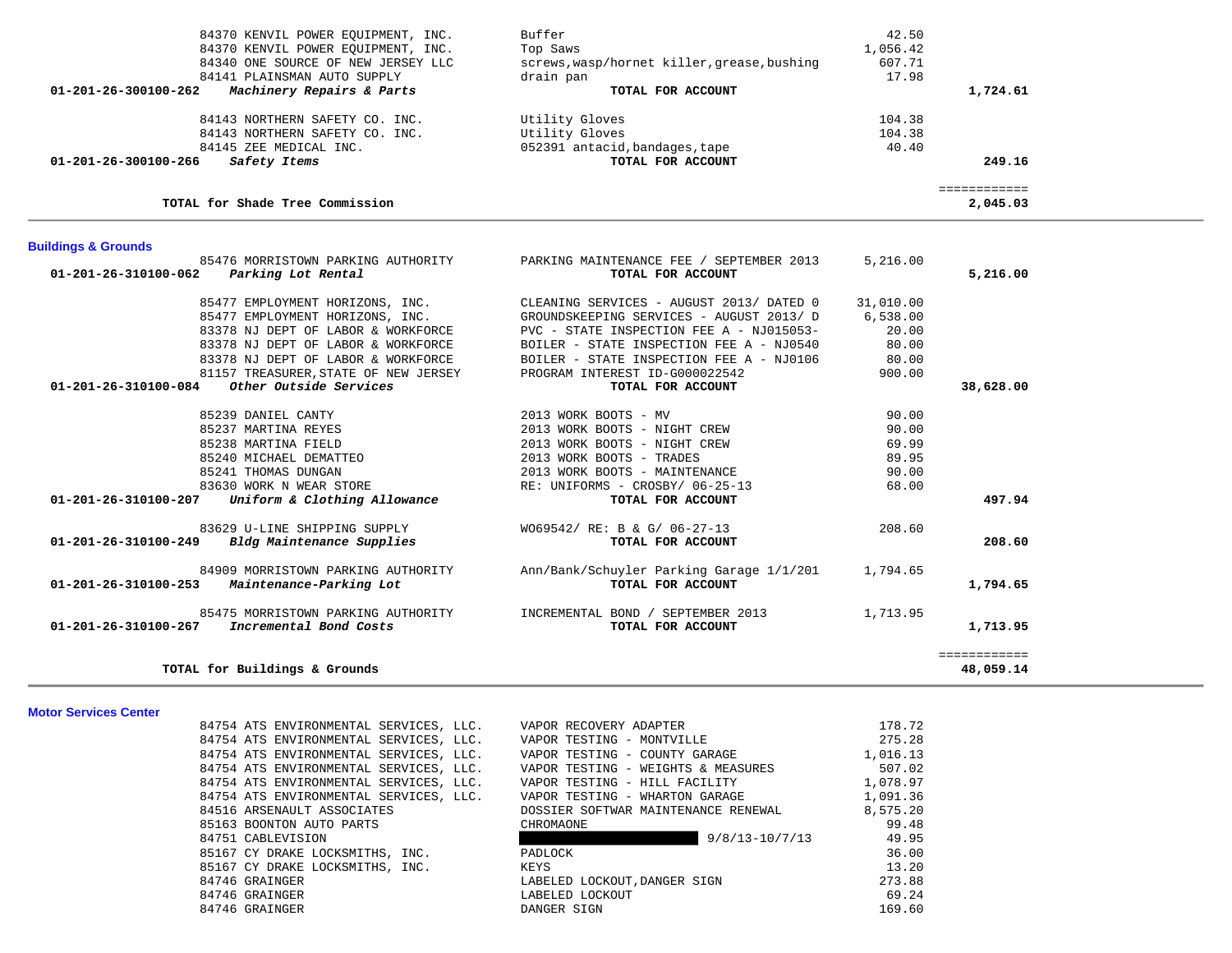| Vendor | Description | Amount | Total |
|---|---|---|---|
| 84370 KENVIL POWER EQUIPMENT, INC. | Buffer | 42.50 | |
| 84370 KENVIL POWER EQUIPMENT, INC. | Top Saws | 1,056.42 | |
| 84340 ONE SOURCE OF NEW JERSEY LLC | screws,wasp/hornet killer,grease,bushing | 607.71 | |
| 84141 PLAINSMAN AUTO SUPPLY | drain pan | 17.98 | |
| **01-201-26-300100-262** ***Machinery Repairs & Parts*** | **TOTAL FOR ACCOUNT** | | **1,724.61** |
| 84143 NORTHERN SAFETY CO. INC. | Utility Gloves | 104.38 | |
| 84143 NORTHERN SAFETY CO. INC. | Utility Gloves | 104.38 | |
| 84145 ZEE MEDICAL INC. | 052391 antacid,bandages,tape | 40.40 | |
| **01-201-26-300100-266** ***Safety Items*** | **TOTAL FOR ACCOUNT** | | **249.16** |
| | | | ============ |
| **TOTAL for Shade Tree Commission** | | | **2,045.03** |

## Buildings & Grounds

| Vendor | Description | Amount | Total |
|---|---|---|---|
| 85476 MORRISTOWN PARKING AUTHORITY | PARKING MAINTENANCE FEE / SEPTEMBER 2013 | 5,216.00 | |
| **01-201-26-310100-062** ***Parking Lot Rental*** | **TOTAL FOR ACCOUNT** | | **5,216.00** |
| 85477 EMPLOYMENT HORIZONS, INC. | CLEANING SERVICES - AUGUST 2013/ DATED 0 | 31,010.00 | |
| 85477 EMPLOYMENT HORIZONS, INC. | GROUNDSKEEPING SERVICES - AUGUST 2013/ D | 6,538.00 | |
| 83378 NJ DEPT OF LABOR & WORKFORCE | PVC - STATE INSPECTION FEE A - NJ015053- | 20.00 | |
| 83378 NJ DEPT OF LABOR & WORKFORCE | BOILER - STATE INSPECTION FEE A - NJ0540 | 80.00 | |
| 83378 NJ DEPT OF LABOR & WORKFORCE | BOILER - STATE INSPECTION FEE A - NJ0106 | 80.00 | |
| 81157 TREASURER,STATE OF NEW JERSEY | PROGRAM INTEREST ID-G000022542 | 900.00 | |
| **01-201-26-310100-084** ***Other Outside Services*** | **TOTAL FOR ACCOUNT** | | **38,628.00** |
| 85239 DANIEL CANTY | 2013 WORK BOOTS - MV | 90.00 | |
| 85237 MARTINA REYES | 2013 WORK BOOTS - NIGHT CREW | 90.00 | |
| 85238 MARTINA FIELD | 2013 WORK BOOTS - NIGHT CREW | 69.99 | |
| 85240 MICHAEL DEMATTEO | 2013 WORK BOOTS - TRADES | 89.95 | |
| 85241 THOMAS DUNGAN | 2013 WORK BOOTS - MAINTENANCE | 90.00 | |
| 83630 WORK N WEAR STORE | RE: UNIFORMS - CROSBY/ 06-25-13 | 68.00 | |
| **01-201-26-310100-207** ***Uniform & Clothing Allowance*** | **TOTAL FOR ACCOUNT** | | **497.94** |
| 83629 U-LINE SHIPPING SUPPLY | WO69542/ RE: B & G/ 06-27-13 | 208.60 | |
| **01-201-26-310100-249** ***Bldg Maintenance Supplies*** | **TOTAL FOR ACCOUNT** | | **208.60** |
| 84909 MORRISTOWN PARKING AUTHORITY | Ann/Bank/Schuyler Parking Garage 1/1/201 | 1,794.65 | |
| **01-201-26-310100-253** ***Maintenance-Parking Lot*** | **TOTAL FOR ACCOUNT** | | **1,794.65** |
| 85475 MORRISTOWN PARKING AUTHORITY | INCREMENTAL BOND / SEPTEMBER 2013 | 1,713.95 | |
| **01-201-26-310100-267** ***Incremental Bond Costs*** | **TOTAL FOR ACCOUNT** | | **1,713.95** |
| | | | ============ |
| **TOTAL for Buildings & Grounds** | | | **48,059.14** |

## Motor Services Center

| Vendor | Description | Amount | Total |
|---|---|---|---|
| 84754 ATS ENVIRONMENTAL SERVICES, LLC. | VAPOR RECOVERY ADAPTER | 178.72 | |
| 84754 ATS ENVIRONMENTAL SERVICES, LLC. | VAPOR TESTING - MONTVILLE | 275.28 | |
| 84754 ATS ENVIRONMENTAL SERVICES, LLC. | VAPOR TESTING - COUNTY GARAGE | 1,016.13 | |
| 84754 ATS ENVIRONMENTAL SERVICES, LLC. | VAPOR TESTING - WEIGHTS & MEASURES | 507.02 | |
| 84754 ATS ENVIRONMENTAL SERVICES, LLC. | VAPOR TESTING - HILL FACILITY | 1,078.97 | |
| 84754 ATS ENVIRONMENTAL SERVICES, LLC. | VAPOR TESTING - WHARTON GARAGE | 1,091.36 | |
| 84516 ARSENAULT ASSOCIATES | DOSSIER SOFTWAR MAINTENANCE RENEWAL | 8,575.20 | |
| 85163 BOONTON AUTO PARTS | CHROMAONE | 99.48 | |
| 84751 CABLEVISION | [REDACTED] 9/8/13-10/7/13 | 49.95 | |
| 85167 CY DRAKE LOCKSMITHS, INC. | PADLOCK | 36.00 | |
| 85167 CY DRAKE LOCKSMITHS, INC. | KEYS | 13.20 | |
| 84746 GRAINGER | LABELED LOCKOUT,DANGER SIGN | 273.88 | |
| 84746 GRAINGER | LABELED LOCKOUT | 69.24 | |
| 84746 GRAINGER | DANGER SIGN | 169.60 | |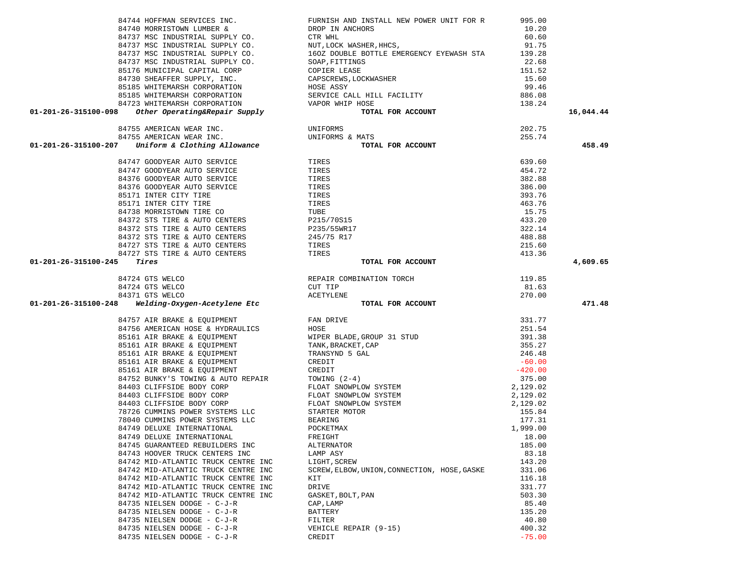| Account | Vendor | Description | Amount | Total |
|---|---|---|---|---|
| | 84744 HOFFMAN SERVICES INC. | FURNISH AND INSTALL NEW POWER UNIT FOR R | 995.00 | |
| | 84740 MORRISTOWN LUMBER & | DROP IN ANCHORS | 10.20 | |
| | 84737 MSC INDUSTRIAL SUPPLY CO. | CTR WHL | 60.60 | |
| | 84737 MSC INDUSTRIAL SUPPLY CO. | NUT,LOCK WASHER,HHCS, | 91.75 | |
| | 84737 MSC INDUSTRIAL SUPPLY CO. | 16OZ DOUBLE BOTTLE EMERGENCY EYEWASH STA | 139.28 | |
| | 84737 MSC INDUSTRIAL SUPPLY CO. | SOAP,FITTINGS | 22.68 | |
| | 85176 MUNICIPAL CAPITAL CORP | COPIER LEASE | 151.52 | |
| | 84730 SHEAFFER SUPPLY, INC. | CAPSCREWS,LOCKWASHER | 15.60 | |
| | 85185 WHITEMARSH CORPORATION | HOSE ASSY | 99.46 | |
| | 85185 WHITEMARSH CORPORATION | SERVICE CALL HILL FACILITY | 886.08 | |
| | 84723 WHITEMARSH CORPORATION | VAPOR WHIP HOSE | 138.24 | |
| **01-201-26-315100-098** | ***Other Operating&Repair Supply*** | **TOTAL FOR ACCOUNT** | | **16,044.44** |
| | 84755 AMERICAN WEAR INC. | UNIFORMS | 202.75 | |
| | 84755 AMERICAN WEAR INC. | UNIFORMS & MATS | 255.74 | |
| **01-201-26-315100-207** | ***Uniform & Clothing Allowance*** | **TOTAL FOR ACCOUNT** | | **458.49** |
| | 84747 GOODYEAR AUTO SERVICE | TIRES | 639.60 | |
| | 84747 GOODYEAR AUTO SERVICE | TIRES | 454.72 | |
| | 84376 GOODYEAR AUTO SERVICE | TIRES | 382.88 | |
| | 84376 GOODYEAR AUTO SERVICE | TIRES | 386.00 | |
| | 85171 INTER CITY TIRE | TIRES | 393.76 | |
| | 85171 INTER CITY TIRE | TIRES | 463.76 | |
| | 84738 MORRISTOWN TIRE CO | TUBE | 15.75 | |
| | 84372 STS TIRE & AUTO CENTERS | P215/70S15 | 433.20 | |
| | 84372 STS TIRE & AUTO CENTERS | P235/55WR17 | 322.14 | |
| | 84372 STS TIRE & AUTO CENTERS | 245/75 R17 | 488.88 | |
| | 84727 STS TIRE & AUTO CENTERS | TIRES | 215.60 | |
| | 84727 STS TIRE & AUTO CENTERS | TIRES | 413.36 | |
| **01-201-26-315100-245** | ***Tires*** | **TOTAL FOR ACCOUNT** | | **4,609.65** |
| | 84724 GTS WELCO | REPAIR COMBINATION TORCH | 119.85 | |
| | 84724 GTS WELCO | CUT TIP | 81.63 | |
| | 84371 GTS WELCO | ACETYLENE | 270.00 | |
| **01-201-26-315100-248** | ***Welding-Oxygen-Acetylene Etc*** | **TOTAL FOR ACCOUNT** | | **471.48** |
| | 84757 AIR BRAKE & EQUIPMENT | FAN DRIVE | 331.77 | |
| | 84756 AMERICAN HOSE & HYDRAULICS | HOSE | 251.54 | |
| | 85161 AIR BRAKE & EQUIPMENT | WIPER BLADE,GROUP 31 STUD | 391.38 | |
| | 85161 AIR BRAKE & EQUIPMENT | TANK,BRACKET,CAP | 355.27 | |
| | 85161 AIR BRAKE & EQUIPMENT | TRANSYND 5 GAL | 246.48 | |
| | 85161 AIR BRAKE & EQUIPMENT | CREDIT | -60.00 | |
| | 85161 AIR BRAKE & EQUIPMENT | CREDIT | -420.00 | |
| | 84752 BUNKY'S TOWING & AUTO REPAIR | TOWING (2-4) | 375.00 | |
| | 84403 CLIFFSIDE BODY CORP | FLOAT SNOWPLOW SYSTEM | 2,129.02 | |
| | 84403 CLIFFSIDE BODY CORP | FLOAT SNOWPLOW SYSTEM | 2,129.02 | |
| | 84403 CLIFFSIDE BODY CORP | FLOAT SNOWPLOW SYSTEM | 2,129.02 | |
| | 78726 CUMMINS POWER SYSTEMS LLC | STARTER MOTOR | 155.84 | |
| | 78040 CUMMINS POWER SYSTEMS LLC | BEARING | 177.31 | |
| | 84749 DELUXE INTERNATIONAL | POCKETMAX | 1,999.00 | |
| | 84749 DELUXE INTERNATIONAL | FREIGHT | 18.00 | |
| | 84745 GUARANTEED REBUILDERS INC | ALTERNATOR | 185.00 | |
| | 84743 HOOVER TRUCK CENTERS INC | LAMP ASY | 83.18 | |
| | 84742 MID-ATLANTIC TRUCK CENTRE INC | LIGHT,SCREW | 143.20 | |
| | 84742 MID-ATLANTIC TRUCK CENTRE INC | SCREW,ELBOW,UNION,CONNECTION, HOSE,GASKE | 331.06 | |
| | 84742 MID-ATLANTIC TRUCK CENTRE INC | KIT | 116.18 | |
| | 84742 MID-ATLANTIC TRUCK CENTRE INC | DRIVE | 331.77 | |
| | 84742 MID-ATLANTIC TRUCK CENTRE INC | GASKET,BOLT,PAN | 503.30 | |
| | 84735 NIELSEN DODGE - C-J-R | CAP,LAMP | 85.40 | |
| | 84735 NIELSEN DODGE - C-J-R | BATTERY | 135.20 | |
| | 84735 NIELSEN DODGE - C-J-R | FILTER | 40.80 | |
| | 84735 NIELSEN DODGE - C-J-R | VEHICLE REPAIR (9-15) | 400.32 | |
| | 84735 NIELSEN DODGE - C-J-R | CREDIT | -75.00 | |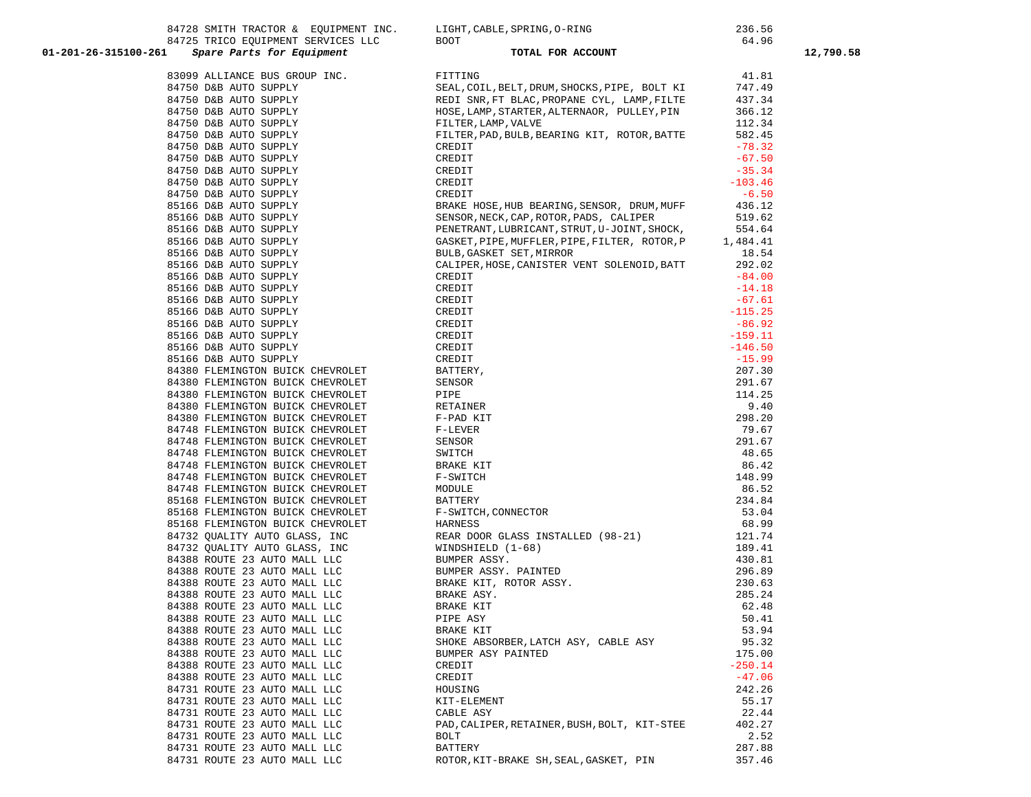| Account | PO # / Vendor | Description | Amount | Total |
|---|---|---|---|---|
| | 84728 SMITH TRACTOR & EQUIPMENT INC. | LIGHT,CABLE,SPRING,O-RING | 236.56 | |
| | 84725 TRICO EQUIPMENT SERVICES LLC | BOOT | 64.96 | |
| 01-201-26-315100-261 | ***Spare Parts for Equipment*** | **TOTAL FOR ACCOUNT** | | 12,790.58 |
| | 83099 ALLIANCE BUS GROUP INC. | FITTING | 41.81 | |
| | 84750 D&B AUTO SUPPLY | SEAL,COIL,BELT,DRUM,SHOCKS,PIPE, BOLT KI | 747.49 | |
| | 84750 D&B AUTO SUPPLY | REDI SNR,FT BLAC,PROPANE CYL, LAMP,FILTE | 437.34 | |
| | 84750 D&B AUTO SUPPLY | HOSE,LAMP,STARTER,ALTERNAOR, PULLEY,PIN | 366.12 | |
| | 84750 D&B AUTO SUPPLY | FILTER,LAMP,VALVE | 112.34 | |
| | 84750 D&B AUTO SUPPLY | FILTER,PAD,BULB,BEARING KIT, ROTOR,BATTE | 582.45 | |
| | 84750 D&B AUTO SUPPLY | CREDIT | -78.32 | |
| | 84750 D&B AUTO SUPPLY | CREDIT | -67.50 | |
| | 84750 D&B AUTO SUPPLY | CREDIT | -35.34 | |
| | 84750 D&B AUTO SUPPLY | CREDIT | -103.46 | |
| | 84750 D&B AUTO SUPPLY | CREDIT | -6.50 | |
| | 85166 D&B AUTO SUPPLY | BRAKE HOSE,HUB BEARING,SENSOR, DRUM,MUFF | 436.12 | |
| | 85166 D&B AUTO SUPPLY | SENSOR,NECK,CAP,ROTOR,PADS, CALIPER | 519.62 | |
| | 85166 D&B AUTO SUPPLY | PENETRANT,LUBRICANT,STRUT,U-JOINT,SHOCK, | 554.64 | |
| | 85166 D&B AUTO SUPPLY | GASKET,PIPE,MUFFLER,PIPE,FILTER, ROTOR,P | 1,484.41 | |
| | 85166 D&B AUTO SUPPLY | BULB,GASKET SET,MIRROR | 18.54 | |
| | 85166 D&B AUTO SUPPLY | CALIPER,HOSE,CANISTER VENT SOLENOID,BATT | 292.02 | |
| | 85166 D&B AUTO SUPPLY | CREDIT | -84.00 | |
| | 85166 D&B AUTO SUPPLY | CREDIT | -14.18 | |
| | 85166 D&B AUTO SUPPLY | CREDIT | -67.61 | |
| | 85166 D&B AUTO SUPPLY | CREDIT | -115.25 | |
| | 85166 D&B AUTO SUPPLY | CREDIT | -86.92 | |
| | 85166 D&B AUTO SUPPLY | CREDIT | -159.11 | |
| | 85166 D&B AUTO SUPPLY | CREDIT | -146.50 | |
| | 85166 D&B AUTO SUPPLY | CREDIT | -15.99 | |
| | 84380 FLEMINGTON BUICK CHEVROLET | BATTERY, | 207.30 | |
| | 84380 FLEMINGTON BUICK CHEVROLET | SENSOR | 291.67 | |
| | 84380 FLEMINGTON BUICK CHEVROLET | PIPE | 114.25 | |
| | 84380 FLEMINGTON BUICK CHEVROLET | RETAINER | 9.40 | |
| | 84380 FLEMINGTON BUICK CHEVROLET | F-PAD KIT | 298.20 | |
| | 84748 FLEMINGTON BUICK CHEVROLET | F-LEVER | 79.67 | |
| | 84748 FLEMINGTON BUICK CHEVROLET | SENSOR | 291.67 | |
| | 84748 FLEMINGTON BUICK CHEVROLET | SWITCH | 48.65 | |
| | 84748 FLEMINGTON BUICK CHEVROLET | BRAKE KIT | 86.42 | |
| | 84748 FLEMINGTON BUICK CHEVROLET | F-SWITCH | 148.99 | |
| | 84748 FLEMINGTON BUICK CHEVROLET | MODULE | 86.52 | |
| | 85168 FLEMINGTON BUICK CHEVROLET | BATTERY | 234.84 | |
| | 85168 FLEMINGTON BUICK CHEVROLET | F-SWITCH,CONNECTOR | 53.04 | |
| | 85168 FLEMINGTON BUICK CHEVROLET | HARNESS | 68.99 | |
| | 84732 QUALITY AUTO GLASS, INC | REAR DOOR GLASS INSTALLED (98-21) | 121.74 | |
| | 84732 QUALITY AUTO GLASS, INC | WINDSHIELD (1-68) | 189.41 | |
| | 84388 ROUTE 23 AUTO MALL LLC | BUMPER ASSY. | 430.81 | |
| | 84388 ROUTE 23 AUTO MALL LLC | BUMPER ASSY. PAINTED | 296.89 | |
| | 84388 ROUTE 23 AUTO MALL LLC | BRAKE KIT, ROTOR ASSY. | 230.63 | |
| | 84388 ROUTE 23 AUTO MALL LLC | BRAKE ASY. | 285.24 | |
| | 84388 ROUTE 23 AUTO MALL LLC | BRAKE KIT | 62.48 | |
| | 84388 ROUTE 23 AUTO MALL LLC | PIPE ASY | 50.41 | |
| | 84388 ROUTE 23 AUTO MALL LLC | BRAKE KIT | 53.94 | |
| | 84388 ROUTE 23 AUTO MALL LLC | SHOKE ABSORBER,LATCH ASY, CABLE ASY | 95.32 | |
| | 84388 ROUTE 23 AUTO MALL LLC | BUMPER ASY PAINTED | 175.00 | |
| | 84388 ROUTE 23 AUTO MALL LLC | CREDIT | -250.14 | |
| | 84388 ROUTE 23 AUTO MALL LLC | CREDIT | -47.06 | |
| | 84731 ROUTE 23 AUTO MALL LLC | HOUSING | 242.26 | |
| | 84731 ROUTE 23 AUTO MALL LLC | KIT-ELEMENT | 55.17 | |
| | 84731 ROUTE 23 AUTO MALL LLC | CABLE ASY | 22.44 | |
| | 84731 ROUTE 23 AUTO MALL LLC | PAD,CALIPER,RETAINER,BUSH,BOLT, KIT-STEE | 402.27 | |
| | 84731 ROUTE 23 AUTO MALL LLC | BOLT | 2.52 | |
| | 84731 ROUTE 23 AUTO MALL LLC | BATTERY | 287.88 | |
| | 84731 ROUTE 23 AUTO MALL LLC | ROTOR,KIT-BRAKE SH,SEAL,GASKET, PIN | 357.46 | |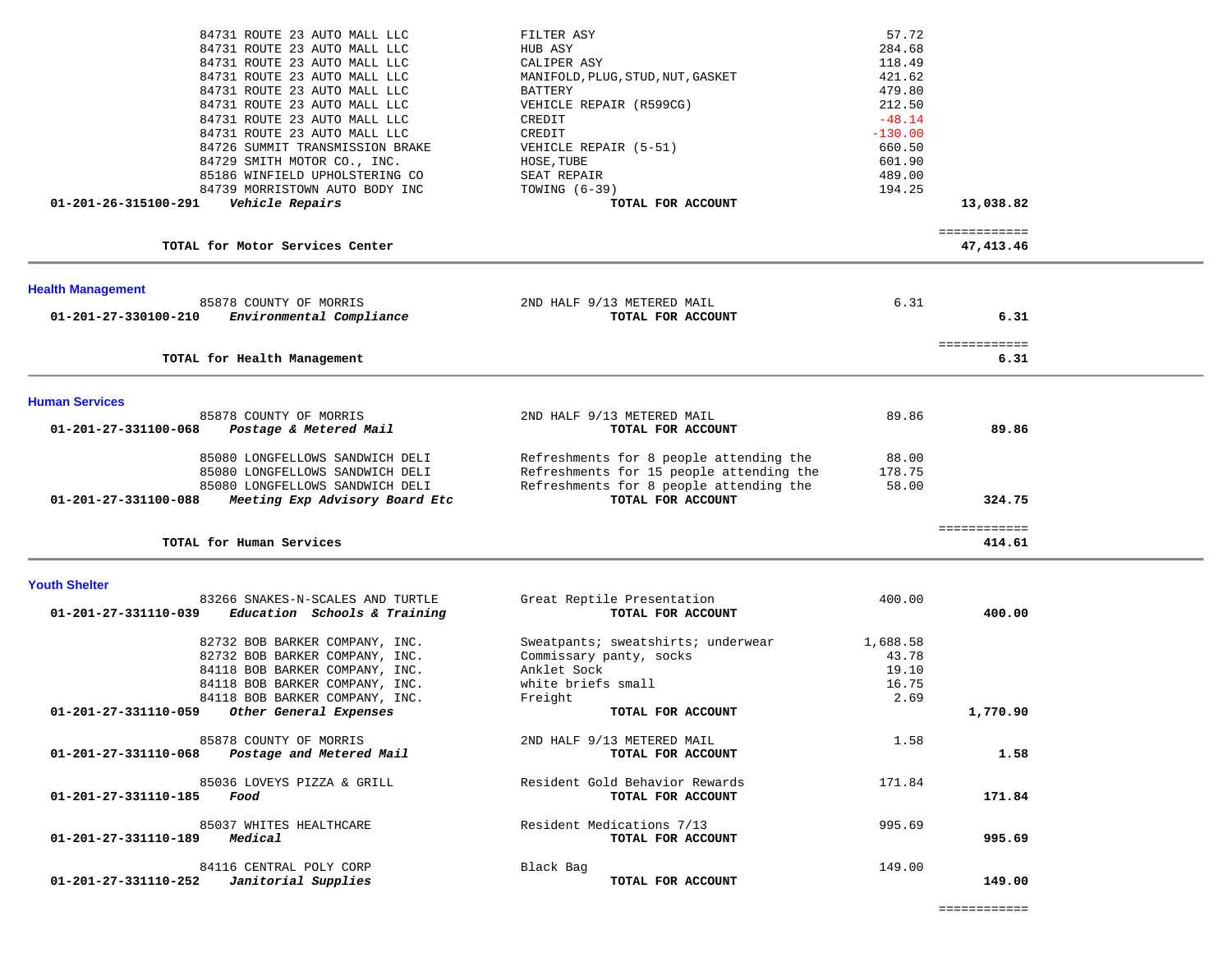| Account | Vendor / Description | Item | Amount | Total |
|---|---|---|---|---|
| | 84731 ROUTE 23 AUTO MALL LLC | FILTER ASY | 57.72 | |
| | 84731 ROUTE 23 AUTO MALL LLC | HUB ASY | 284.68 | |
| | 84731 ROUTE 23 AUTO MALL LLC | CALIPER ASY | 118.49 | |
| | 84731 ROUTE 23 AUTO MALL LLC | MANIFOLD,PLUG,STUD,NUT,GASKET | 421.62 | |
| | 84731 ROUTE 23 AUTO MALL LLC | BATTERY | 479.80 | |
| | 84731 ROUTE 23 AUTO MALL LLC | VEHICLE REPAIR (R599CG) | 212.50 | |
| | 84731 ROUTE 23 AUTO MALL LLC | CREDIT | -48.14 | |
| | 84731 ROUTE 23 AUTO MALL LLC | CREDIT | -130.00 | |
| | 84726 SUMMIT TRANSMISSION BRAKE | VEHICLE REPAIR (5-51) | 660.50 | |
| | 84729 SMITH MOTOR CO., INC. | HOSE,TUBE | 601.90 | |
| | 85186 WINFIELD UPHOLSTERING CO | SEAT REPAIR | 489.00 | |
| | 84739 MORRISTOWN AUTO BODY INC | TOWING (6-39) | 194.25 | |
| **01-201-26-315100-291** | ***Vehicle Repairs*** | **TOTAL FOR ACCOUNT** | | **13,038.82** |
| | **TOTAL for Motor Services Center** | | | **47,413.46** |

## Health Management

| Account | Vendor / Description | Item | Amount | Total |
|---|---|---|---|---|
| | 85878 COUNTY OF MORRIS | 2ND HALF 9/13 METERED MAIL | 6.31 | |
| **01-201-27-330100-210** | ***Environmental Compliance*** | **TOTAL FOR ACCOUNT** | | **6.31** |
| | **TOTAL for Health Management** | | | **6.31** |

## Human Services

| Account | Vendor / Description | Item | Amount | Total |
|---|---|---|---|---|
| | 85878 COUNTY OF MORRIS | 2ND HALF 9/13 METERED MAIL | 89.86 | |
| **01-201-27-331100-068** | ***Postage & Metered Mail*** | **TOTAL FOR ACCOUNT** | | **89.86** |
| | 85080 LONGFELLOWS SANDWICH DELI | Refreshments for 8 people attending the | 88.00 | |
| | 85080 LONGFELLOWS SANDWICH DELI | Refreshments for 15 people attending the | 178.75 | |
| | 85080 LONGFELLOWS SANDWICH DELI | Refreshments for 8 people attending the | 58.00 | |
| **01-201-27-331100-088** | ***Meeting Exp Advisory Board Etc*** | **TOTAL FOR ACCOUNT** | | **324.75** |
| | **TOTAL for Human Services** | | | **414.61** |

## Youth Shelter

| Account | Vendor / Description | Item | Amount | Total |
|---|---|---|---|---|
| | 83266 SNAKES-N-SCALES AND TURTLE | Great Reptile Presentation | 400.00 | |
| **01-201-27-331110-039** | ***Education Schools & Training*** | **TOTAL FOR ACCOUNT** | | **400.00** |
| | 82732 BOB BARKER COMPANY, INC. | Sweatpants; sweatshirts; underwear | 1,688.58 | |
| | 82732 BOB BARKER COMPANY, INC. | Commissary panty, socks | 43.78 | |
| | 84118 BOB BARKER COMPANY, INC. | Anklet Sock | 19.10 | |
| | 84118 BOB BARKER COMPANY, INC. | white briefs small | 16.75 | |
| | 84118 BOB BARKER COMPANY, INC. | Freight | 2.69 | |
| **01-201-27-331110-059** | ***Other General Expenses*** | **TOTAL FOR ACCOUNT** | | **1,770.90** |
| | 85878 COUNTY OF MORRIS | 2ND HALF 9/13 METERED MAIL | 1.58 | |
| **01-201-27-331110-068** | ***Postage and Metered Mail*** | **TOTAL FOR ACCOUNT** | | **1.58** |
| | 85036 LOVEYS PIZZA & GRILL | Resident Gold Behavior Rewards | 171.84 | |
| **01-201-27-331110-185** | ***Food*** | **TOTAL FOR ACCOUNT** | | **171.84** |
| | 85037 WHITES HEALTHCARE | Resident Medications 7/13 | 995.69 | |
| **01-201-27-331110-189** | ***Medical*** | **TOTAL FOR ACCOUNT** | | **995.69** |
| | 84116 CENTRAL POLY CORP | Black Bag | 149.00 | |
| **01-201-27-331110-252** | ***Janitorial Supplies*** | **TOTAL FOR ACCOUNT** | | **149.00** |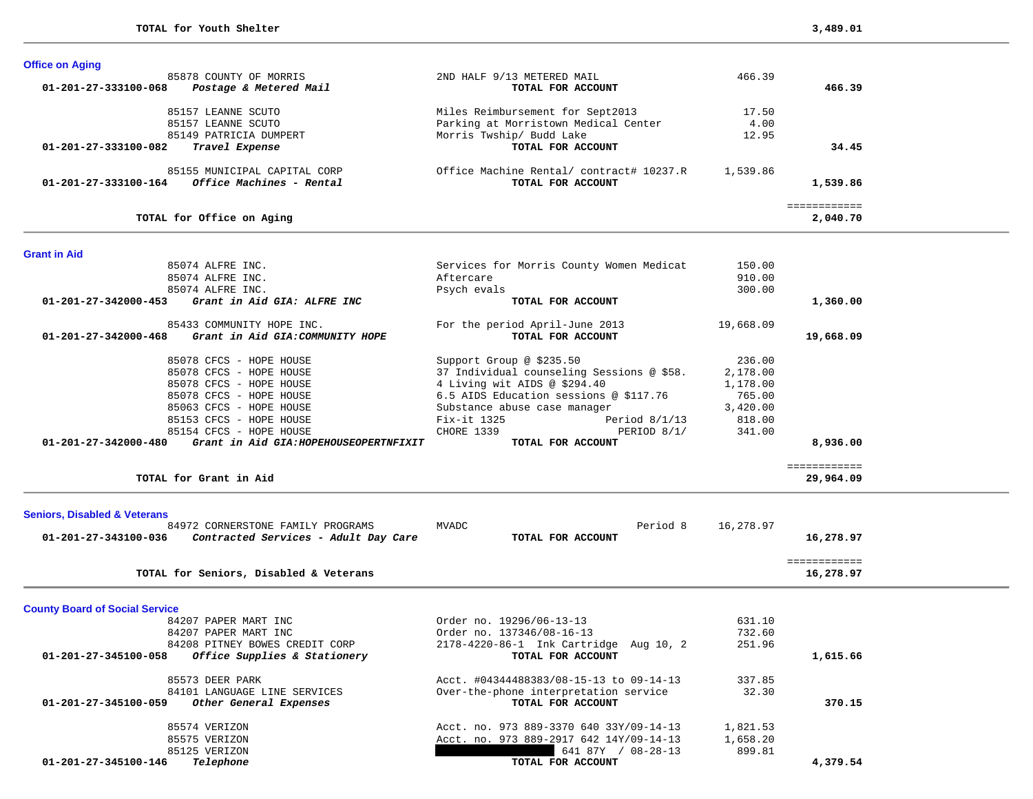**TOTAL for Youth Shelter** **3,489.01**

### Office on Aging

| Account | Vendor / Account Name | Description | Amount | Total |
|---|---|---|---|---|
| | 85878 COUNTY OF MORRIS | 2ND HALF 9/13 METERED MAIL | 466.39 | |
| **01-201-27-333100-068** | ***Postage & Metered Mail*** | **TOTAL FOR ACCOUNT** | | **466.39** |
| | 85157 LEANNE SCUTO | Miles Reimbursement for Sept2013 | 17.50 | |
| | 85157 LEANNE SCUTO | Parking at Morristown Medical Center | 4.00 | |
| | 85149 PATRICIA DUMPERT | Morris Twship/ Budd Lake | 12.95 | |
| **01-201-27-333100-082** | ***Travel Expense*** | **TOTAL FOR ACCOUNT** | | **34.45** |
| | 85155 MUNICIPAL CAPITAL CORP | Office Machine Rental/ contract# 10237.R | 1,539.86 | |
| **01-201-27-333100-164** | ***Office Machines - Rental*** | **TOTAL FOR ACCOUNT** | | **1,539.86** |

**TOTAL for Office on Aging** ============ **2,040.70**

### Grant in Aid

| Account | Vendor / Account Name | Description | Amount | Total |
|---|---|---|---|---|
| | 85074 ALFRE INC. | Services for Morris County Women Medicat | 150.00 | |
| | 85074 ALFRE INC. | Aftercare | 910.00 | |
| | 85074 ALFRE INC. | Psych evals | 300.00 | |
| **01-201-27-342000-453** | ***Grant in Aid GIA: ALFRE INC*** | **TOTAL FOR ACCOUNT** | | **1,360.00** |
| | 85433 COMMUNITY HOPE INC. | For the period April-June 2013 | 19,668.09 | |
| **01-201-27-342000-468** | ***Grant in Aid GIA:COMMUNITY HOPE*** | **TOTAL FOR ACCOUNT** | | **19,668.09** |
| | 85078 CFCS - HOPE HOUSE | Support Group @ $235.50 | 236.00 | |
| | 85078 CFCS - HOPE HOUSE | 37 Individual counseling Sessions @ $58. | 2,178.00 | |
| | 85078 CFCS - HOPE HOUSE | 4 Living wit AIDS @ $294.40 | 1,178.00 | |
| | 85078 CFCS - HOPE HOUSE | 6.5 AIDS Education sessions @ $117.76 | 765.00 | |
| | 85063 CFCS - HOPE HOUSE | Substance abuse case manager | 3,420.00 | |
| | 85153 CFCS - HOPE HOUSE | Fix-it 1325 Period 8/1/13 | 818.00 | |
| | 85154 CFCS - HOPE HOUSE | CHORE 1339 PERIOD 8/1/ | 341.00 | |
| **01-201-27-342000-480** | ***Grant in Aid GIA:HOPEHOUSEOPERTNFIXIT*** | **TOTAL FOR ACCOUNT** | | **8,936.00** |

**TOTAL for Grant in Aid** ============ **29,964.09**

### Seniors, Disabled & Veterans

| Account | Vendor / Account Name | Description | Amount | Total |
|---|---|---|---|---|
| | 84972 CORNERSTONE FAMILY PROGRAMS | MVADC Period 8 | 16,278.97 | |
| **01-201-27-343100-036** | ***Contracted Services - Adult Day Care*** | **TOTAL FOR ACCOUNT** | | **16,278.97** |

**TOTAL for Seniors, Disabled & Veterans** ============ **16,278.97**

### County Board of Social Service

| Account | Vendor / Account Name | Description | Amount | Total |
|---|---|---|---|---|
| | 84207 PAPER MART INC | Order no. 19296/06-13-13 | 631.10 | |
| | 84207 PAPER MART INC | Order no. 137346/08-16-13 | 732.60 | |
| | 84208 PITNEY BOWES CREDIT CORP | 2178-4220-86-1 Ink Cartridge Aug 10, 2 | 251.96 | |
| **01-201-27-345100-058** | ***Office Supplies & Stationery*** | **TOTAL FOR ACCOUNT** | | **1,615.66** |
| | 85573 DEER PARK | Acct. #04344488383/08-15-13 to 09-14-13 | 337.85 | |
| | 84101 LANGUAGE LINE SERVICES | Over-the-phone interpretation service | 32.30 | |
| **01-201-27-345100-059** | ***Other General Expenses*** | **TOTAL FOR ACCOUNT** | | **370.15** |
| | 85574 VERIZON | Acct. no. 973 889-3370 640 33Y/09-14-13 | 1,821.53 | |
| | 85575 VERIZON | Acct. no. 973 889-2917 642 14Y/09-14-13 | 1,658.20 | |
| | 85125 VERIZON | [REDACTED] 641 87Y / 08-28-13 | 899.81 | |
| **01-201-27-345100-146** | ***Telephone*** | **TOTAL FOR ACCOUNT** | | **4,379.54** |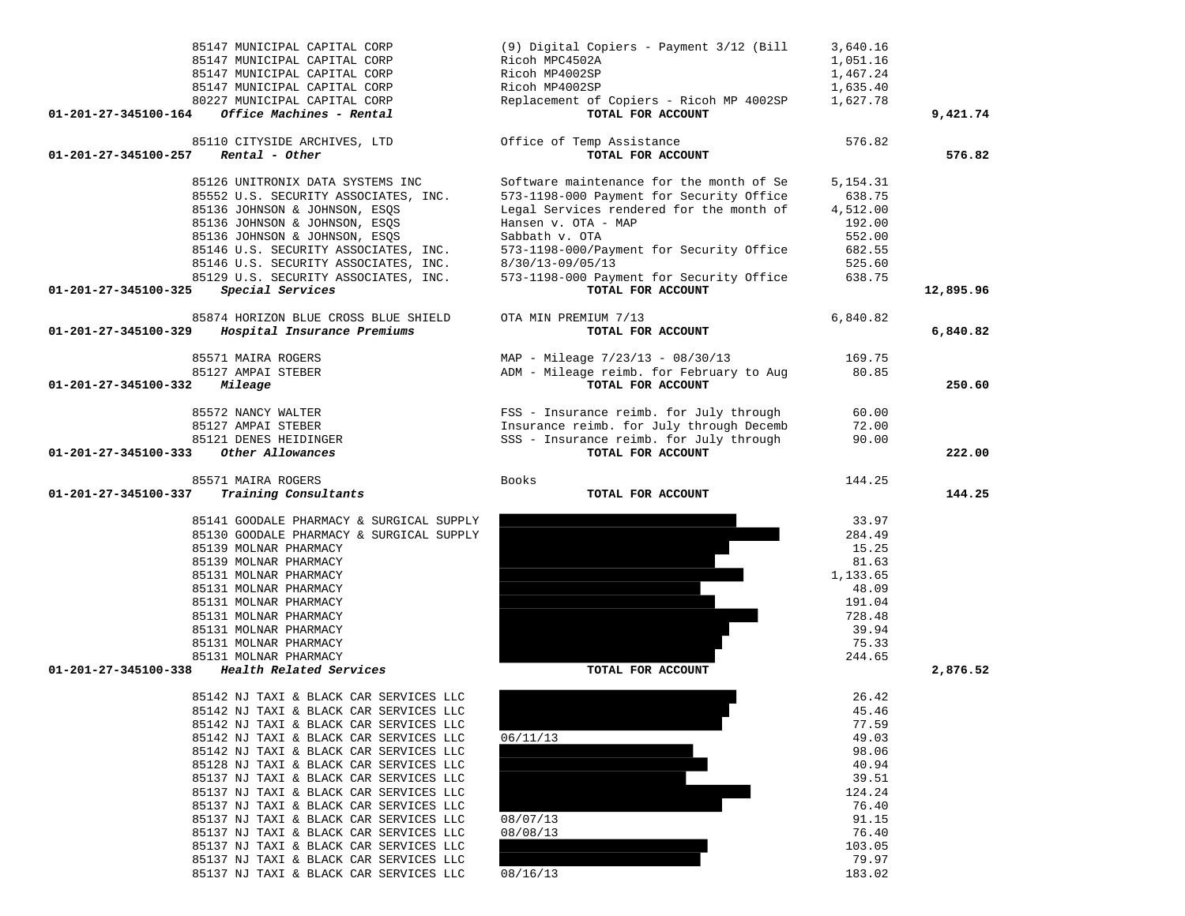| Account | Vendor | Description | Amount | Total |
|---|---|---|---|---|
| | 85147 MUNICIPAL CAPITAL CORP | (9) Digital Copiers - Payment 3/12 (Bill | 3,640.16 | |
| | 85147 MUNICIPAL CAPITAL CORP | Ricoh MPC4502A | 1,051.16 | |
| | 85147 MUNICIPAL CAPITAL CORP | Ricoh MP4002SP | 1,467.24 | |
| | 85147 MUNICIPAL CAPITAL CORP | Ricoh MP4002SP | 1,635.40 | |
| | 80227 MUNICIPAL CAPITAL CORP | Replacement of Copiers - Ricoh MP 4002SP | 1,627.78 | |
| **01-201-27-345100-164** | ***Office Machines - Rental*** | **TOTAL FOR ACCOUNT** | | **9,421.74** |
| | 85110 CITYSIDE ARCHIVES, LTD | Office of Temp Assistance | 576.82 | |
| **01-201-27-345100-257** | ***Rental - Other*** | **TOTAL FOR ACCOUNT** | | **576.82** |
| | 85126 UNITRONIX DATA SYSTEMS INC | Software maintenance for the month of Se | 5,154.31 | |
| | 85552 U.S. SECURITY ASSOCIATES, INC. | 573-1198-000 Payment for Security Office | 638.75 | |
| | 85136 JOHNSON & JOHNSON, ESQS | Legal Services rendered for the month of | 4,512.00 | |
| | 85136 JOHNSON & JOHNSON, ESQS | Hansen v. OTA - MAP | 192.00 | |
| | 85136 JOHNSON & JOHNSON, ESQS | Sabbath v. OTA | 552.00 | |
| | 85146 U.S. SECURITY ASSOCIATES, INC. | 573-1198-000/Payment for Security Office | 682.55 | |
| | 85146 U.S. SECURITY ASSOCIATES, INC. | 8/30/13-09/05/13 | 525.60 | |
| | 85129 U.S. SECURITY ASSOCIATES, INC. | 573-1198-000 Payment for Security Office | 638.75 | |
| **01-201-27-345100-325** | ***Special Services*** | **TOTAL FOR ACCOUNT** | | **12,895.96** |
| | 85874 HORIZON BLUE CROSS BLUE SHIELD | OTA MIN PREMIUM 7/13 | 6,840.82 | |
| **01-201-27-345100-329** | ***Hospital Insurance Premiums*** | **TOTAL FOR ACCOUNT** | | **6,840.82** |
| | 85571 MAIRA ROGERS | MAP - Mileage 7/23/13 - 08/30/13 | 169.75 | |
| | 85127 AMPAI STEBER | ADM - Mileage reimb. for February to Aug | 80.85 | |
| **01-201-27-345100-332** | ***Mileage*** | **TOTAL FOR ACCOUNT** | | **250.60** |
| | 85572 NANCY WALTER | FSS - Insurance reimb. for July through | 60.00 | |
| | 85127 AMPAI STEBER | Insurance reimb. for July through Decemb | 72.00 | |
| | 85121 DENES HEIDINGER | SSS - Insurance reimb. for July through | 90.00 | |
| **01-201-27-345100-333** | ***Other Allowances*** | **TOTAL FOR ACCOUNT** | | **222.00** |
| | 85571 MAIRA ROGERS | Books | 144.25 | |
| **01-201-27-345100-337** | ***Training Consultants*** | **TOTAL FOR ACCOUNT** | | **144.25** |
| | 85141 GOODALE PHARMACY & SURGICAL SUPPLY | | 33.97 | |
| | 85130 GOODALE PHARMACY & SURGICAL SUPPLY | | 284.49 | |
| | 85139 MOLNAR PHARMACY | | 15.25 | |
| | 85139 MOLNAR PHARMACY | | 81.63 | |
| | 85131 MOLNAR PHARMACY | | 1,133.65 | |
| | 85131 MOLNAR PHARMACY | | 48.09 | |
| | 85131 MOLNAR PHARMACY | | 191.04 | |
| | 85131 MOLNAR PHARMACY | | 728.48 | |
| | 85131 MOLNAR PHARMACY | | 39.94 | |
| | 85131 MOLNAR PHARMACY | | 75.33 | |
| | 85131 MOLNAR PHARMACY | | 244.65 | |
| **01-201-27-345100-338** | ***Health Related Services*** | **TOTAL FOR ACCOUNT** | | **2,876.52** |
| | 85142 NJ TAXI & BLACK CAR SERVICES LLC | | 26.42 | |
| | 85142 NJ TAXI & BLACK CAR SERVICES LLC | | 45.46 | |
| | 85142 NJ TAXI & BLACK CAR SERVICES LLC | | 77.59 | |
| | 85142 NJ TAXI & BLACK CAR SERVICES LLC | 06/11/13 | 49.03 | |
| | 85142 NJ TAXI & BLACK CAR SERVICES LLC | | 98.06 | |
| | 85128 NJ TAXI & BLACK CAR SERVICES LLC | | 40.94 | |
| | 85137 NJ TAXI & BLACK CAR SERVICES LLC | | 39.51 | |
| | 85137 NJ TAXI & BLACK CAR SERVICES LLC | | 124.24 | |
| | 85137 NJ TAXI & BLACK CAR SERVICES LLC | | 76.40 | |
| | 85137 NJ TAXI & BLACK CAR SERVICES LLC | 08/07/13 | 91.15 | |
| | 85137 NJ TAXI & BLACK CAR SERVICES LLC | 08/08/13 | 76.40 | |
| | 85137 NJ TAXI & BLACK CAR SERVICES LLC | | 103.05 | |
| | 85137 NJ TAXI & BLACK CAR SERVICES LLC | | 79.97 | |
| | 85137 NJ TAXI & BLACK CAR SERVICES LLC | 08/16/13 | 183.02 | |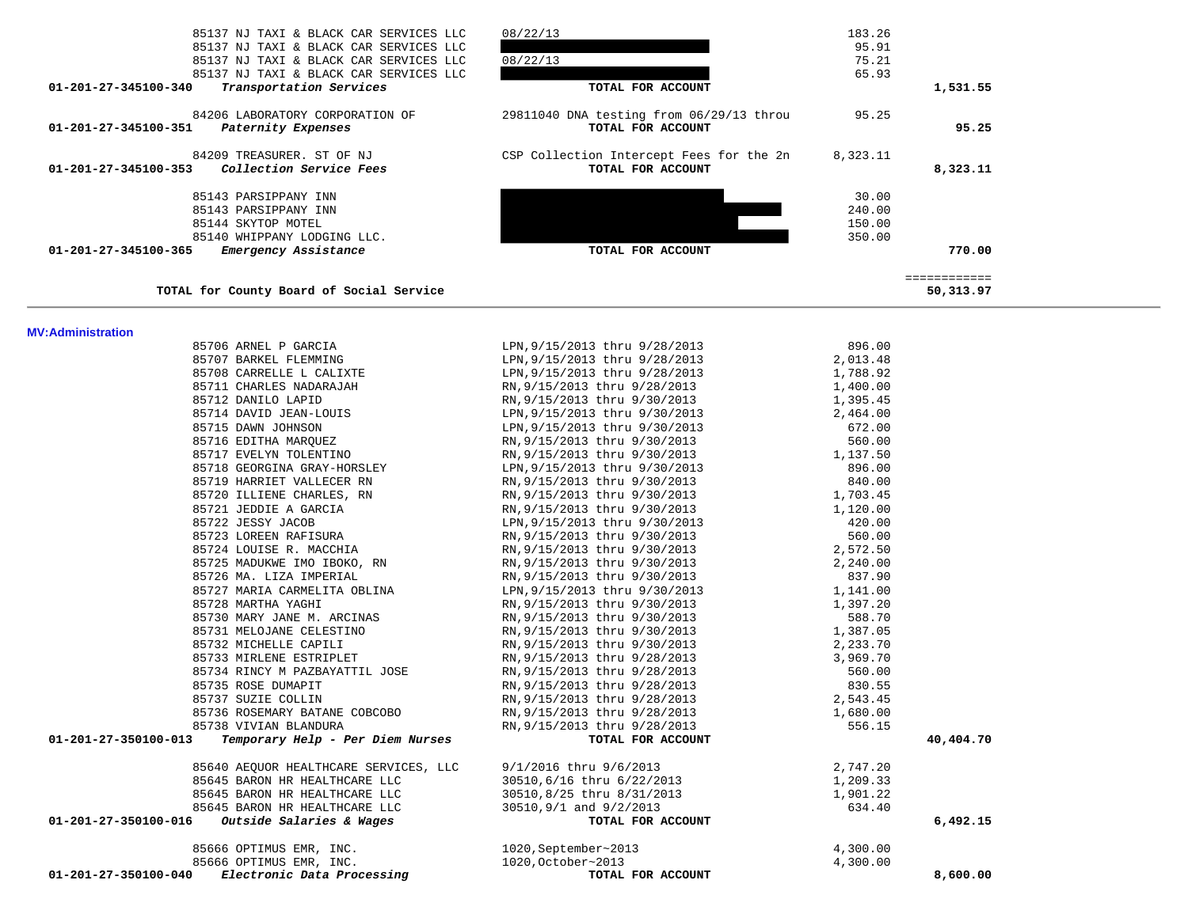| Account | Vendor / Description | Detail | Amount | Total |
|---|---|---|---|---|
| | 85137 NJ TAXI & BLACK CAR SERVICES LLC | 08/22/13 | 183.26 | |
| | 85137 NJ TAXI & BLACK CAR SERVICES LLC | | 95.91 | |
| | 85137 NJ TAXI & BLACK CAR SERVICES LLC | 08/22/13 | 75.21 | |
| | 85137 NJ TAXI & BLACK CAR SERVICES LLC | | 65.93 | |
| **01-201-27-345100-340** | ***Transportation Services*** | **TOTAL FOR ACCOUNT** | | **1,531.55** |
| | 84206 LABORATORY CORPORATION OF | 29811040 DNA testing from 06/29/13 throu | 95.25 | |
| **01-201-27-345100-351** | ***Paternity Expenses*** | **TOTAL FOR ACCOUNT** | | **95.25** |
| | 84209 TREASURER. ST OF NJ | CSP Collection Intercept Fees for the 2n | 8,323.11 | |
| **01-201-27-345100-353** | ***Collection Service Fees*** | **TOTAL FOR ACCOUNT** | | **8,323.11** |
| | 85143 PARSIPPANY INN | | 30.00 | |
| | 85143 PARSIPPANY INN | | 240.00 | |
| | 85144 SKYTOP MOTEL | | 150.00 | |
| | 85140 WHIPPANY LODGING LLC. | | 350.00 | |
| **01-201-27-345100-365** | ***Emergency Assistance*** | **TOTAL FOR ACCOUNT** | | **770.00** |
| | **TOTAL for County Board of Social Service** | | | ============ **50,313.97** |

**MV:Administration**

| Account | Vendor / Description | Detail | Amount | Total |
|---|---|---|---|---|
| | 85706 ARNEL P GARCIA | LPN,9/15/2013 thru 9/28/2013 | 896.00 | |
| | 85707 BARKEL FLEMMING | LPN,9/15/2013 thru 9/28/2013 | 2,013.48 | |
| | 85708 CARRELLE L CALIXTE | LPN,9/15/2013 thru 9/28/2013 | 1,788.92 | |
| | 85711 CHARLES NADARAJAH | RN,9/15/2013 thru 9/28/2013 | 1,400.00 | |
| | 85712 DANILO LAPID | RN,9/15/2013 thru 9/30/2013 | 1,395.45 | |
| | 85714 DAVID JEAN-LOUIS | LPN,9/15/2013 thru 9/30/2013 | 2,464.00 | |
| | 85715 DAWN JOHNSON | LPN,9/15/2013 thru 9/30/2013 | 672.00 | |
| | 85716 EDITHA MARQUEZ | RN,9/15/2013 thru 9/30/2013 | 560.00 | |
| | 85717 EVELYN TOLENTINO | RN,9/15/2013 thru 9/30/2013 | 1,137.50 | |
| | 85718 GEORGINA GRAY-HORSLEY | LPN,9/15/2013 thru 9/30/2013 | 896.00 | |
| | 85719 HARRIET VALLECER RN | RN,9/15/2013 thru 9/30/2013 | 840.00 | |
| | 85720 ILLIENE CHARLES, RN | RN,9/15/2013 thru 9/30/2013 | 1,703.45 | |
| | 85721 JEDDIE A GARCIA | RN,9/15/2013 thru 9/30/2013 | 1,120.00 | |
| | 85722 JESSY JACOB | LPN,9/15/2013 thru 9/30/2013 | 420.00 | |
| | 85723 LOREEN RAFISURA | RN,9/15/2013 thru 9/30/2013 | 560.00 | |
| | 85724 LOUISE R. MACCHIA | RN,9/15/2013 thru 9/30/2013 | 2,572.50 | |
| | 85725 MADUKWE IMO IBOKO, RN | RN,9/15/2013 thru 9/30/2013 | 2,240.00 | |
| | 85726 MA. LIZA IMPERIAL | RN,9/15/2013 thru 9/30/2013 | 837.90 | |
| | 85727 MARIA CARMELITA OBLINA | LPN,9/15/2013 thru 9/30/2013 | 1,141.00 | |
| | 85728 MARTHA YAGHI | RN,9/15/2013 thru 9/30/2013 | 1,397.20 | |
| | 85730 MARY JANE M. ARCINAS | RN,9/15/2013 thru 9/30/2013 | 588.70 | |
| | 85731 MELOJANE CELESTINO | RN,9/15/2013 thru 9/30/2013 | 1,387.05 | |
| | 85732 MICHELLE CAPILI | RN,9/15/2013 thru 9/30/2013 | 2,233.70 | |
| | 85733 MIRLENE ESTRIPLET | RN,9/15/2013 thru 9/28/2013 | 3,969.70 | |
| | 85734 RINCY M PAZBAYATTIL JOSE | RN,9/15/2013 thru 9/28/2013 | 560.00 | |
| | 85735 ROSE DUMAPIT | RN,9/15/2013 thru 9/28/2013 | 830.55 | |
| | 85737 SUZIE COLLIN | RN,9/15/2013 thru 9/28/2013 | 2,543.45 | |
| | 85736 ROSEMARY BATANE COBCOBO | RN,9/15/2013 thru 9/28/2013 | 1,680.00 | |
| | 85738 VIVIAN BLANDURA | RN,9/15/2013 thru 9/28/2013 | 556.15 | |
| **01-201-27-350100-013** | ***Temporary Help - Per Diem Nurses*** | **TOTAL FOR ACCOUNT** | | **40,404.70** |
| | 85640 AEQUOR HEALTHCARE SERVICES, LLC | 9/1/2016 thru 9/6/2013 | 2,747.20 | |
| | 85645 BARON HR HEALTHCARE LLC | 30510,6/16 thru 6/22/2013 | 1,209.33 | |
| | 85645 BARON HR HEALTHCARE LLC | 30510,8/25 thru 8/31/2013 | 1,901.22 | |
| | 85645 BARON HR HEALTHCARE LLC | 30510,9/1 and 9/2/2013 | 634.40 | |
| **01-201-27-350100-016** | ***Outside Salaries & Wages*** | **TOTAL FOR ACCOUNT** | | **6,492.15** |
| | 85666 OPTIMUS EMR, INC. | 1020,September~2013 | 4,300.00 | |
| | 85666 OPTIMUS EMR, INC. | 1020,October~2013 | 4,300.00 | |
| **01-201-27-350100-040** | ***Electronic Data Processing*** | **TOTAL FOR ACCOUNT** | | **8,600.00** |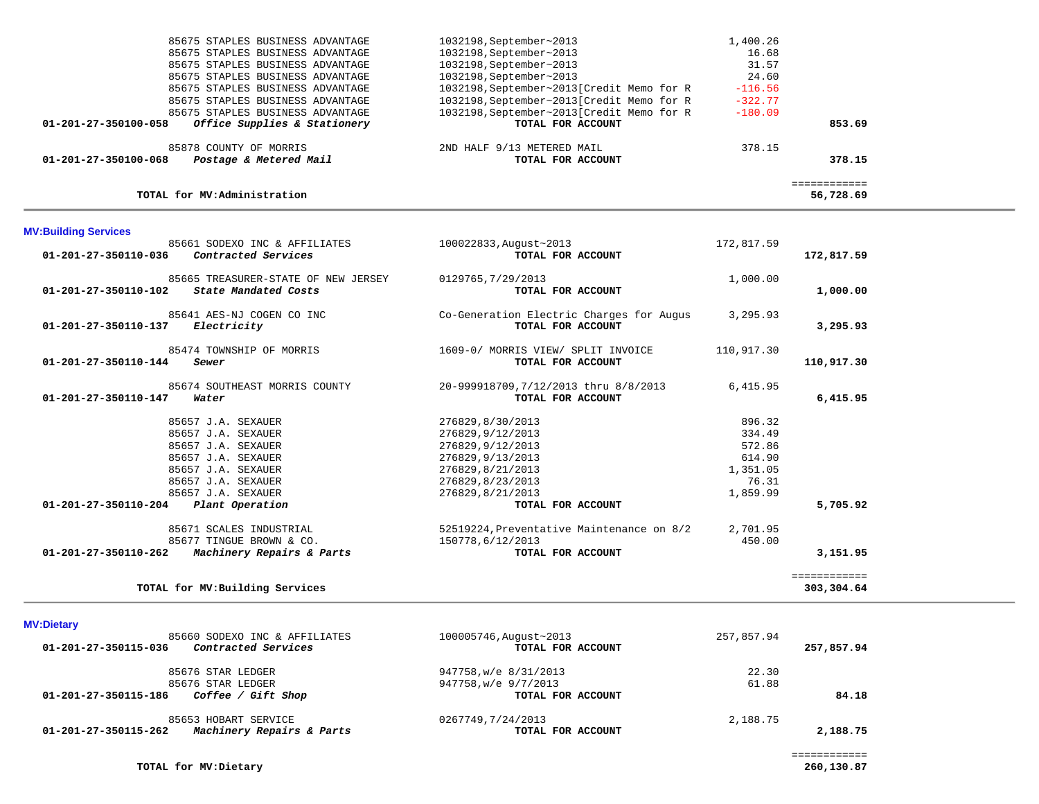| Account | Vendor / Description | Invoice / Reference | Amount | Total |
|---|---|---|---|---|
| | 85675 STAPLES BUSINESS ADVANTAGE | 1032198,September~2013 | 1,400.26 | |
| | 85675 STAPLES BUSINESS ADVANTAGE | 1032198,September~2013 | 16.68 | |
| | 85675 STAPLES BUSINESS ADVANTAGE | 1032198,September~2013 | 31.57 | |
| | 85675 STAPLES BUSINESS ADVANTAGE | 1032198,September~2013 | 24.60 | |
| | 85675 STAPLES BUSINESS ADVANTAGE | 1032198,September~2013[Credit Memo for R | -116.56 | |
| | 85675 STAPLES BUSINESS ADVANTAGE | 1032198,September~2013[Credit Memo for R | -322.77 | |
| | 85675 STAPLES BUSINESS ADVANTAGE | 1032198,September~2013[Credit Memo for R | -180.09 | |
| **01-201-27-350100-058** | ***Office Supplies & Stationery*** | **TOTAL FOR ACCOUNT** | | **853.69** |
| | 85878 COUNTY OF MORRIS | 2ND HALF 9/13 METERED MAIL | 378.15 | |
| **01-201-27-350100-068** | ***Postage & Metered Mail*** | **TOTAL FOR ACCOUNT** | | **378.15** |
| | **TOTAL for MV:Administration** | | | **56,728.69** |

## MV:Building Services

| Account | Vendor / Description | Invoice / Reference | Amount | Total |
|---|---|---|---|---|
| | 85661 SODEXO INC & AFFILIATES | 100022833,August~2013 | 172,817.59 | |
| **01-201-27-350110-036** | ***Contracted Services*** | **TOTAL FOR ACCOUNT** | | **172,817.59** |
| | 85665 TREASURER-STATE OF NEW JERSEY | 0129765,7/29/2013 | 1,000.00 | |
| **01-201-27-350110-102** | ***State Mandated Costs*** | **TOTAL FOR ACCOUNT** | | **1,000.00** |
| | 85641 AES-NJ COGEN CO INC | Co-Generation Electric Charges for Augus | 3,295.93 | |
| **01-201-27-350110-137** | ***Electricity*** | **TOTAL FOR ACCOUNT** | | **3,295.93** |
| | 85474 TOWNSHIP OF MORRIS | 1609-0/ MORRIS VIEW/ SPLIT INVOICE | 110,917.30 | |
| **01-201-27-350110-144** | ***Sewer*** | **TOTAL FOR ACCOUNT** | | **110,917.30** |
| | 85674 SOUTHEAST MORRIS COUNTY | 20-999918709,7/12/2013 thru 8/8/2013 | 6,415.95 | |
| **01-201-27-350110-147** | ***Water*** | **TOTAL FOR ACCOUNT** | | **6,415.95** |
| | 85657 J.A. SEXAUER | 276829,8/30/2013 | 896.32 | |
| | 85657 J.A. SEXAUER | 276829,9/12/2013 | 334.49 | |
| | 85657 J.A. SEXAUER | 276829,9/12/2013 | 572.86 | |
| | 85657 J.A. SEXAUER | 276829,9/13/2013 | 614.90 | |
| | 85657 J.A. SEXAUER | 276829,8/21/2013 | 1,351.05 | |
| | 85657 J.A. SEXAUER | 276829,8/23/2013 | 76.31 | |
| | 85657 J.A. SEXAUER | 276829,8/21/2013 | 1,859.99 | |
| **01-201-27-350110-204** | ***Plant Operation*** | **TOTAL FOR ACCOUNT** | | **5,705.92** |
| | 85671 SCALES INDUSTRIAL | 52519224,Preventative Maintenance on 8/2 | 2,701.95 | |
| | 85677 TINGUE BROWN & CO. | 150778,6/12/2013 | 450.00 | |
| **01-201-27-350110-262** | ***Machinery Repairs & Parts*** | **TOTAL FOR ACCOUNT** | | **3,151.95** |
| | **TOTAL for MV:Building Services** | | | **303,304.64** |

## MV:Dietary

| Account | Vendor / Description | Invoice / Reference | Amount | Total |
|---|---|---|---|---|
| | 85660 SODEXO INC & AFFILIATES | 100005746,August~2013 | 257,857.94 | |
| **01-201-27-350115-036** | ***Contracted Services*** | **TOTAL FOR ACCOUNT** | | **257,857.94** |
| | 85676 STAR LEDGER | 947758,w/e 8/31/2013 | 22.30 | |
| | 85676 STAR LEDGER | 947758,w/e 9/7/2013 | 61.88 | |
| **01-201-27-350115-186** | ***Coffee / Gift Shop*** | **TOTAL FOR ACCOUNT** | | **84.18** |
| | 85653 HOBART SERVICE | 0267749,7/24/2013 | 2,188.75 | |
| **01-201-27-350115-262** | ***Machinery Repairs & Parts*** | **TOTAL FOR ACCOUNT** | | **2,188.75** |
| | **TOTAL for MV:Dietary** | | | **260,130.87** |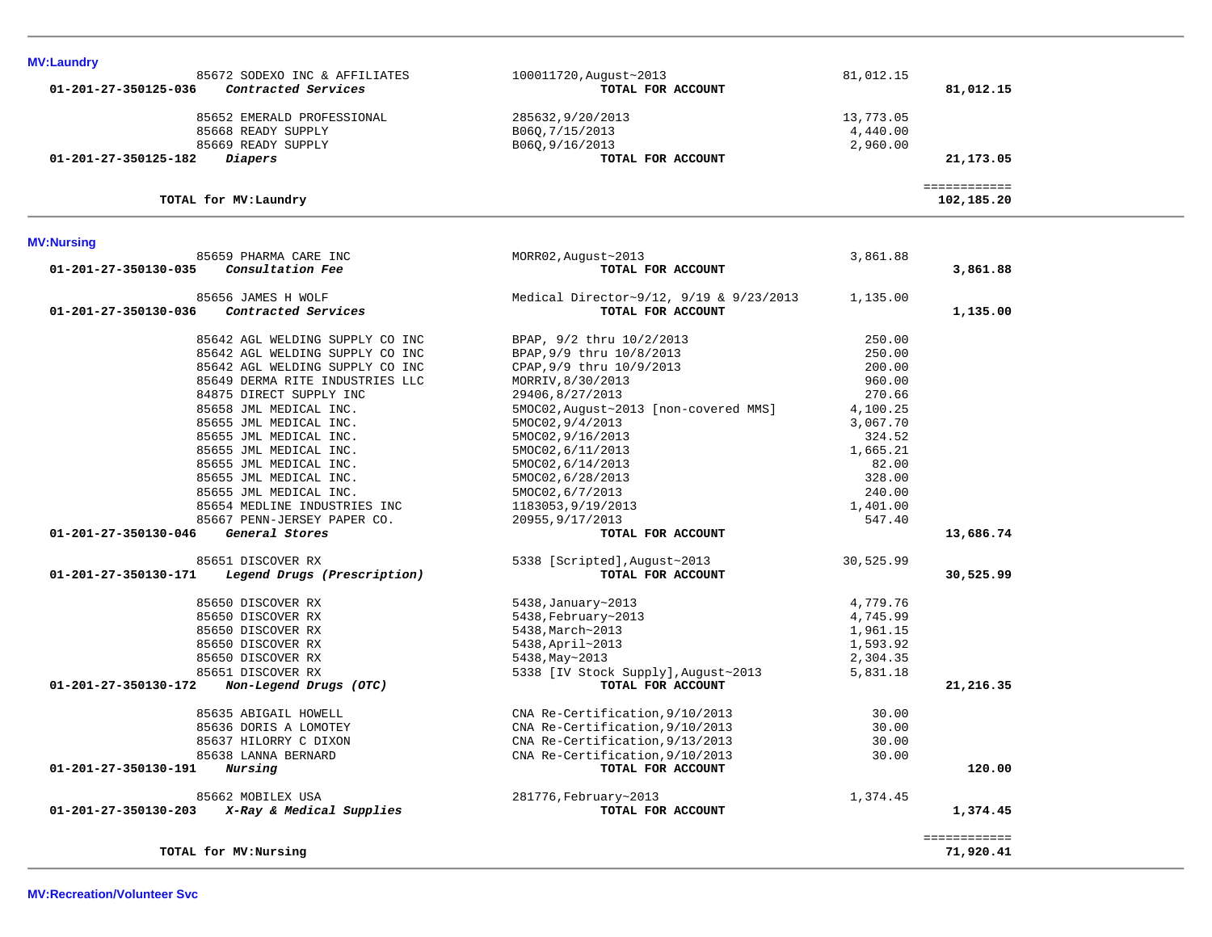**MV:Laundry**

| Account | Vendor | Description | Amount | Total |
|---|---|---|---|---|
| | 85672 SODEXO INC & AFFILIATES | 100011720,August~2013 | 81,012.15 | |
| **01-201-27-350125-036** | ***Contracted Services*** | **TOTAL FOR ACCOUNT** | | **81,012.15** |
| | 85652 EMERALD PROFESSIONAL | 285632,9/20/2013 | 13,773.05 | |
| | 85668 READY SUPPLY | B06Q,7/15/2013 | 4,440.00 | |
| | 85669 READY SUPPLY | B06Q,9/16/2013 | 2,960.00 | |
| **01-201-27-350125-182** | ***Diapers*** | **TOTAL FOR ACCOUNT** | | **21,173.05** |
| | | | | ============ |
| | **TOTAL for MV:Laundry** | | | **102,185.20** |

**MV:Nursing**

| Account | Vendor | Description | Amount | Total |
|---|---|---|---|---|
| | 85659 PHARMA CARE INC | MORR02,August~2013 | 3,861.88 | |
| **01-201-27-350130-035** | ***Consultation Fee*** | **TOTAL FOR ACCOUNT** | | **3,861.88** |
| | 85656 JAMES H WOLF | Medical Director~9/12, 9/19 & 9/23/2013 | 1,135.00 | |
| **01-201-27-350130-036** | ***Contracted Services*** | **TOTAL FOR ACCOUNT** | | **1,135.00** |
| | 85642 AGL WELDING SUPPLY CO INC | BPAP, 9/2 thru 10/2/2013 | 250.00 | |
| | 85642 AGL WELDING SUPPLY CO INC | BPAP,9/9 thru 10/8/2013 | 250.00 | |
| | 85642 AGL WELDING SUPPLY CO INC | CPAP,9/9 thru 10/9/2013 | 200.00 | |
| | 85649 DERMA RITE INDUSTRIES LLC | MORRIV,8/30/2013 | 960.00 | |
| | 84875 DIRECT SUPPLY INC | 29406,8/27/2013 | 270.66 | |
| | 85658 JML MEDICAL INC. | 5MOC02,August~2013 [non-covered MMS] | 4,100.25 | |
| | 85655 JML MEDICAL INC. | 5MOC02,9/4/2013 | 3,067.70 | |
| | 85655 JML MEDICAL INC. | 5MOC02,9/16/2013 | 324.52 | |
| | 85655 JML MEDICAL INC. | 5MOC02,6/11/2013 | 1,665.21 | |
| | 85655 JML MEDICAL INC. | 5MOC02,6/14/2013 | 82.00 | |
| | 85655 JML MEDICAL INC. | 5MOC02,6/28/2013 | 328.00 | |
| | 85655 JML MEDICAL INC. | 5MOC02,6/7/2013 | 240.00 | |
| | 85654 MEDLINE INDUSTRIES INC | 1183053,9/19/2013 | 1,401.00 | |
| | 85667 PENN-JERSEY PAPER CO. | 20955,9/17/2013 | 547.40 | |
| **01-201-27-350130-046** | ***General Stores*** | **TOTAL FOR ACCOUNT** | | **13,686.74** |
| | 85651 DISCOVER RX | 5338 [Scripted],August~2013 | 30,525.99 | |
| **01-201-27-350130-171** | ***Legend Drugs (Prescription)*** | **TOTAL FOR ACCOUNT** | | **30,525.99** |
| | 85650 DISCOVER RX | 5438,January~2013 | 4,779.76 | |
| | 85650 DISCOVER RX | 5438,February~2013 | 4,745.99 | |
| | 85650 DISCOVER RX | 5438,March~2013 | 1,961.15 | |
| | 85650 DISCOVER RX | 5438,April~2013 | 1,593.92 | |
| | 85650 DISCOVER RX | 5438,May~2013 | 2,304.35 | |
| | 85651 DISCOVER RX | 5338 [IV Stock Supply],August~2013 | 5,831.18 | |
| **01-201-27-350130-172** | ***Non-Legend Drugs (OTC)*** | **TOTAL FOR ACCOUNT** | | **21,216.35** |
| | 85635 ABIGAIL HOWELL | CNA Re-Certification,9/10/2013 | 30.00 | |
| | 85636 DORIS A LOMOTEY | CNA Re-Certification,9/10/2013 | 30.00 | |
| | 85637 HILORRY C DIXON | CNA Re-Certification,9/13/2013 | 30.00 | |
| | 85638 LANNA BERNARD | CNA Re-Certification,9/10/2013 | 30.00 | |
| **01-201-27-350130-191** | ***Nursing*** | **TOTAL FOR ACCOUNT** | | **120.00** |
| | 85662 MOBILEX USA | 281776,February~2013 | 1,374.45 | |
| **01-201-27-350130-203** | ***X-Ray & Medical Supplies*** | **TOTAL FOR ACCOUNT** | | **1,374.45** |
| | | | | ============ |
| | **TOTAL for MV:Nursing** | | | **71,920.41** |

**MV:Recreation/Volunteer Svc**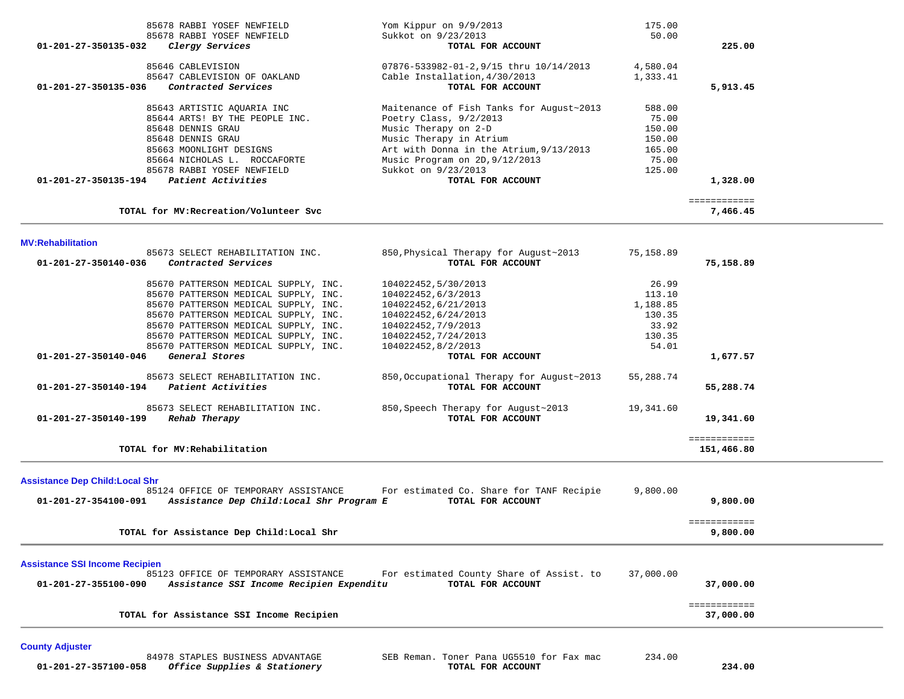| Account | Vendor / Description | Detail | Amount | Total |
|---|---|---|---|---|
| | 85678 RABBI YOSEF NEWFIELD | Yom Kippur on 9/9/2013 | 175.00 | |
| | 85678 RABBI YOSEF NEWFIELD | Sukkot on 9/23/2013 | 50.00 | |
| **01-201-27-350135-032** | ***Clergy Services*** | **TOTAL FOR ACCOUNT** | | **225.00** |
| | 85646 CABLEVISION | 07876-533982-01-2,9/15 thru 10/14/2013 | 4,580.04 | |
| | 85647 CABLEVISION OF OAKLAND | Cable Installation,4/30/2013 | 1,333.41 | |
| **01-201-27-350135-036** | ***Contracted Services*** | **TOTAL FOR ACCOUNT** | | **5,913.45** |
| | 85643 ARTISTIC AQUARIA INC | Maitenance of Fish Tanks for August~2013 | 588.00 | |
| | 85644 ARTS! BY THE PEOPLE INC. | Poetry Class, 9/2/2013 | 75.00 | |
| | 85648 DENNIS GRAU | Music Therapy on 2-D | 150.00 | |
| | 85648 DENNIS GRAU | Music Therapy in Atrium | 150.00 | |
| | 85663 MOONLIGHT DESIGNS | Art with Donna in the Atrium,9/13/2013 | 165.00 | |
| | 85664 NICHOLAS L. ROCCAFORTE | Music Program on 2D,9/12/2013 | 75.00 | |
| | 85678 RABBI YOSEF NEWFIELD | Sukkot on 9/23/2013 | 125.00 | |
| **01-201-27-350135-194** | ***Patient Activities*** | **TOTAL FOR ACCOUNT** | | **1,328.00** |
| | **TOTAL for MV:Recreation/Volunteer Svc** | | | **7,466.45** |

**MV:Rehabilitation**

| Account | Vendor / Description | Detail | Amount | Total |
|---|---|---|---|---|
| | 85673 SELECT REHABILITATION INC. | 850,Physical Therapy for August~2013 | 75,158.89 | |
| **01-201-27-350140-036** | ***Contracted Services*** | **TOTAL FOR ACCOUNT** | | **75,158.89** |
| | 85670 PATTERSON MEDICAL SUPPLY, INC. | 104022452,5/30/2013 | 26.99 | |
| | 85670 PATTERSON MEDICAL SUPPLY, INC. | 104022452,6/3/2013 | 113.10 | |
| | 85670 PATTERSON MEDICAL SUPPLY, INC. | 104022452,6/21/2013 | 1,188.85 | |
| | 85670 PATTERSON MEDICAL SUPPLY, INC. | 104022452,6/24/2013 | 130.35 | |
| | 85670 PATTERSON MEDICAL SUPPLY, INC. | 104022452,7/9/2013 | 33.92 | |
| | 85670 PATTERSON MEDICAL SUPPLY, INC. | 104022452,7/24/2013 | 130.35 | |
| | 85670 PATTERSON MEDICAL SUPPLY, INC. | 104022452,8/2/2013 | 54.01 | |
| **01-201-27-350140-046** | ***General Stores*** | **TOTAL FOR ACCOUNT** | | **1,677.57** |
| | 85673 SELECT REHABILITATION INC. | 850,Occupational Therapy for August~2013 | 55,288.74 | |
| **01-201-27-350140-194** | ***Patient Activities*** | **TOTAL FOR ACCOUNT** | | **55,288.74** |
| | 85673 SELECT REHABILITATION INC. | 850,Speech Therapy for August~2013 | 19,341.60 | |
| **01-201-27-350140-199** | ***Rehab Therapy*** | **TOTAL FOR ACCOUNT** | | **19,341.60** |
| | **TOTAL for MV:Rehabilitation** | | | **151,466.80** |

**Assistance Dep Child:Local Shr**

| Account | Vendor / Description | Detail | Amount | Total |
|---|---|---|---|---|
| | 85124 OFFICE OF TEMPORARY ASSISTANCE | For estimated Co. Share for TANF Recipie | 9,800.00 | |
| **01-201-27-354100-091** | ***Assistance Dep Child:Local Shr Program E*** | **TOTAL FOR ACCOUNT** | | **9,800.00** |
| | **TOTAL for Assistance Dep Child:Local Shr** | | | **9,800.00** |

**Assistance SSI Income Recipien**

| Account | Vendor / Description | Detail | Amount | Total |
|---|---|---|---|---|
| | 85123 OFFICE OF TEMPORARY ASSISTANCE | For estimated County Share of Assist. to | 37,000.00 | |
| **01-201-27-355100-090** | ***Assistance SSI Income Recipien Expenditu*** | **TOTAL FOR ACCOUNT** | | **37,000.00** |
| | **TOTAL for Assistance SSI Income Recipien** | | | **37,000.00** |

**County Adjuster**

| Account | Vendor / Description | Detail | Amount | Total |
|---|---|---|---|---|
| | 84978 STAPLES BUSINESS ADVANTAGE | SEB Reman. Toner Pana UG5510 for Fax mac | 234.00 | |
| **01-201-27-357100-058** | ***Office Supplies & Stationery*** | **TOTAL FOR ACCOUNT** | | **234.00** |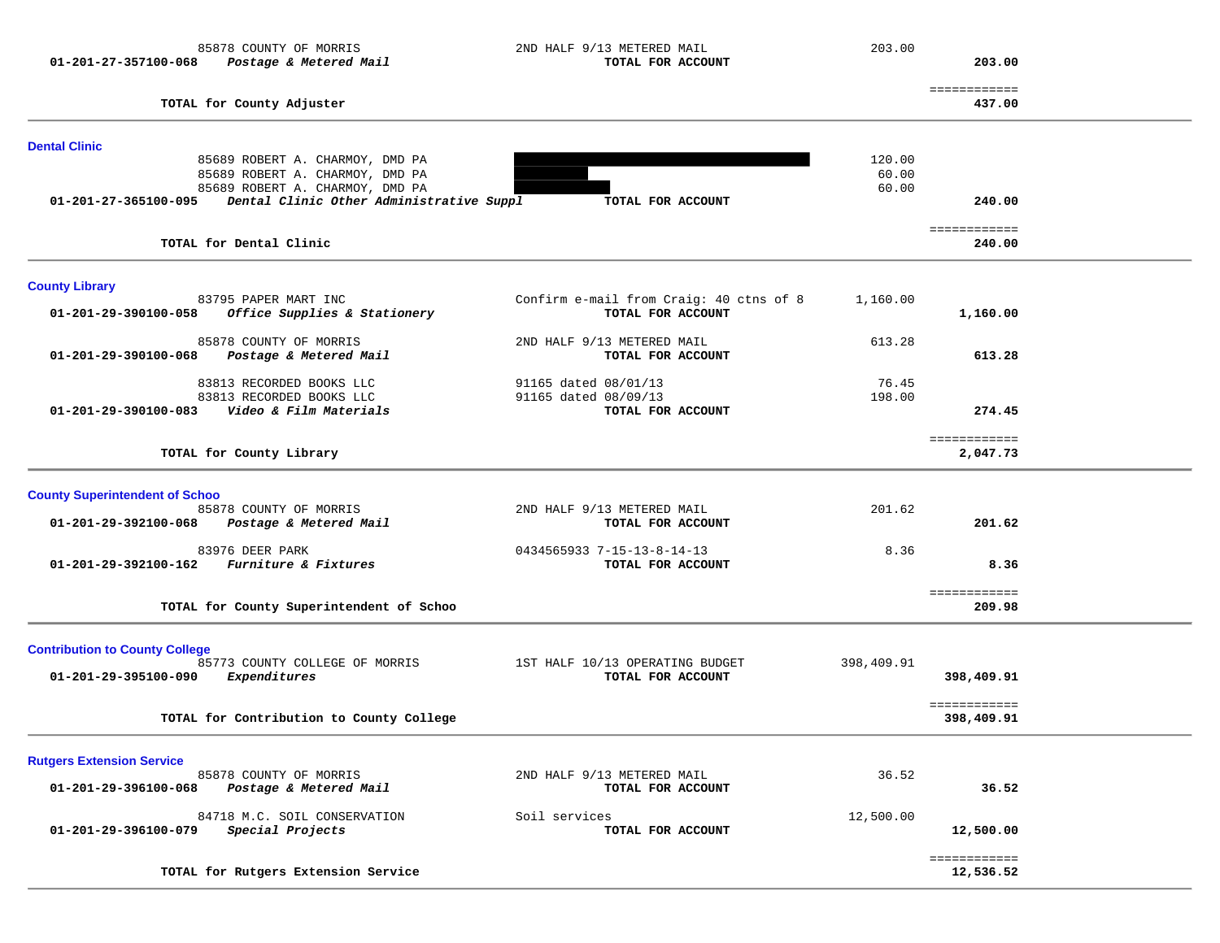85878 COUNTY OF MORRIS — 2ND HALF 9/13 METERED MAIL — 203.00

**01-201-27-357100-068** ***Postage & Metered Mail*** **TOTAL FOR ACCOUNT** **203.00**

**TOTAL for County Adjuster** **437.00**

---

### Dental Clinic

| Vendor | Description | Amount | Total |
|---|---|---|---|
| 85689 ROBERT A. CHARMOY, DMD PA | | 120.00 | |
| 85689 ROBERT A. CHARMOY, DMD PA | | 60.00 | |
| 85689 ROBERT A. CHARMOY, DMD PA | | 60.00 | |
| **01-201-27-365100-095** ***Dental Clinic Other Administrative Suppl*** | **TOTAL FOR ACCOUNT** | | **240.00** |

**TOTAL for Dental Clinic** **240.00**

---

### County Library

| Vendor | Description | Amount | Total |
|---|---|---|---|
| 83795 PAPER MART INC | Confirm e-mail from Craig: 40 ctns of 8 | 1,160.00 | |
| **01-201-29-390100-058** ***Office Supplies & Stationery*** | **TOTAL FOR ACCOUNT** | | **1,160.00** |
| 85878 COUNTY OF MORRIS | 2ND HALF 9/13 METERED MAIL | 613.28 | |
| **01-201-29-390100-068** ***Postage & Metered Mail*** | **TOTAL FOR ACCOUNT** | | **613.28** |
| 83813 RECORDED BOOKS LLC | 91165 dated 08/01/13 | 76.45 | |
| 83813 RECORDED BOOKS LLC | 91165 dated 08/09/13 | 198.00 | |
| **01-201-29-390100-083** ***Video & Film Materials*** | **TOTAL FOR ACCOUNT** | | **274.45** |

**TOTAL for County Library** **2,047.73**

---

### County Superintendent of Schoo

| Vendor | Description | Amount | Total |
|---|---|---|---|
| 85878 COUNTY OF MORRIS | 2ND HALF 9/13 METERED MAIL | 201.62 | |
| **01-201-29-392100-068** ***Postage & Metered Mail*** | **TOTAL FOR ACCOUNT** | | **201.62** |
| 83976 DEER PARK | 0434565933 7-15-13-8-14-13 | 8.36 | |
| **01-201-29-392100-162** ***Furniture & Fixtures*** | **TOTAL FOR ACCOUNT** | | **8.36** |

**TOTAL for County Superintendent of Schoo** **209.98**

---

### Contribution to County College

| Vendor | Description | Amount | Total |
|---|---|---|---|
| 85773 COUNTY COLLEGE OF MORRIS | 1ST HALF 10/13 OPERATING BUDGET | 398,409.91 | |
| **01-201-29-395100-090** ***Expenditures*** | **TOTAL FOR ACCOUNT** | | **398,409.91** |

**TOTAL for Contribution to County College** **398,409.91**

---

### Rutgers Extension Service

| Vendor | Description | Amount | Total |
|---|---|---|---|
| 85878 COUNTY OF MORRIS | 2ND HALF 9/13 METERED MAIL | 36.52 | |
| **01-201-29-396100-068** ***Postage & Metered Mail*** | **TOTAL FOR ACCOUNT** | | **36.52** |
| 84718 M.C. SOIL CONSERVATION | Soil services | 12,500.00 | |
| **01-201-29-396100-079** ***Special Projects*** | **TOTAL FOR ACCOUNT** | | **12,500.00** |

**TOTAL for Rutgers Extension Service** **12,536.52**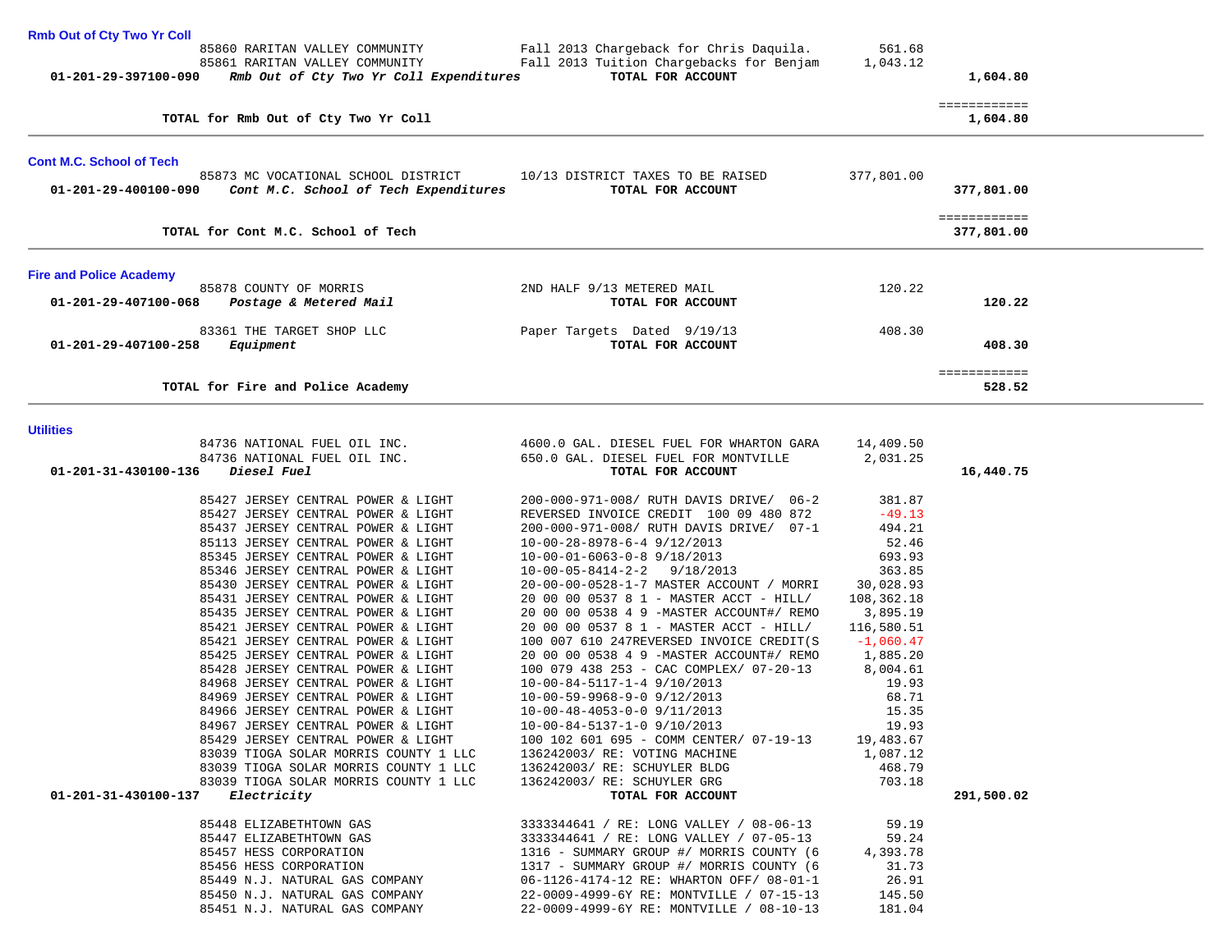## Rmb Out of Cty Two Yr Coll

| Account | Vendor / Description | Detail | Amount | Total |
|---|---|---|---|---|
| | 85860 RARITAN VALLEY COMMUNITY | Fall 2013 Chargeback for Chris Daquila. | 561.68 | |
| | 85861 RARITAN VALLEY COMMUNITY | Fall 2013 Tuition Chargebacks for Benjam | 1,043.12 | |
| 01-201-29-397100-090 | *Rmb Out of Cty Two Yr Coll Expenditures* | **TOTAL FOR ACCOUNT** | | **1,604.80** |
| | **TOTAL for Rmb Out of Cty Two Yr Coll** | | | **1,604.80** |

## Cont M.C. School of Tech

| Account | Vendor / Description | Detail | Amount | Total |
|---|---|---|---|---|
| | 85873 MC VOCATIONAL SCHOOL DISTRICT | 10/13 DISTRICT TAXES TO BE RAISED | 377,801.00 | |
| 01-201-29-400100-090 | *Cont M.C. School of Tech Expenditures* | **TOTAL FOR ACCOUNT** | | **377,801.00** |
| | **TOTAL for Cont M.C. School of Tech** | | | **377,801.00** |

## Fire and Police Academy

| Account | Vendor / Description | Detail | Amount | Total |
|---|---|---|---|---|
| | 85878 COUNTY OF MORRIS | 2ND HALF 9/13 METERED MAIL | 120.22 | |
| 01-201-29-407100-068 | *Postage & Metered Mail* | **TOTAL FOR ACCOUNT** | | **120.22** |
| | 83361 THE TARGET SHOP LLC | Paper Targets Dated 9/19/13 | 408.30 | |
| 01-201-29-407100-258 | *Equipment* | **TOTAL FOR ACCOUNT** | | **408.30** |
| | **TOTAL for Fire and Police Academy** | | | **528.52** |

## Utilities

| Account | Vendor / Description | Detail | Amount | Total |
|---|---|---|---|---|
| | 84736 NATIONAL FUEL OIL INC. | 4600.0 GAL. DIESEL FUEL FOR WHARTON GARA | 14,409.50 | |
| | 84736 NATIONAL FUEL OIL INC. | 650.0 GAL. DIESEL FUEL FOR MONTVILLE | 2,031.25 | |
| 01-201-31-430100-136 | *Diesel Fuel* | **TOTAL FOR ACCOUNT** | | **16,440.75** |
| | 85427 JERSEY CENTRAL POWER & LIGHT | 200-000-971-008/ RUTH DAVIS DRIVE/ 06-2 | 381.87 | |
| | 85427 JERSEY CENTRAL POWER & LIGHT | REVERSED INVOICE CREDIT 100 09 480 872 | -49.13 | |
| | 85437 JERSEY CENTRAL POWER & LIGHT | 200-000-971-008/ RUTH DAVIS DRIVE/ 07-1 | 494.21 | |
| | 85113 JERSEY CENTRAL POWER & LIGHT | 10-00-28-8978-6-4 9/12/2013 | 52.46 | |
| | 85345 JERSEY CENTRAL POWER & LIGHT | 10-00-01-6063-0-8 9/18/2013 | 693.93 | |
| | 85346 JERSEY CENTRAL POWER & LIGHT | 10-00-05-8414-2-2 9/18/2013 | 363.85 | |
| | 85430 JERSEY CENTRAL POWER & LIGHT | 20-00-00-0528-1-7 MASTER ACCOUNT / MORRI | 30,028.93 | |
| | 85431 JERSEY CENTRAL POWER & LIGHT | 20 00 00 0537 8 1 - MASTER ACCT - HILL/ | 108,362.18 | |
| | 85435 JERSEY CENTRAL POWER & LIGHT | 20 00 00 0538 4 9 -MASTER ACCOUNT#/ REMO | 3,895.19 | |
| | 85421 JERSEY CENTRAL POWER & LIGHT | 20 00 00 0537 8 1 - MASTER ACCT - HILL/ | 116,580.51 | |
| | 85421 JERSEY CENTRAL POWER & LIGHT | 100 007 610 247REVERSED INVOICE CREDIT(S | -1,060.47 | |
| | 85425 JERSEY CENTRAL POWER & LIGHT | 20 00 00 0538 4 9 -MASTER ACCOUNT#/ REMO | 1,885.20 | |
| | 85428 JERSEY CENTRAL POWER & LIGHT | 100 079 438 253 - CAC COMPLEX/ 07-20-13 | 8,004.61 | |
| | 84968 JERSEY CENTRAL POWER & LIGHT | 10-00-84-5117-1-4 9/10/2013 | 19.93 | |
| | 84969 JERSEY CENTRAL POWER & LIGHT | 10-00-59-9968-9-0 9/12/2013 | 68.71 | |
| | 84966 JERSEY CENTRAL POWER & LIGHT | 10-00-48-4053-0-0 9/11/2013 | 15.35 | |
| | 84967 JERSEY CENTRAL POWER & LIGHT | 10-00-84-5137-1-0 9/10/2013 | 19.93 | |
| | 85429 JERSEY CENTRAL POWER & LIGHT | 100 102 601 695 - COMM CENTER/ 07-19-13 | 19,483.67 | |
| | 83039 TIOGA SOLAR MORRIS COUNTY 1 LLC | 136242003/ RE: VOTING MACHINE | 1,087.12 | |
| | 83039 TIOGA SOLAR MORRIS COUNTY 1 LLC | 136242003/ RE: SCHUYLER BLDG | 468.79 | |
| | 83039 TIOGA SOLAR MORRIS COUNTY 1 LLC | 136242003/ RE: SCHUYLER GRG | 703.18 | |
| 01-201-31-430100-137 | *Electricity* | **TOTAL FOR ACCOUNT** | | **291,500.02** |
| | 85448 ELIZABETHTOWN GAS | 3333344641 / RE: LONG VALLEY / 08-06-13 | 59.19 | |
| | 85447 ELIZABETHTOWN GAS | 3333344641 / RE: LONG VALLEY / 07-05-13 | 59.24 | |
| | 85457 HESS CORPORATION | 1316 - SUMMARY GROUP #/ MORRIS COUNTY (6 | 4,393.78 | |
| | 85456 HESS CORPORATION | 1317 - SUMMARY GROUP #/ MORRIS COUNTY (6 | 31.73 | |
| | 85449 N.J. NATURAL GAS COMPANY | 06-1126-4174-12 RE: WHARTON OFF/ 08-01-1 | 26.91 | |
| | 85450 N.J. NATURAL GAS COMPANY | 22-0009-4999-6Y RE: MONTVILLE / 07-15-13 | 145.50 | |
| | 85451 N.J. NATURAL GAS COMPANY | 22-0009-4999-6Y RE: MONTVILLE / 08-10-13 | 181.04 | |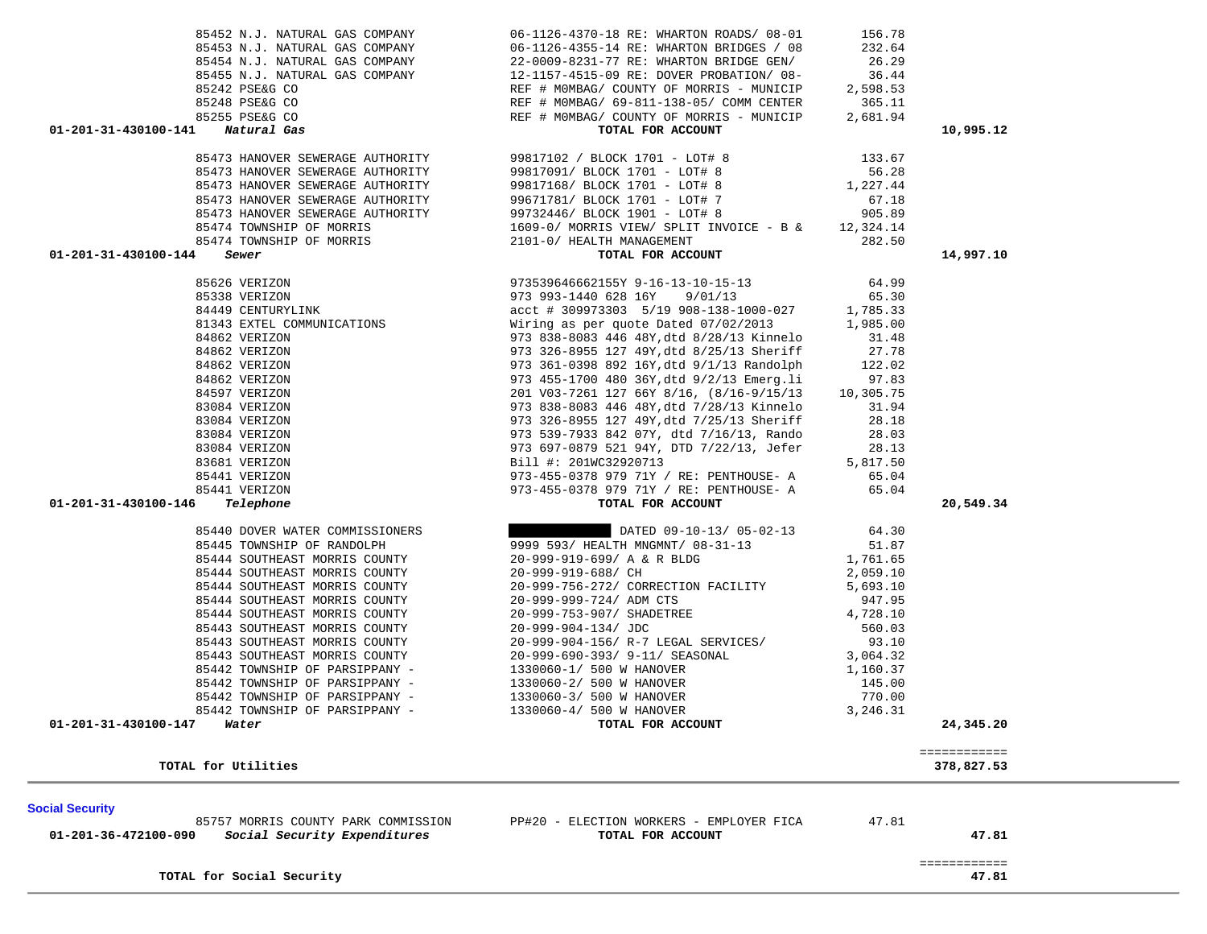| | Vendor | Description | Amount | Total |
|---|---|---|---|---|
| | 85452 N.J. NATURAL GAS COMPANY | 06-1126-4370-18 RE: WHARTON ROADS/ 08-01 | 156.78 | |
| | 85453 N.J. NATURAL GAS COMPANY | 06-1126-4355-14 RE: WHARTON BRIDGES / 08 | 232.64 | |
| | 85454 N.J. NATURAL GAS COMPANY | 22-0009-8231-77 RE: WHARTON BRIDGE GEN/ | 26.29 | |
| | 85455 N.J. NATURAL GAS COMPANY | 12-1157-4515-09 RE: DOVER PROBATION/ 08- | 36.44 | |
| | 85242 PSE&G CO | REF # M0MBAG/ COUNTY OF MORRIS - MUNICIP | 2,598.53 | |
| | 85248 PSE&G CO | REF # M0MBAG/ 69-811-138-05/ COMM CENTER | 365.11 | |
| | 85255 PSE&G CO | REF # M0MBAG/ COUNTY OF MORRIS - MUNICIP | 2,681.94 | |
| **01-201-31-430100-141** | ***Natural Gas*** | **TOTAL FOR ACCOUNT** | | **10,995.12** |
| | 85473 HANOVER SEWERAGE AUTHORITY | 99817102 / BLOCK 1701 - LOT# 8 | 133.67 | |
| | 85473 HANOVER SEWERAGE AUTHORITY | 99817091/ BLOCK 1701 - LOT# 8 | 56.28 | |
| | 85473 HANOVER SEWERAGE AUTHORITY | 99817168/ BLOCK 1701 - LOT# 8 | 1,227.44 | |
| | 85473 HANOVER SEWERAGE AUTHORITY | 99671781/ BLOCK 1701 - LOT# 7 | 67.18 | |
| | 85473 HANOVER SEWERAGE AUTHORITY | 99732446/ BLOCK 1901 - LOT# 8 | 905.89 | |
| | 85474 TOWNSHIP OF MORRIS | 1609-0/ MORRIS VIEW/ SPLIT INVOICE - B & | 12,324.14 | |
| | 85474 TOWNSHIP OF MORRIS | 2101-0/ HEALTH MANAGEMENT | 282.50 | |
| **01-201-31-430100-144** | ***Sewer*** | **TOTAL FOR ACCOUNT** | | **14,997.10** |
| | 85626 VERIZON | 973539646662155Y 9-16-13-10-15-13 | 64.99 | |
| | 85338 VERIZON | 973 993-1440 628 16Y 9/01/13 | 65.30 | |
| | 84449 CENTURYLINK | acct # 309973303 5/19 908-138-1000-027 | 1,785.33 | |
| | 81343 EXTEL COMMUNICATIONS | Wiring as per quote Dated 07/02/2013 | 1,985.00 | |
| | 84862 VERIZON | 973 838-8083 446 48Y,dtd 8/28/13 Kinnelo | 31.48 | |
| | 84862 VERIZON | 973 326-8955 127 49Y,dtd 8/25/13 Sheriff | 27.78 | |
| | 84862 VERIZON | 973 361-0398 892 16Y,dtd 9/1/13 Randolph | 122.02 | |
| | 84862 VERIZON | 973 455-1700 480 36Y,dtd 9/2/13 Emerg.li | 97.83 | |
| | 84597 VERIZON | 201 V03-7261 127 66Y 8/16, (8/16-9/15/13 | 10,305.75 | |
| | 83084 VERIZON | 973 838-8083 446 48Y,dtd 7/28/13 Kinnelo | 31.94 | |
| | 83084 VERIZON | 973 326-8955 127 49Y,dtd 7/25/13 Sheriff | 28.18 | |
| | 83084 VERIZON | 973 539-7933 842 07Y, dtd 7/16/13, Rando | 28.03 | |
| | 83084 VERIZON | 973 697-0879 521 94Y, DTD 7/22/13, Jefer | 28.13 | |
| | 83681 VERIZON | Bill #: 201WC32920713 | 5,817.50 | |
| | 85441 VERIZON | 973-455-0378 979 71Y / RE: PENTHOUSE- A | 65.04 | |
| | 85441 VERIZON | 973-455-0378 979 71Y / RE: PENTHOUSE- A | 65.04 | |
| **01-201-31-430100-146** | ***Telephone*** | **TOTAL FOR ACCOUNT** | | **20,549.34** |
| | 85440 DOVER WATER COMMISSIONERS | [REDACTED] DATED 09-10-13/ 05-02-13 | 64.30 | |
| | 85445 TOWNSHIP OF RANDOLPH | 9999 593/ HEALTH MNGMNT/ 08-31-13 | 51.87 | |
| | 85444 SOUTHEAST MORRIS COUNTY | 20-999-919-699/ A & R BLDG | 1,761.65 | |
| | 85444 SOUTHEAST MORRIS COUNTY | 20-999-919-688/ CH | 2,059.10 | |
| | 85444 SOUTHEAST MORRIS COUNTY | 20-999-756-272/ CORRECTION FACILITY | 5,693.10 | |
| | 85444 SOUTHEAST MORRIS COUNTY | 20-999-999-724/ ADM CTS | 947.95 | |
| | 85444 SOUTHEAST MORRIS COUNTY | 20-999-753-907/ SHADETREE | 4,728.10 | |
| | 85443 SOUTHEAST MORRIS COUNTY | 20-999-904-134/ JDC | 560.03 | |
| | 85443 SOUTHEAST MORRIS COUNTY | 20-999-904-156/ R-7 LEGAL SERVICES/ | 93.10 | |
| | 85443 SOUTHEAST MORRIS COUNTY | 20-999-690-393/ 9-11/ SEASONAL | 3,064.32 | |
| | 85442 TOWNSHIP OF PARSIPPANY - | 1330060-1/ 500 W HANOVER | 1,160.37 | |
| | 85442 TOWNSHIP OF PARSIPPANY - | 1330060-2/ 500 W HANOVER | 145.00 | |
| | 85442 TOWNSHIP OF PARSIPPANY - | 1330060-3/ 500 W HANOVER | 770.00 | |
| | 85442 TOWNSHIP OF PARSIPPANY - | 1330060-4/ 500 W HANOVER | 3,246.31 | |
| **01-201-31-430100-147** | ***Water*** | **TOTAL FOR ACCOUNT** | | **24,345.20** |
| | **TOTAL for Utilities** | | | **378,827.53** |

**Social Security**

| | Vendor | Description | Amount | Total |
|---|---|---|---|---|
| | 85757 MORRIS COUNTY PARK COMMISSION | PP#20 - ELECTION WORKERS - EMPLOYER FICA | 47.81 | |
| **01-201-36-472100-090** | ***Social Security Expenditures*** | **TOTAL FOR ACCOUNT** | | **47.81** |
| | **TOTAL for Social Security** | | | **47.81** |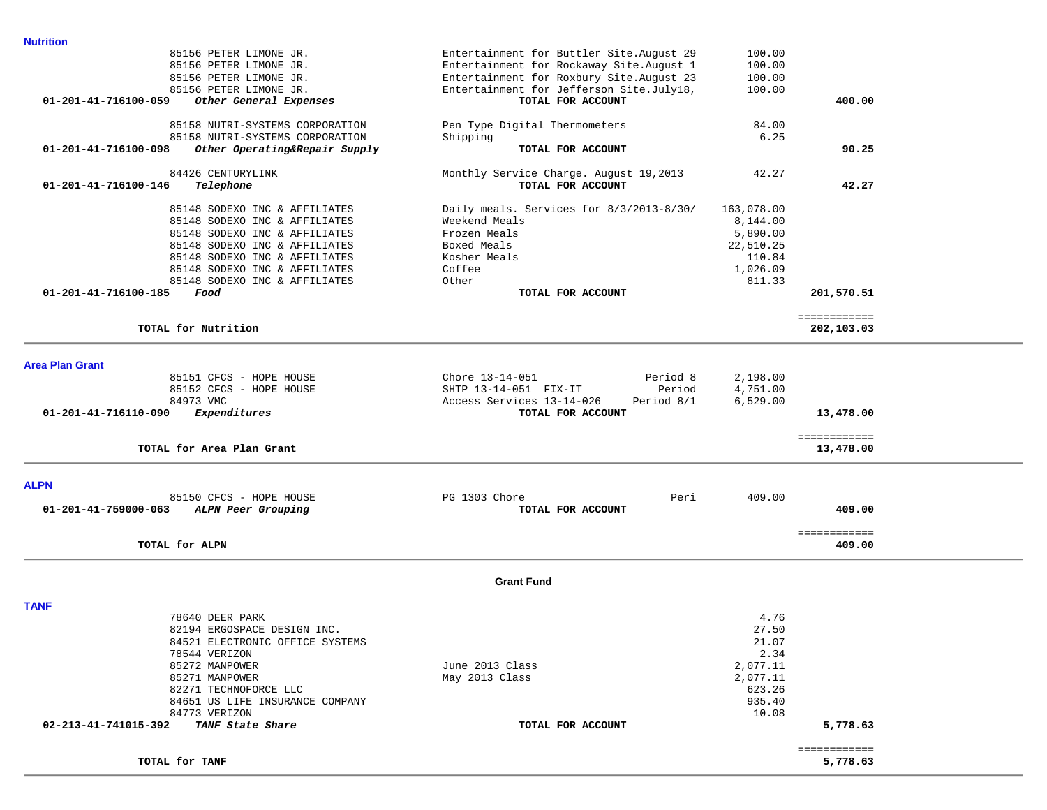## Nutrition

| Account | Vendor | Description | Amount | Total |
|---|---|---|---|---|
| | 85156 PETER LIMONE JR. | Entertainment for Buttler Site.August 29 | 100.00 | |
| | 85156 PETER LIMONE JR. | Entertainment for Rockaway Site.August 1 | 100.00 | |
| | 85156 PETER LIMONE JR. | Entertainment for Roxbury Site.August 23 | 100.00 | |
| | 85156 PETER LIMONE JR. | Entertainment for Jefferson Site.July18, | 100.00 | |
| **01-201-41-716100-059** | ***Other General Expenses*** | **TOTAL FOR ACCOUNT** | | **400.00** |
| | 85158 NUTRI-SYSTEMS CORPORATION | Pen Type Digital Thermometers | 84.00 | |
| | 85158 NUTRI-SYSTEMS CORPORATION | Shipping | 6.25 | |
| **01-201-41-716100-098** | ***Other Operating&Repair Supply*** | **TOTAL FOR ACCOUNT** | | **90.25** |
| | 84426 CENTURYLINK | Monthly Service Charge. August 19,2013 | 42.27 | |
| **01-201-41-716100-146** | ***Telephone*** | **TOTAL FOR ACCOUNT** | | **42.27** |
| | 85148 SODEXO INC & AFFILIATES | Daily meals. Services for 8/3/2013-8/30/ | 163,078.00 | |
| | 85148 SODEXO INC & AFFILIATES | Weekend Meals | 8,144.00 | |
| | 85148 SODEXO INC & AFFILIATES | Frozen Meals | 5,890.00 | |
| | 85148 SODEXO INC & AFFILIATES | Boxed Meals | 22,510.25 | |
| | 85148 SODEXO INC & AFFILIATES | Kosher Meals | 110.84 | |
| | 85148 SODEXO INC & AFFILIATES | Coffee | 1,026.09 | |
| | 85148 SODEXO INC & AFFILIATES | Other | 811.33 | |
| **01-201-41-716100-185** | ***Food*** | **TOTAL FOR ACCOUNT** | | **201,570.51** |
| | **TOTAL for Nutrition** | | | **202,103.03** |

## Area Plan Grant

| Account | Vendor | Description | Amount | Total |
|---|---|---|---|---|
| | 85151 CFCS - HOPE HOUSE | Chore 13-14-051 Period 8 | 2,198.00 | |
| | 85152 CFCS - HOPE HOUSE | SHTP 13-14-051 FIX-IT Period | 4,751.00 | |
| | 84973 VMC | Access Services 13-14-026 Period 8/1 | 6,529.00 | |
| **01-201-41-716110-090** | ***Expenditures*** | **TOTAL FOR ACCOUNT** | | **13,478.00** |
| | **TOTAL for Area Plan Grant** | | | **13,478.00** |

## ALPN

| Account | Vendor | Description | Amount | Total |
|---|---|---|---|---|
| | 85150 CFCS - HOPE HOUSE | PG 1303 Chore Peri | 409.00 | |
| **01-201-41-759000-063** | ***ALPN Peer Grouping*** | **TOTAL FOR ACCOUNT** | | **409.00** |
| | **TOTAL for ALPN** | | | **409.00** |

**Grant Fund**

## TANF

| Account | Vendor | Description | Amount | Total |
|---|---|---|---|---|
| | 78640 DEER PARK | | 4.76 | |
| | 82194 ERGOSPACE DESIGN INC. | | 27.50 | |
| | 84521 ELECTRONIC OFFICE SYSTEMS | | 21.07 | |
| | 78544 VERIZON | | 2.34 | |
| | 85272 MANPOWER | June 2013 Class | 2,077.11 | |
| | 85271 MANPOWER | May 2013 Class | 2,077.11 | |
| | 82271 TECHNOFORCE LLC | | 623.26 | |
| | 84651 US LIFE INSURANCE COMPANY | | 935.40 | |
| | 84773 VERIZON | | 10.08 | |
| **02-213-41-741015-392** | ***TANF State Share*** | **TOTAL FOR ACCOUNT** | | **5,778.63** |
| | **TOTAL for TANF** | | | **5,778.63** |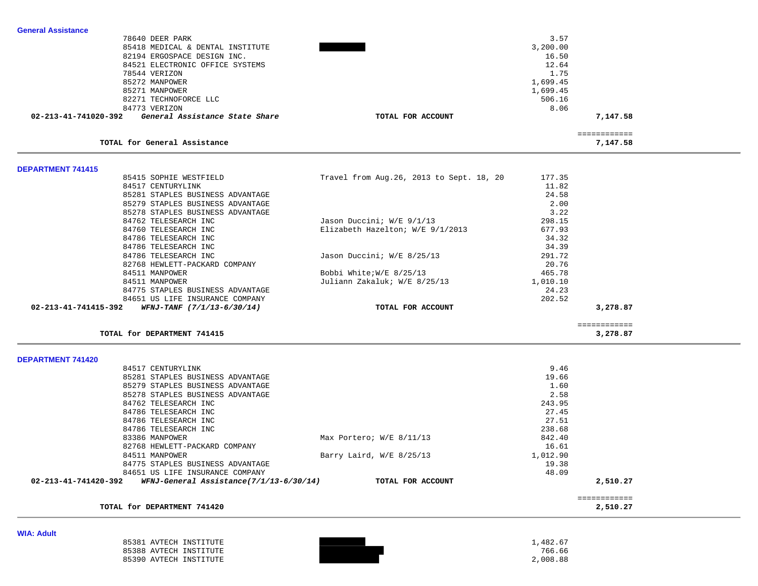**General Assistance**

| | | | | |
|---|---|---|---|---|
| | 78640 DEER PARK | | 3.57 | |
| | 85418 MEDICAL & DENTAL INSTITUTE | | 3,200.00 | |
| | 82194 ERGOSPACE DESIGN INC. | | 16.50 | |
| | 84521 ELECTRONIC OFFICE SYSTEMS | | 12.64 | |
| | 78544 VERIZON | | 1.75 | |
| | 85272 MANPOWER | | 1,699.45 | |
| | 85271 MANPOWER | | 1,699.45 | |
| | 82271 TECHNOFORCE LLC | | 506.16 | |
| | 84773 VERIZON | | 8.06 | |
| **02-213-41-741020-392** | ***General Assistance State Share*** | **TOTAL FOR ACCOUNT** | | **7,147.58** |

| | |
|---|---|
| | ============ |
| **TOTAL for General Assistance** | **7,147.58** |

---

**DEPARTMENT 741415**

| | | | | |
|---|---|---|---|---|
| | 85415 SOPHIE WESTFIELD | Travel from Aug.26, 2013 to Sept. 18, 20 | 177.35 | |
| | 84517 CENTURYLINK | | 11.82 | |
| | 85281 STAPLES BUSINESS ADVANTAGE | | 24.58 | |
| | 85279 STAPLES BUSINESS ADVANTAGE | | 2.00 | |
| | 85278 STAPLES BUSINESS ADVANTAGE | | 3.22 | |
| | 84762 TELESEARCH INC | Jason Duccini; W/E 9/1/13 | 298.15 | |
| | 84760 TELESEARCH INC | Elizabeth Hazelton; W/E 9/1/2013 | 677.93 | |
| | 84786 TELESEARCH INC | | 34.32 | |
| | 84786 TELESEARCH INC | | 34.39 | |
| | 84786 TELESEARCH INC | Jason Duccini; W/E 8/25/13 | 291.72 | |
| | 82768 HEWLETT-PACKARD COMPANY | | 20.76 | |
| | 84511 MANPOWER | Bobbi White;W/E 8/25/13 | 465.78 | |
| | 84511 MANPOWER | Juliann Zakaluk; W/E 8/25/13 | 1,010.10 | |
| | 84775 STAPLES BUSINESS ADVANTAGE | | 24.23 | |
| | 84651 US LIFE INSURANCE COMPANY | | 202.52 | |
| **02-213-41-741415-392** | ***WFNJ-TANF (7/1/13-6/30/14)*** | **TOTAL FOR ACCOUNT** | | **3,278.87** |

| | |
|---|---|
| | ============ |
| **TOTAL for DEPARTMENT 741415** | **3,278.87** |

---

**DEPARTMENT 741420**

| | | | | |
|---|---|---|---|---|
| | 84517 CENTURYLINK | | 9.46 | |
| | 85281 STAPLES BUSINESS ADVANTAGE | | 19.66 | |
| | 85279 STAPLES BUSINESS ADVANTAGE | | 1.60 | |
| | 85278 STAPLES BUSINESS ADVANTAGE | | 2.58 | |
| | 84762 TELESEARCH INC | | 243.95 | |
| | 84786 TELESEARCH INC | | 27.45 | |
| | 84786 TELESEARCH INC | | 27.51 | |
| | 84786 TELESEARCH INC | | 238.68 | |
| | 83386 MANPOWER | Max Portero; W/E 8/11/13 | 842.40 | |
| | 82768 HEWLETT-PACKARD COMPANY | | 16.61 | |
| | 84511 MANPOWER | Barry Laird, W/E 8/25/13 | 1,012.90 | |
| | 84775 STAPLES BUSINESS ADVANTAGE | | 19.38 | |
| | 84651 US LIFE INSURANCE COMPANY | | 48.09 | |
| **02-213-41-741420-392** | ***WFNJ-General Assistance(7/1/13-6/30/14)*** | **TOTAL FOR ACCOUNT** | | **2,510.27** |

| | |
|---|---|
| | ============ |
| **TOTAL for DEPARTMENT 741420** | **2,510.27** |

---

**WIA: Adult**

| | | | |
|---|---|---|---|
| 85381 AVTECH INSTITUTE | | 1,482.67 | |
| 85388 AVTECH INSTITUTE | | 766.66 | |
| 85390 AVTECH INSTITUTE | | 2,008.88 | |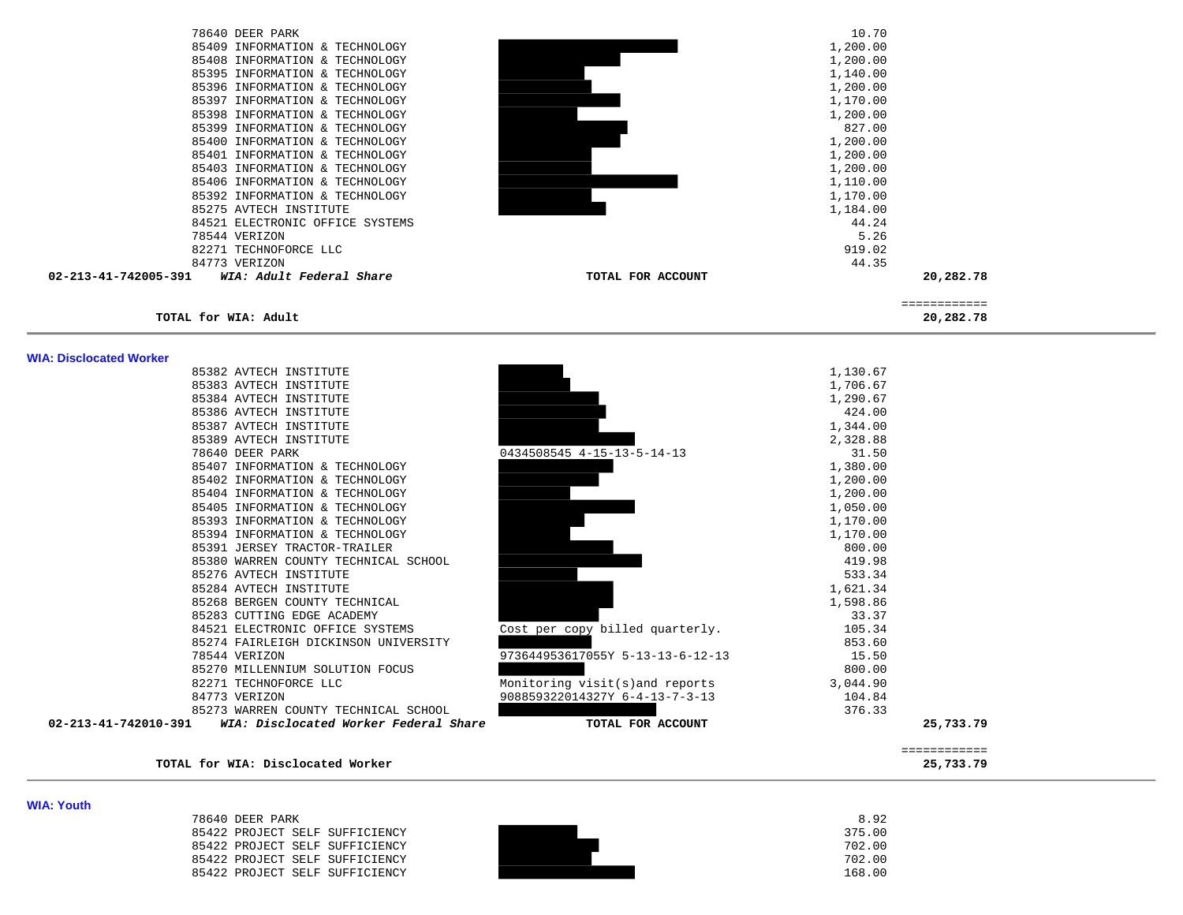| Vendor | Description | Amount | Total |
|---|---|---|---|
| 78640 DEER PARK | | 10.70 | |
| 85409 INFORMATION & TECHNOLOGY | | 1,200.00 | |
| 85408 INFORMATION & TECHNOLOGY | | 1,200.00 | |
| 85395 INFORMATION & TECHNOLOGY | | 1,140.00 | |
| 85396 INFORMATION & TECHNOLOGY | | 1,200.00 | |
| 85397 INFORMATION & TECHNOLOGY | | 1,170.00 | |
| 85398 INFORMATION & TECHNOLOGY | | 1,200.00 | |
| 85399 INFORMATION & TECHNOLOGY | | 827.00 | |
| 85400 INFORMATION & TECHNOLOGY | | 1,200.00 | |
| 85401 INFORMATION & TECHNOLOGY | | 1,200.00 | |
| 85403 INFORMATION & TECHNOLOGY | | 1,200.00 | |
| 85406 INFORMATION & TECHNOLOGY | | 1,110.00 | |
| 85392 INFORMATION & TECHNOLOGY | | 1,170.00 | |
| 85275 AVTECH INSTITUTE | | 1,184.00 | |
| 84521 ELECTRONIC OFFICE SYSTEMS | | 44.24 | |
| 78544 VERIZON | | 5.26 | |
| 82271 TECHNOFORCE LLC | | 919.02 | |
| 84773 VERIZON | | 44.35 | |
| **02-213-41-742005-391** ***WIA: Adult Federal Share*** | **TOTAL FOR ACCOUNT** | | **20,282.78** |

**TOTAL for WIA: Adult** — ============ **20,282.78**

## WIA: Disclocated Worker

| Vendor | Description | Amount | Total |
|---|---|---|---|
| 85382 AVTECH INSTITUTE | | 1,130.67 | |
| 85383 AVTECH INSTITUTE | | 1,706.67 | |
| 85384 AVTECH INSTITUTE | | 1,290.67 | |
| 85386 AVTECH INSTITUTE | | 424.00 | |
| 85387 AVTECH INSTITUTE | | 1,344.00 | |
| 85389 AVTECH INSTITUTE | | 2,328.88 | |
| 78640 DEER PARK | 0434508545 4-15-13-5-14-13 | 31.50 | |
| 85407 INFORMATION & TECHNOLOGY | | 1,380.00 | |
| 85402 INFORMATION & TECHNOLOGY | | 1,200.00 | |
| 85404 INFORMATION & TECHNOLOGY | | 1,200.00 | |
| 85405 INFORMATION & TECHNOLOGY | | 1,050.00 | |
| 85393 INFORMATION & TECHNOLOGY | | 1,170.00 | |
| 85394 INFORMATION & TECHNOLOGY | | 1,170.00 | |
| 85391 JERSEY TRACTOR-TRAILER | | 800.00 | |
| 85380 WARREN COUNTY TECHNICAL SCHOOL | | 419.98 | |
| 85276 AVTECH INSTITUTE | | 533.34 | |
| 85284 AVTECH INSTITUTE | | 1,621.34 | |
| 85268 BERGEN COUNTY TECHNICAL | | 1,598.86 | |
| 85283 CUTTING EDGE ACADEMY | | 33.37 | |
| 84521 ELECTRONIC OFFICE SYSTEMS | Cost per copy billed quarterly. | 105.34 | |
| 85274 FAIRLEIGH DICKINSON UNIVERSITY | | 853.60 | |
| 78544 VERIZON | 973644953617055Y 5-13-13-6-12-13 | 15.50 | |
| 85270 MILLENNIUM SOLUTION FOCUS | | 800.00 | |
| 82271 TECHNOFORCE LLC | Monitoring visit(s)and reports | 3,044.90 | |
| 84773 VERIZON | 908859322014327Y 6-4-13-7-3-13 | 104.84 | |
| 85273 WARREN COUNTY TECHNICAL SCHOOL | | 376.33 | |
| **02-213-41-742010-391** ***WIA: Disclocated Worker Federal Share*** | **TOTAL FOR ACCOUNT** | | **25,733.79** |

**TOTAL for WIA: Disclocated Worker** — ============ **25,733.79**

## WIA: Youth

| Vendor | Description | Amount | Total |
|---|---|---|---|
| 78640 DEER PARK | | 8.92 | |
| 85422 PROJECT SELF SUFFICIENCY | | 375.00 | |
| 85422 PROJECT SELF SUFFICIENCY | | 702.00 | |
| 85422 PROJECT SELF SUFFICIENCY | | 702.00 | |
| 85422 PROJECT SELF SUFFICIENCY | | 168.00 | |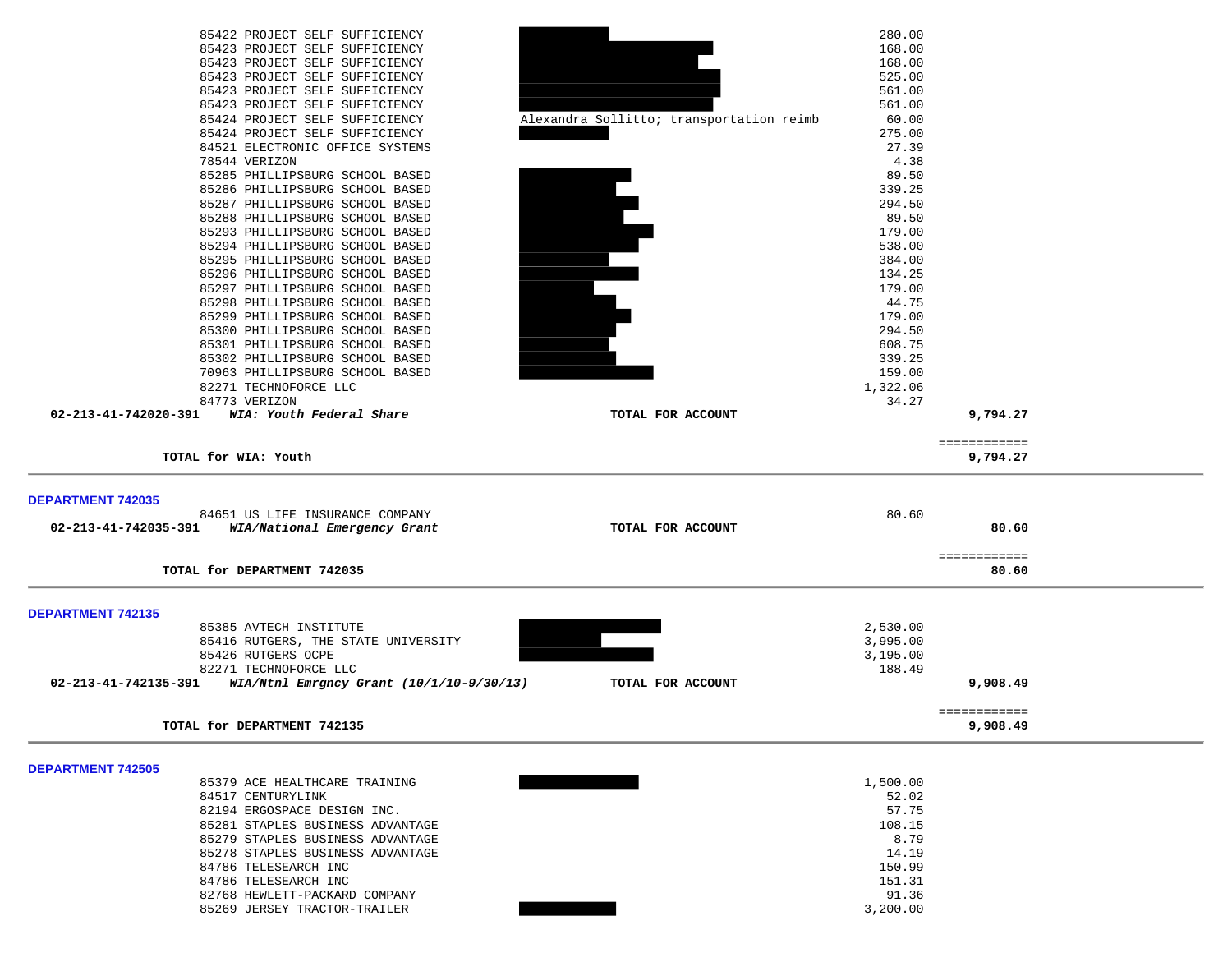| Vendor | Description | Amount | Total |
|---|---|---|---|
| 85422 PROJECT SELF SUFFICIENCY | | 280.00 | |
| 85423 PROJECT SELF SUFFICIENCY | | 168.00 | |
| 85423 PROJECT SELF SUFFICIENCY | | 168.00 | |
| 85423 PROJECT SELF SUFFICIENCY | | 525.00 | |
| 85423 PROJECT SELF SUFFICIENCY | | 561.00 | |
| 85423 PROJECT SELF SUFFICIENCY | | 561.00 | |
| 85424 PROJECT SELF SUFFICIENCY | Alexandra Sollitto; transportation reimb | 60.00 | |
| 85424 PROJECT SELF SUFFICIENCY | | 275.00 | |
| 84521 ELECTRONIC OFFICE SYSTEMS | | 27.39 | |
| 78544 VERIZON | | 4.38 | |
| 85285 PHILLIPSBURG SCHOOL BASED | | 89.50 | |
| 85286 PHILLIPSBURG SCHOOL BASED | | 339.25 | |
| 85287 PHILLIPSBURG SCHOOL BASED | | 294.50 | |
| 85288 PHILLIPSBURG SCHOOL BASED | | 89.50 | |
| 85293 PHILLIPSBURG SCHOOL BASED | | 179.00 | |
| 85294 PHILLIPSBURG SCHOOL BASED | | 538.00 | |
| 85295 PHILLIPSBURG SCHOOL BASED | | 384.00 | |
| 85296 PHILLIPSBURG SCHOOL BASED | | 134.25 | |
| 85297 PHILLIPSBURG SCHOOL BASED | | 179.00 | |
| 85298 PHILLIPSBURG SCHOOL BASED | | 44.75 | |
| 85299 PHILLIPSBURG SCHOOL BASED | | 179.00 | |
| 85300 PHILLIPSBURG SCHOOL BASED | | 294.50 | |
| 85301 PHILLIPSBURG SCHOOL BASED | | 608.75 | |
| 85302 PHILLIPSBURG SCHOOL BASED | | 339.25 | |
| 70963 PHILLIPSBURG SCHOOL BASED | | 159.00 | |
| 82271 TECHNOFORCE LLC | | 1,322.06 | |
| 84773 VERIZON | | 34.27 | |
| **02-213-41-742020-391** ***WIA: Youth Federal Share*** | **TOTAL FOR ACCOUNT** | | **9,794.27** |

**TOTAL for WIA: Youth** — **9,794.27**

---

## DEPARTMENT 742035

| Vendor | Description | Amount | Total |
|---|---|---|---|
| 84651 US LIFE INSURANCE COMPANY | | 80.60 | |
| **02-213-41-742035-391** ***WIA/National Emergency Grant*** | **TOTAL FOR ACCOUNT** | | **80.60** |

**TOTAL for DEPARTMENT 742035** — **80.60**

---

## DEPARTMENT 742135

| Vendor | Description | Amount | Total |
|---|---|---|---|
| 85385 AVTECH INSTITUTE | | 2,530.00 | |
| 85416 RUTGERS, THE STATE UNIVERSITY | | 3,995.00 | |
| 85426 RUTGERS OCPE | | 3,195.00 | |
| 82271 TECHNOFORCE LLC | | 188.49 | |
| **02-213-41-742135-391** ***WIA/Ntnl Emrgncy Grant (10/1/10-9/30/13)*** | **TOTAL FOR ACCOUNT** | | **9,908.49** |

**TOTAL for DEPARTMENT 742135** — **9,908.49**

---

## DEPARTMENT 742505

| Vendor | Description | Amount | Total |
|---|---|---|---|
| 85379 ACE HEALTHCARE TRAINING | | 1,500.00 | |
| 84517 CENTURYLINK | | 52.02 | |
| 82194 ERGOSPACE DESIGN INC. | | 57.75 | |
| 85281 STAPLES BUSINESS ADVANTAGE | | 108.15 | |
| 85279 STAPLES BUSINESS ADVANTAGE | | 8.79 | |
| 85278 STAPLES BUSINESS ADVANTAGE | | 14.19 | |
| 84786 TELESEARCH INC | | 150.99 | |
| 84786 TELESEARCH INC | | 151.31 | |
| 82768 HEWLETT-PACKARD COMPANY | | 91.36 | |
| 85269 JERSEY TRACTOR-TRAILER | | 3,200.00 | |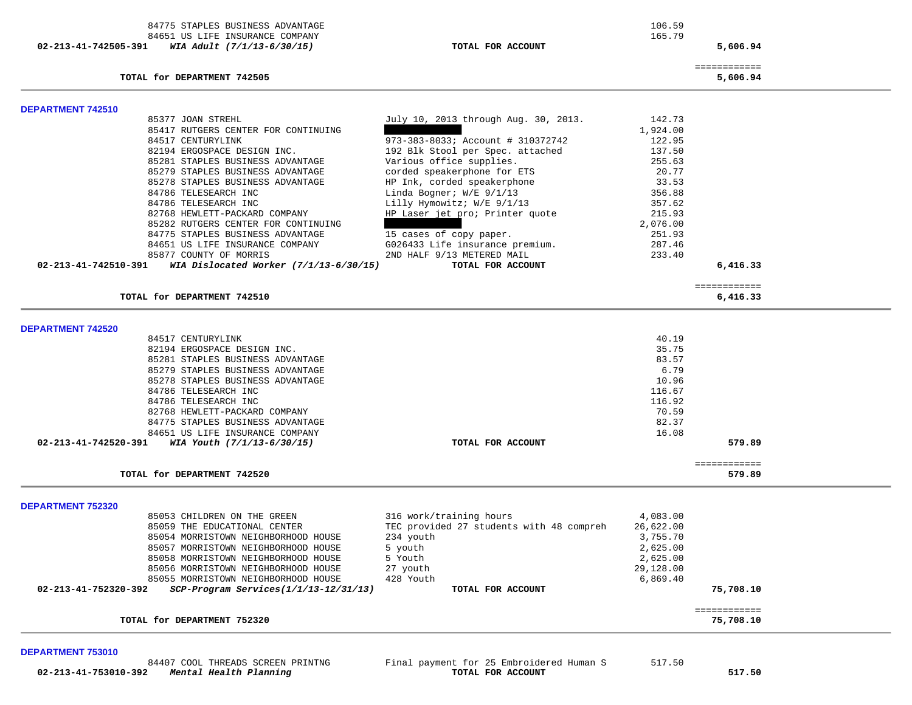| | | | | |
|---|---|---|---|---|
| | 84775 STAPLES BUSINESS ADVANTAGE | | 106.59 | |
| | 84651 US LIFE INSURANCE COMPANY | | 165.79 | |
| 02-213-41-742505-391 | *WIA Adult (7/1/13-6/30/15)* | **TOTAL FOR ACCOUNT** | | **5,606.94** |
| | | | | ============ |
| | **TOTAL for DEPARTMENT 742505** | | | **5,606.94** |

## DEPARTMENT 742510

| | | | | |
|---|---|---|---|---|
| | 85377 JOAN STREHL | July 10, 2013 through Aug. 30, 2013. | 142.73 | |
| | 85417 RUTGERS CENTER FOR CONTINUING | ██████████ | 1,924.00 | |
| | 84517 CENTURYLINK | 973-383-8033; Account # 310372742 | 122.95 | |
| | 82194 ERGOSPACE DESIGN INC. | 192 Blk Stool per Spec. attached | 137.50 | |
| | 85281 STAPLES BUSINESS ADVANTAGE | Various office supplies. | 255.63 | |
| | 85279 STAPLES BUSINESS ADVANTAGE | corded speakerphone for ETS | 20.77 | |
| | 85278 STAPLES BUSINESS ADVANTAGE | HP Ink, corded speakerphone | 33.53 | |
| | 84786 TELESEARCH INC | Linda Bogner; W/E 9/1/13 | 356.88 | |
| | 84786 TELESEARCH INC | Lilly Hymowitz; W/E 9/1/13 | 357.62 | |
| | 82768 HEWLETT-PACKARD COMPANY | HP Laser jet pro; Printer quote | 215.93 | |
| | 85282 RUTGERS CENTER FOR CONTINUING | ██████████ | 2,076.00 | |
| | 84775 STAPLES BUSINESS ADVANTAGE | 15 cases of copy paper. | 251.93 | |
| | 84651 US LIFE INSURANCE COMPANY | G026433 Life insurance premium. | 287.46 | |
| | 85877 COUNTY OF MORRIS | 2ND HALF 9/13 METERED MAIL | 233.40 | |
| 02-213-41-742510-391 | *WIA Dislocated Worker (7/1/13-6/30/15)* | **TOTAL FOR ACCOUNT** | | **6,416.33** |
| | | | | ============ |
| | **TOTAL for DEPARTMENT 742510** | | | **6,416.33** |

## DEPARTMENT 742520

| | | | | |
|---|---|---|---|---|
| | 84517 CENTURYLINK | | 40.19 | |
| | 82194 ERGOSPACE DESIGN INC. | | 35.75 | |
| | 85281 STAPLES BUSINESS ADVANTAGE | | 83.57 | |
| | 85279 STAPLES BUSINESS ADVANTAGE | | 6.79 | |
| | 85278 STAPLES BUSINESS ADVANTAGE | | 10.96 | |
| | 84786 TELESEARCH INC | | 116.67 | |
| | 84786 TELESEARCH INC | | 116.92 | |
| | 82768 HEWLETT-PACKARD COMPANY | | 70.59 | |
| | 84775 STAPLES BUSINESS ADVANTAGE | | 82.37 | |
| | 84651 US LIFE INSURANCE COMPANY | | 16.08 | |
| 02-213-41-742520-391 | *WIA Youth (7/1/13-6/30/15)* | **TOTAL FOR ACCOUNT** | | **579.89** |
| | | | | ============ |
| | **TOTAL for DEPARTMENT 742520** | | | **579.89** |

## DEPARTMENT 752320

| | | | | |
|---|---|---|---|---|
| | 85053 CHILDREN ON THE GREEN | 316 work/training hours | 4,083.00 | |
| | 85059 THE EDUCATIONAL CENTER | TEC provided 27 students with 48 compreh | 26,622.00 | |
| | 85054 MORRISTOWN NEIGHBORHOOD HOUSE | 234 youth | 3,755.70 | |
| | 85057 MORRISTOWN NEIGHBORHOOD HOUSE | 5 youth | 2,625.00 | |
| | 85058 MORRISTOWN NEIGHBORHOOD HOUSE | 5 Youth | 2,625.00 | |
| | 85056 MORRISTOWN NEIGHBORHOOD HOUSE | 27 youth | 29,128.00 | |
| | 85055 MORRISTOWN NEIGHBORHOOD HOUSE | 428 Youth | 6,869.40 | |
| 02-213-41-752320-392 | *SCP-Program Services(1/1/13-12/31/13)* | **TOTAL FOR ACCOUNT** | | **75,708.10** |
| | | | | ============ |
| | **TOTAL for DEPARTMENT 752320** | | | **75,708.10** |

## DEPARTMENT 753010

| | | | | |
|---|---|---|---|---|
| | 84407 COOL THREADS SCREEN PRINTNG | Final payment for 25 Embroidered Human S | 517.50 | |
| 02-213-41-753010-392 | *Mental Health Planning* | **TOTAL FOR ACCOUNT** | | **517.50** |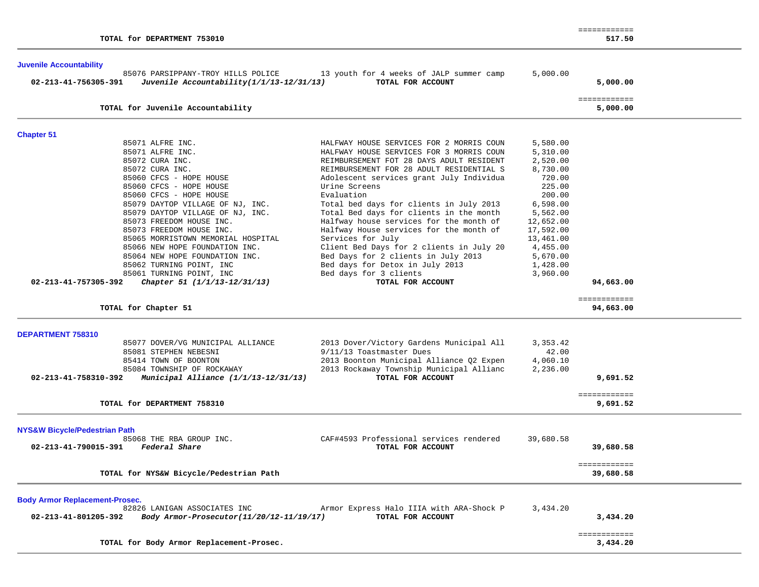| | | | |
|---|---|---|---|
| | | | ============ |
| **TOTAL for DEPARTMENT 753010** | | | **517.50** |

### Juvenile Accountability

| Account | Vendor | Description | Amount | Total |
|---|---|---|---|---|
| | 85076 PARSIPPANY-TROY HILLS POLICE | 13 youth for 4 weeks of JALP summer camp | 5,000.00 | |
| **02-213-41-756305-391** | ***Juvenile Accountability(1/1/13-12/31/13)*** | **TOTAL FOR ACCOUNT** | | **5,000.00** |
| | | | | ============ |
| | **TOTAL for Juvenile Accountability** | | | **5,000.00** |

### Chapter 51

| Account | Vendor | Description | Amount | Total |
|---|---|---|---|---|
| | 85071 ALFRE INC. | HALFWAY HOUSE SERVICES FOR 2 MORRIS COUN | 5,580.00 | |
| | 85071 ALFRE INC. | HALFWAY HOUSE SERVICES FOR 3 MORRIS COUN | 5,310.00 | |
| | 85072 CURA INC. | REIMBURSEMENT FOT 28 DAYS ADULT RESIDENT | 2,520.00 | |
| | 85072 CURA INC. | REIMBURSEMENT FOR 28 ADULT RESIDENTIAL S | 8,730.00 | |
| | 85060 CFCS - HOPE HOUSE | Adolescent services grant July Individua | 720.00 | |
| | 85060 CFCS - HOPE HOUSE | Urine Screens | 225.00 | |
| | 85060 CFCS - HOPE HOUSE | Evaluation | 200.00 | |
| | 85079 DAYTOP VILLAGE OF NJ, INC. | Total bed days for clients in July 2013 | 6,598.00 | |
| | 85079 DAYTOP VILLAGE OF NJ, INC. | Total Bed days for clients in the month | 5,562.00 | |
| | 85073 FREEDOM HOUSE INC. | Halfway house services for the month of | 12,652.00 | |
| | 85073 FREEDOM HOUSE INC. | Halfway House services for the month of | 17,592.00 | |
| | 85065 MORRISTOWN MEMORIAL HOSPITAL | Services for July | 13,461.00 | |
| | 85066 NEW HOPE FOUNDATION INC. | Client Bed Days for 2 clients in July 20 | 4,455.00 | |
| | 85064 NEW HOPE FOUNDATION INC. | Bed Days for 2 clients in July 2013 | 5,670.00 | |
| | 85062 TURNING POINT, INC | Bed days for Detox in July 2013 | 1,428.00 | |
| | 85061 TURNING POINT, INC | Bed days for 3 clients | 3,960.00 | |
| **02-213-41-757305-392** | ***Chapter 51 (1/1/13-12/31/13)*** | **TOTAL FOR ACCOUNT** | | **94,663.00** |
| | | | | ============ |
| | **TOTAL for Chapter 51** | | | **94,663.00** |

### DEPARTMENT 758310

| Account | Vendor | Description | Amount | Total |
|---|---|---|---|---|
| | 85077 DOVER/VG MUNICIPAL ALLIANCE | 2013 Dover/Victory Gardens Municipal All | 3,353.42 | |
| | 85081 STEPHEN NEBESNI | 9/11/13 Toastmaster Dues | 42.00 | |
| | 85414 TOWN OF BOONTON | 2013 Boonton Municipal Alliance Q2 Expen | 4,060.10 | |
| | 85084 TOWNSHIP OF ROCKAWAY | 2013 Rockaway Township Municipal Allianc | 2,236.00 | |
| **02-213-41-758310-392** | ***Municipal Alliance (1/1/13-12/31/13)*** | **TOTAL FOR ACCOUNT** | | **9,691.52** |
| | | | | ============ |
| | **TOTAL for DEPARTMENT 758310** | | | **9,691.52** |

### NYS&W Bicycle/Pedestrian Path

| Account | Vendor | Description | Amount | Total |
|---|---|---|---|---|
| | 85068 THE RBA GROUP INC. | CAF#4593 Professional services rendered | 39,680.58 | |
| **02-213-41-790015-391** | ***Federal Share*** | **TOTAL FOR ACCOUNT** | | **39,680.58** |
| | | | | ============ |
| | **TOTAL for NYS&W Bicycle/Pedestrian Path** | | | **39,680.58** |

### Body Armor Replacement-Prosec.

| Account | Vendor | Description | Amount | Total |
|---|---|---|---|---|
| | 82826 LANIGAN ASSOCIATES INC | Armor Express Halo IIIA with ARA-Shock P | 3,434.20 | |
| **02-213-41-801205-392** | ***Body Armor-Prosecutor(11/20/12-11/19/17)*** | **TOTAL FOR ACCOUNT** | | **3,434.20** |
| | | | | ============ |
| | **TOTAL for Body Armor Replacement-Prosec.** | | | **3,434.20** |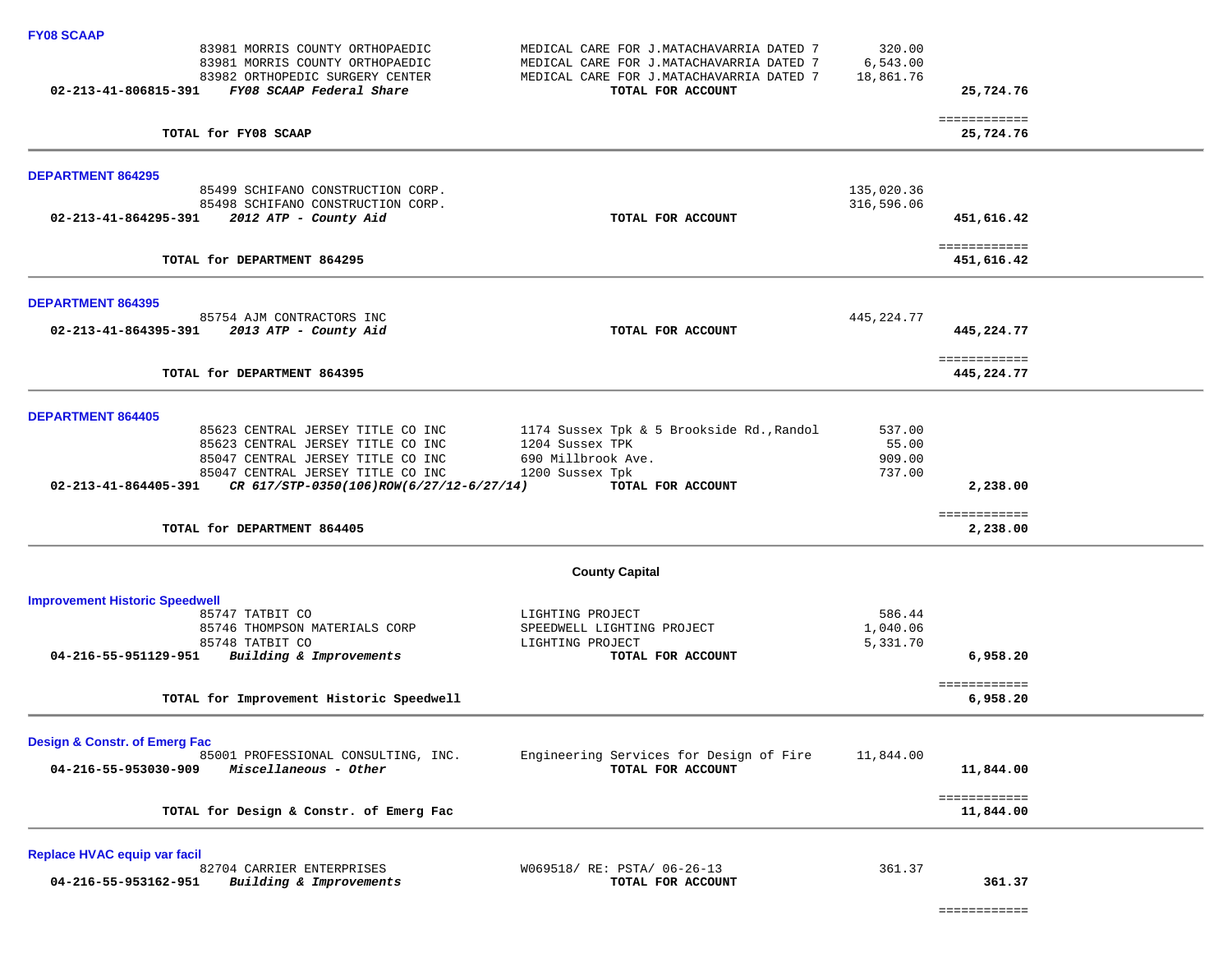**FY08 SCAAP**

| | | | | |
|---|---|---|---|---|
| | 83981 MORRIS COUNTY ORTHOPAEDIC | MEDICAL CARE FOR J.MATACHAVARRIA DATED 7 | 320.00 | |
| | 83981 MORRIS COUNTY ORTHOPAEDIC | MEDICAL CARE FOR J.MATACHAVARRIA DATED 7 | 6,543.00 | |
| | 83982 ORTHOPEDIC SURGERY CENTER | MEDICAL CARE FOR J.MATACHAVARRIA DATED 7 | 18,861.76 | |
| **02-213-41-806815-391** | ***FY08 SCAAP Federal Share*** | **TOTAL FOR ACCOUNT** | | **25,724.76** |

============

**TOTAL for FY08 SCAAP** **25,724.76**

---

**DEPARTMENT 864295**

| | | | | |
|---|---|---|---|---|
| | 85499 SCHIFANO CONSTRUCTION CORP. | | 135,020.36 | |
| | 85498 SCHIFANO CONSTRUCTION CORP. | | 316,596.06 | |
| **02-213-41-864295-391** | ***2012 ATP - County Aid*** | **TOTAL FOR ACCOUNT** | | **451,616.42** |

============

**TOTAL for DEPARTMENT 864295** **451,616.42**

---

**DEPARTMENT 864395**

| | | | | |
|---|---|---|---|---|
| | 85754 AJM CONTRACTORS INC | | 445,224.77 | |
| **02-213-41-864395-391** | ***2013 ATP - County Aid*** | **TOTAL FOR ACCOUNT** | | **445,224.77** |

============

**TOTAL for DEPARTMENT 864395** **445,224.77**

---

**DEPARTMENT 864405**

| | | | | |
|---|---|---|---|---|
| | 85623 CENTRAL JERSEY TITLE CO INC | 1174 Sussex Tpk & 5 Brookside Rd.,Randol | 537.00 | |
| | 85623 CENTRAL JERSEY TITLE CO INC | 1204 Sussex TPK | 55.00 | |
| | 85047 CENTRAL JERSEY TITLE CO INC | 690 Millbrook Ave. | 909.00 | |
| | 85047 CENTRAL JERSEY TITLE CO INC | 1200 Sussex Tpk | 737.00 | |
| **02-213-41-864405-391** | ***CR 617/STP-0350(106)ROW(6/27/12-6/27/14)*** | **TOTAL FOR ACCOUNT** | | **2,238.00** |

============

**TOTAL for DEPARTMENT 864405** **2,238.00**

---

**County Capital**

**Improvement Historic Speedwell**

| | | | | |
|---|---|---|---|---|
| | 85747 TATBIT CO | LIGHTING PROJECT | 586.44 | |
| | 85746 THOMPSON MATERIALS CORP | SPEEDWELL LIGHTING PROJECT | 1,040.06 | |
| | 85748 TATBIT CO | LIGHTING PROJECT | 5,331.70 | |
| **04-216-55-951129-951** | ***Building & Improvements*** | **TOTAL FOR ACCOUNT** | | **6,958.20** |

============

**TOTAL for Improvement Historic Speedwell** **6,958.20**

---

**Design & Constr. of Emerg Fac**

| | | | | |
|---|---|---|---|---|
| | 85001 PROFESSIONAL CONSULTING, INC. | Engineering Services for Design of Fire | 11,844.00 | |
| **04-216-55-953030-909** | ***Miscellaneous - Other*** | **TOTAL FOR ACCOUNT** | | **11,844.00** |

============

**TOTAL for Design & Constr. of Emerg Fac** **11,844.00**

---

**Replace HVAC equip var facil**

| | | | | |
|---|---|---|---|---|
| | 82704 CARRIER ENTERPRISES | W069518/ RE: PSTA/ 06-26-13 | 361.37 | |
| **04-216-55-953162-951** | ***Building & Improvements*** | **TOTAL FOR ACCOUNT** | | **361.37** |

============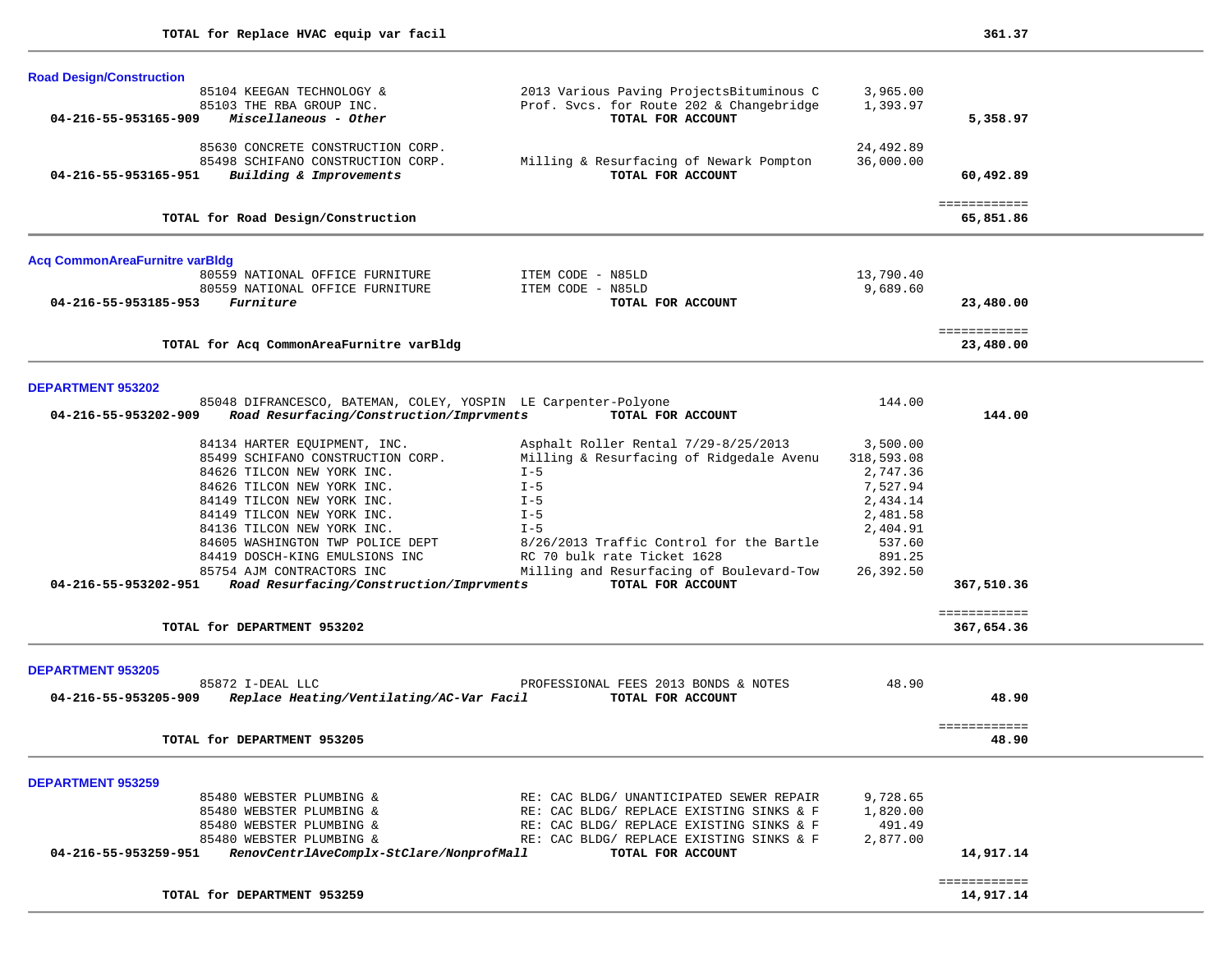**TOTAL for Replace HVAC equip var facil** 361.37

### Road Design/Construction

| Account | Vendor | Description | Amount | Total |
|---|---|---|---|---|
| | 85104 KEEGAN TECHNOLOGY & | 2013 Various Paving ProjectsBituminous C | 3,965.00 | |
| | 85103 THE RBA GROUP INC. | Prof. Svcs. for Route 202 & Changebridge | 1,393.97 | |
| **04-216-55-953165-909** | ***Miscellaneous - Other*** | **TOTAL FOR ACCOUNT** | | **5,358.97** |
| | 85630 CONCRETE CONSTRUCTION CORP. | | 24,492.89 | |
| | 85498 SCHIFANO CONSTRUCTION CORP. | Milling & Resurfacing of Newark Pompton | 36,000.00 | |
| **04-216-55-953165-951** | ***Building & Improvements*** | **TOTAL FOR ACCOUNT** | | **60,492.89** |

**TOTAL for Road Design/Construction** 65,851.86

### Acq CommonAreaFurnitre varBldg

| Account | Vendor | Description | Amount | Total |
|---|---|---|---|---|
| | 80559 NATIONAL OFFICE FURNITURE | ITEM CODE - N85LD | 13,790.40 | |
| | 80559 NATIONAL OFFICE FURNITURE | ITEM CODE - N85LD | 9,689.60 | |
| **04-216-55-953185-953** | ***Furniture*** | **TOTAL FOR ACCOUNT** | | **23,480.00** |

**TOTAL for Acq CommonAreaFurnitre varBldg** 23,480.00

### DEPARTMENT 953202

| Account | Vendor | Description | Amount | Total |
|---|---|---|---|---|
| | 85048 DIFRANCESCO, BATEMAN, COLEY, YOSPIN | LE Carpenter-Polyone | 144.00 | |
| **04-216-55-953202-909** | ***Road Resurfacing/Construction/Imprvments*** | **TOTAL FOR ACCOUNT** | | **144.00** |
| | 84134 HARTER EQUIPMENT, INC. | Asphalt Roller Rental 7/29-8/25/2013 | 3,500.00 | |
| | 85499 SCHIFANO CONSTRUCTION CORP. | Milling & Resurfacing of Ridgedale Avenu | 318,593.08 | |
| | 84626 TILCON NEW YORK INC. | I-5 | 2,747.36 | |
| | 84626 TILCON NEW YORK INC. | I-5 | 7,527.94 | |
| | 84149 TILCON NEW YORK INC. | I-5 | 2,434.14 | |
| | 84149 TILCON NEW YORK INC. | I-5 | 2,481.58 | |
| | 84136 TILCON NEW YORK INC. | I-5 | 2,404.91 | |
| | 84605 WASHINGTON TWP POLICE DEPT | 8/26/2013 Traffic Control for the Bartle | 537.60 | |
| | 84419 DOSCH-KING EMULSIONS INC | RC 70 bulk rate Ticket 1628 | 891.25 | |
| | 85754 AJM CONTRACTORS INC | Milling and Resurfacing of Boulevard-Tow | 26,392.50 | |
| **04-216-55-953202-951** | ***Road Resurfacing/Construction/Imprvments*** | **TOTAL FOR ACCOUNT** | | **367,510.36** |

**TOTAL for DEPARTMENT 953202** 367,654.36

### DEPARTMENT 953205

| Account | Vendor | Description | Amount | Total |
|---|---|---|---|---|
| | 85872 I-DEAL LLC | PROFESSIONAL FEES 2013 BONDS & NOTES | 48.90 | |
| **04-216-55-953205-909** | ***Replace Heating/Ventilating/AC-Var Facil*** | **TOTAL FOR ACCOUNT** | | **48.90** |

**TOTAL for DEPARTMENT 953205** 48.90

### DEPARTMENT 953259

| Account | Vendor | Description | Amount | Total |
|---|---|---|---|---|
| | 85480 WEBSTER PLUMBING & | RE: CAC BLDG/ UNANTICIPATED SEWER REPAIR | 9,728.65 | |
| | 85480 WEBSTER PLUMBING & | RE: CAC BLDG/ REPLACE EXISTING SINKS & F | 1,820.00 | |
| | 85480 WEBSTER PLUMBING & | RE: CAC BLDG/ REPLACE EXISTING SINKS & F | 491.49 | |
| | 85480 WEBSTER PLUMBING & | RE: CAC BLDG/ REPLACE EXISTING SINKS & F | 2,877.00 | |
| **04-216-55-953259-951** | ***RenovCentrlAveComplx-StClare/NonprofMall*** | **TOTAL FOR ACCOUNT** | | **14,917.14** |

**TOTAL for DEPARTMENT 953259** 14,917.14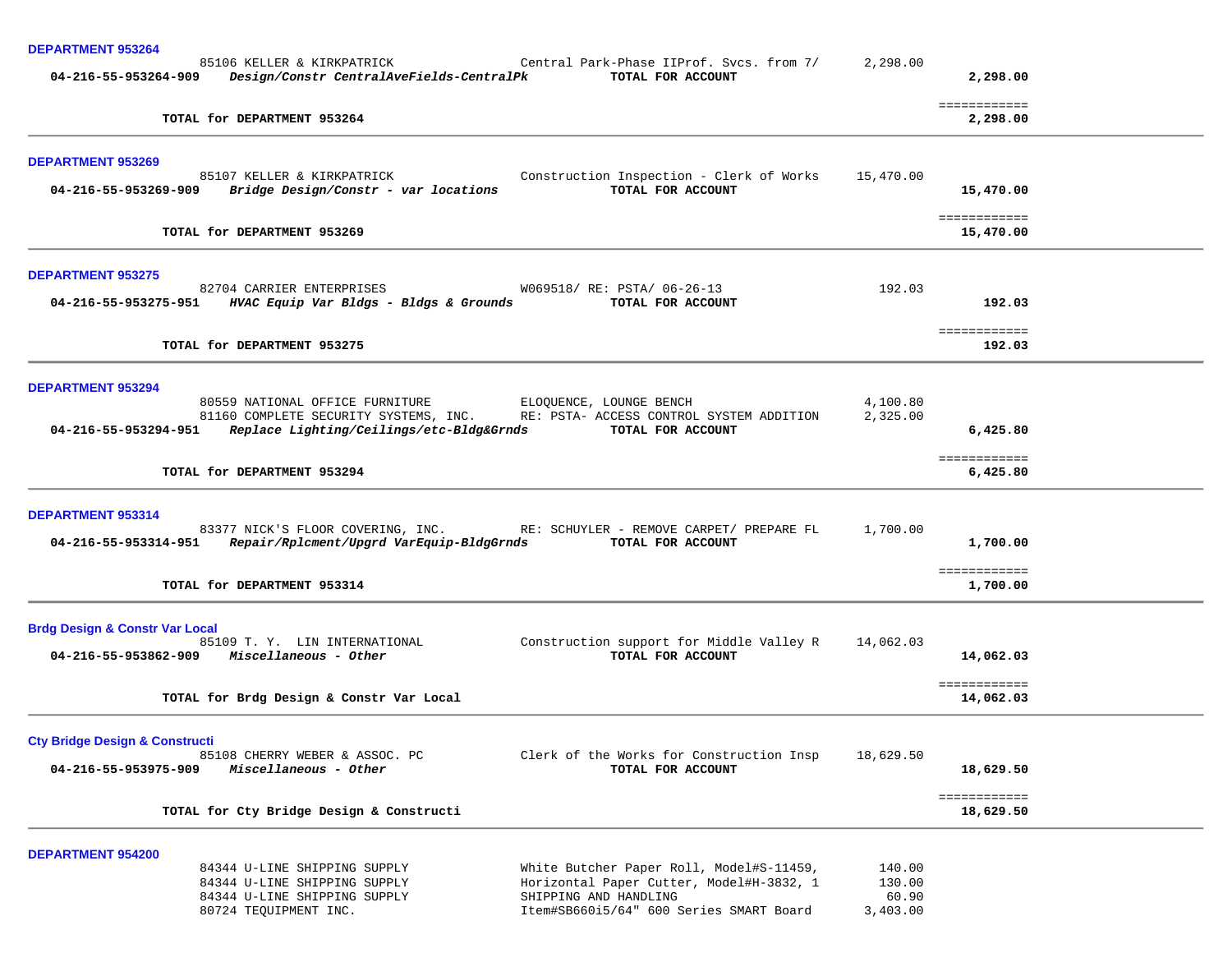**DEPARTMENT 953264**

| Account | Vendor / Description | Item | Amount | Total |
|---|---|---|---|---|
| | 85106 KELLER & KIRKPATRICK | Central Park-Phase IIProf. Svcs. from 7/ | 2,298.00 | |
| 04-216-55-953264-909 | *Design/Constr CentralAveFields-CentralPk* | TOTAL FOR ACCOUNT | | 2,298.00 |

**TOTAL for DEPARTMENT 953264** — ============ 2,298.00

**DEPARTMENT 953269**

| Account | Vendor / Description | Item | Amount | Total |
|---|---|---|---|---|
| | 85107 KELLER & KIRKPATRICK | Construction Inspection - Clerk of Works | 15,470.00 | |
| 04-216-55-953269-909 | *Bridge Design/Constr - var locations* | TOTAL FOR ACCOUNT | | 15,470.00 |

**TOTAL for DEPARTMENT 953269** — ============ 15,470.00

**DEPARTMENT 953275**

| Account | Vendor / Description | Item | Amount | Total |
|---|---|---|---|---|
| | 82704 CARRIER ENTERPRISES | W069518/ RE: PSTA/ 06-26-13 | 192.03 | |
| 04-216-55-953275-951 | *HVAC Equip Var Bldgs - Bldgs & Grounds* | TOTAL FOR ACCOUNT | | 192.03 |

**TOTAL for DEPARTMENT 953275** — ============ 192.03

**DEPARTMENT 953294**

| Account | Vendor / Description | Item | Amount | Total |
|---|---|---|---|---|
| | 80559 NATIONAL OFFICE FURNITURE | ELOQUENCE, LOUNGE BENCH | 4,100.80 | |
| | 81160 COMPLETE SECURITY SYSTEMS, INC. | RE: PSTA- ACCESS CONTROL SYSTEM ADDITION | 2,325.00 | |
| 04-216-55-953294-951 | *Replace Lighting/Ceilings/etc-Bldg&Grnds* | TOTAL FOR ACCOUNT | | 6,425.80 |

**TOTAL for DEPARTMENT 953294** — ============ 6,425.80

**DEPARTMENT 953314**

| Account | Vendor / Description | Item | Amount | Total |
|---|---|---|---|---|
| | 83377 NICK'S FLOOR COVERING, INC. | RE: SCHUYLER - REMOVE CARPET/ PREPARE FL | 1,700.00 | |
| 04-216-55-953314-951 | *Repair/Rplcment/Upgrd VarEquip-BldgGrnds* | TOTAL FOR ACCOUNT | | 1,700.00 |

**TOTAL for DEPARTMENT 953314** — ============ 1,700.00

**Brdg Design & Constr Var Local**

| Account | Vendor / Description | Item | Amount | Total |
|---|---|---|---|---|
| | 85109 T. Y. LIN INTERNATIONAL | Construction support for Middle Valley R | 14,062.03 | |
| 04-216-55-953862-909 | *Miscellaneous - Other* | TOTAL FOR ACCOUNT | | 14,062.03 |

**TOTAL for Brdg Design & Constr Var Local** — ============ 14,062.03

**Cty Bridge Design & Constructi**

| Account | Vendor / Description | Item | Amount | Total |
|---|---|---|---|---|
| | 85108 CHERRY WEBER & ASSOC. PC | Clerk of the Works for Construction Insp | 18,629.50 | |
| 04-216-55-953975-909 | *Miscellaneous - Other* | TOTAL FOR ACCOUNT | | 18,629.50 |

**TOTAL for Cty Bridge Design & Constructi** — ============ 18,629.50

**DEPARTMENT 954200**

| Account | Vendor / Description | Item | Amount | Total |
|---|---|---|---|---|
| | 84344 U-LINE SHIPPING SUPPLY | White Butcher Paper Roll, Model#S-11459, | 140.00 | |
| | 84344 U-LINE SHIPPING SUPPLY | Horizontal Paper Cutter, Model#H-3832, 1 | 130.00 | |
| | 84344 U-LINE SHIPPING SUPPLY | SHIPPING AND HANDLING | 60.90 | |
| | 80724 TEQUIPMENT INC. | Item#SB660i5/64" 600 Series SMART Board | 3,403.00 | |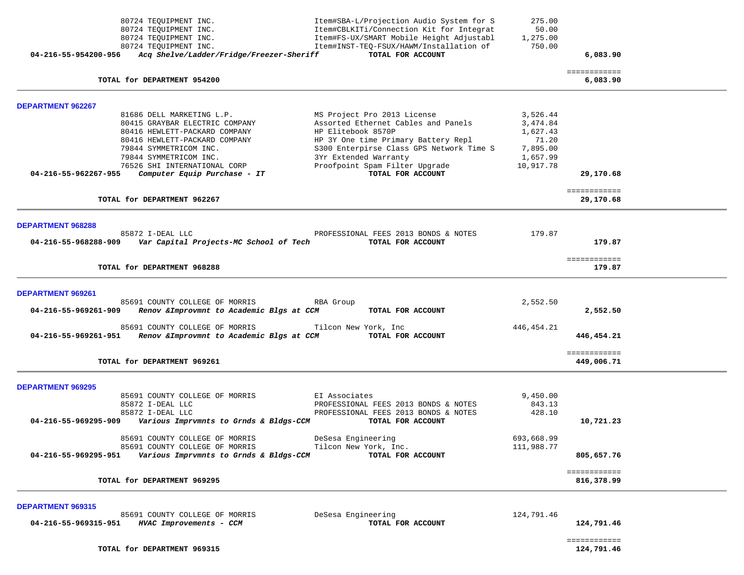| | | | |
|---|---|---|---|
| 80724 TEQUIPMENT INC. | Item#SBA-L/Projection Audio System for S | 275.00 | |
| 80724 TEQUIPMENT INC. | Item#CBLKITi/Connection Kit for Integrat | 50.00 | |
| 80724 TEQUIPMENT INC. | Item#FS-UX/SMART Mobile Height Adjustabl | 1,275.00 | |
| 80724 TEQUIPMENT INC. | Item#INST-TEQ-FSUX/HAWM/Installation of | 750.00 | |
| **04-216-55-954200-956** ***Acq Shelve/Ladder/Fridge/Freezer-Sheriff*** | **TOTAL FOR ACCOUNT** | | **6,083.90** |

| | |
|---|---|
| **TOTAL for DEPARTMENT 954200** | **6,083.90** |

## DEPARTMENT 962267

| | | | |
|---|---|---|---|
| 81686 DELL MARKETING L.P. | MS Project Pro 2013 License | 3,526.44 | |
| 80415 GRAYBAR ELECTRIC COMPANY | Assorted Ethernet Cables and Panels | 3,474.84 | |
| 80416 HEWLETT-PACKARD COMPANY | HP Elitebook 8570P | 1,627.43 | |
| 80416 HEWLETT-PACKARD COMPANY | HP 3Y One time Primary Battery Repl | 71.20 | |
| 79844 SYMMETRICOM INC. | S300 Enterpirse Class GPS Network Time S | 7,895.00 | |
| 79844 SYMMETRICOM INC. | 3Yr Extended Warranty | 1,657.99 | |
| 76526 SHI INTERNATIONAL CORP | Proofpoint Spam Filter Upgrade | 10,917.78 | |
| **04-216-55-962267-955** ***Computer Equip Purchase - IT*** | **TOTAL FOR ACCOUNT** | | **29,170.68** |

| | |
|---|---|
| **TOTAL for DEPARTMENT 962267** | **29,170.68** |

## DEPARTMENT 968288

| | | | |
|---|---|---|---|
| 85872 I-DEAL LLC | PROFESSIONAL FEES 2013 BONDS & NOTES | 179.87 | |
| **04-216-55-968288-909** ***Var Capital Projects-MC School of Tech*** | **TOTAL FOR ACCOUNT** | | **179.87** |

| | |
|---|---|
| **TOTAL for DEPARTMENT 968288** | **179.87** |

## DEPARTMENT 969261

| | | | |
|---|---|---|---|
| 85691 COUNTY COLLEGE OF MORRIS | RBA Group | 2,552.50 | |
| **04-216-55-969261-909** ***Renov &Improvmnt to Academic Blgs at CCM*** | **TOTAL FOR ACCOUNT** | | **2,552.50** |
| 85691 COUNTY COLLEGE OF MORRIS | Tilcon New York, Inc | 446,454.21 | |
| **04-216-55-969261-951** ***Renov &Improvmnt to Academic Blgs at CCM*** | **TOTAL FOR ACCOUNT** | | **446,454.21** |

| | |
|---|---|
| **TOTAL for DEPARTMENT 969261** | **449,006.71** |

## DEPARTMENT 969295

| | | | |
|---|---|---|---|
| 85691 COUNTY COLLEGE OF MORRIS | EI Associates | 9,450.00 | |
| 85872 I-DEAL LLC | PROFESSIONAL FEES 2013 BONDS & NOTES | 843.13 | |
| 85872 I-DEAL LLC | PROFESSIONAL FEES 2013 BONDS & NOTES | 428.10 | |
| **04-216-55-969295-909** ***Various Imprvmnts to Grnds & Bldgs-CCM*** | **TOTAL FOR ACCOUNT** | | **10,721.23** |
| 85691 COUNTY COLLEGE OF MORRIS | DeSesa Engineering | 693,668.99 | |
| 85691 COUNTY COLLEGE OF MORRIS | Tilcon New York, Inc. | 111,988.77 | |
| **04-216-55-969295-951** ***Various Imprvmnts to Grnds & Bldgs-CCM*** | **TOTAL FOR ACCOUNT** | | **805,657.76** |

| | |
|---|---|
| **TOTAL for DEPARTMENT 969295** | **816,378.99** |

## DEPARTMENT 969315

| | | | |
|---|---|---|---|
| 85691 COUNTY COLLEGE OF MORRIS | DeSesa Engineering | 124,791.46 | |
| **04-216-55-969315-951** ***HVAC Improvements - CCM*** | **TOTAL FOR ACCOUNT** | | **124,791.46** |

| | |
|---|---|
| **TOTAL for DEPARTMENT 969315** | **124,791.46** |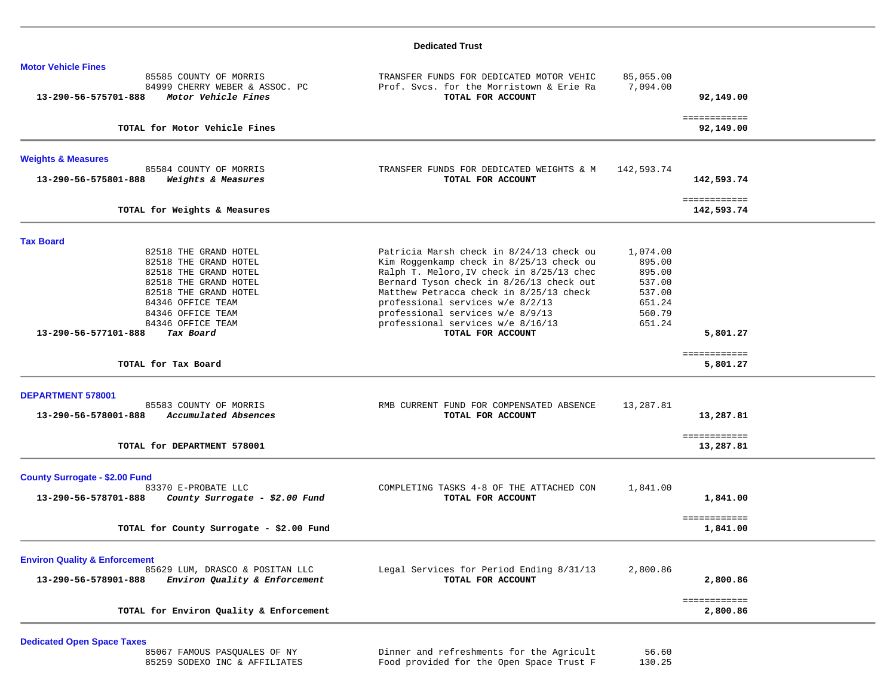## Dedicated Trust

### Motor Vehicle Fines

| | | | | |
|---|---|---|---|---|
| | 85585 COUNTY OF MORRIS | TRANSFER FUNDS FOR DEDICATED MOTOR VEHIC | 85,055.00 | |
| | 84999 CHERRY WEBER & ASSOC. PC | Prof. Svcs. for the Morristown & Erie Ra | 7,094.00 | |
| **13-290-56-575701-888** | ***Motor Vehicle Fines*** | **TOTAL FOR ACCOUNT** | | **92,149.00** |
| | **TOTAL for Motor Vehicle Fines** | | | **92,149.00** |

### Weights & Measures

| | | | | |
|---|---|---|---|---|
| | 85584 COUNTY OF MORRIS | TRANSFER FUNDS FOR DEDICATED WEIGHTS & M | 142,593.74 | |
| **13-290-56-575801-888** | ***Weights & Measures*** | **TOTAL FOR ACCOUNT** | | **142,593.74** |
| | **TOTAL for Weights & Measures** | | | **142,593.74** |

### Tax Board

| | | | | |
|---|---|---|---|---|
| | 82518 THE GRAND HOTEL | Patricia Marsh check in 8/24/13 check ou | 1,074.00 | |
| | 82518 THE GRAND HOTEL | Kim Roggenkamp check in 8/25/13 check ou | 895.00 | |
| | 82518 THE GRAND HOTEL | Ralph T. Meloro,IV check in 8/25/13 chec | 895.00 | |
| | 82518 THE GRAND HOTEL | Bernard Tyson check in 8/26/13 check out | 537.00 | |
| | 82518 THE GRAND HOTEL | Matthew Petracca check in 8/25/13 check | 537.00 | |
| | 84346 OFFICE TEAM | professional services w/e 8/2/13 | 651.24 | |
| | 84346 OFFICE TEAM | professional services w/e 8/9/13 | 560.79 | |
| | 84346 OFFICE TEAM | professional services w/e 8/16/13 | 651.24 | |
| **13-290-56-577101-888** | ***Tax Board*** | **TOTAL FOR ACCOUNT** | | **5,801.27** |
| | **TOTAL for Tax Board** | | | **5,801.27** |

### DEPARTMENT 578001

| | | | | |
|---|---|---|---|---|
| | 85583 COUNTY OF MORRIS | RMB CURRENT FUND FOR COMPENSATED ABSENCE | 13,287.81 | |
| **13-290-56-578001-888** | ***Accumulated Absences*** | **TOTAL FOR ACCOUNT** | | **13,287.81** |
| | **TOTAL for DEPARTMENT 578001** | | | **13,287.81** |

### County Surrogate - $2.00 Fund

| | | | | |
|---|---|---|---|---|
| | 83370 E-PROBATE LLC | COMPLETING TASKS 4-8 OF THE ATTACHED CON | 1,841.00 | |
| **13-290-56-578701-888** | ***County Surrogate - $2.00 Fund*** | **TOTAL FOR ACCOUNT** | | **1,841.00** |
| | **TOTAL for County Surrogate - $2.00 Fund** | | | **1,841.00** |

### Environ Quality & Enforcement

| | | | | |
|---|---|---|---|---|
| | 85629 LUM, DRASCO & POSITAN LLC | Legal Services for Period Ending 8/31/13 | 2,800.86 | |
| **13-290-56-578901-888** | ***Environ Quality & Enforcement*** | **TOTAL FOR ACCOUNT** | | **2,800.86** |
| | **TOTAL for Environ Quality & Enforcement** | | | **2,800.86** |

### Dedicated Open Space Taxes

| | | | | |
|---|---|---|---|---|
| | 85067 FAMOUS PASQUALES OF NY | Dinner and refreshments for the Agricult | 56.60 | |
| | 85259 SODEXO INC & AFFILIATES | Food provided for the Open Space Trust F | 130.25 | |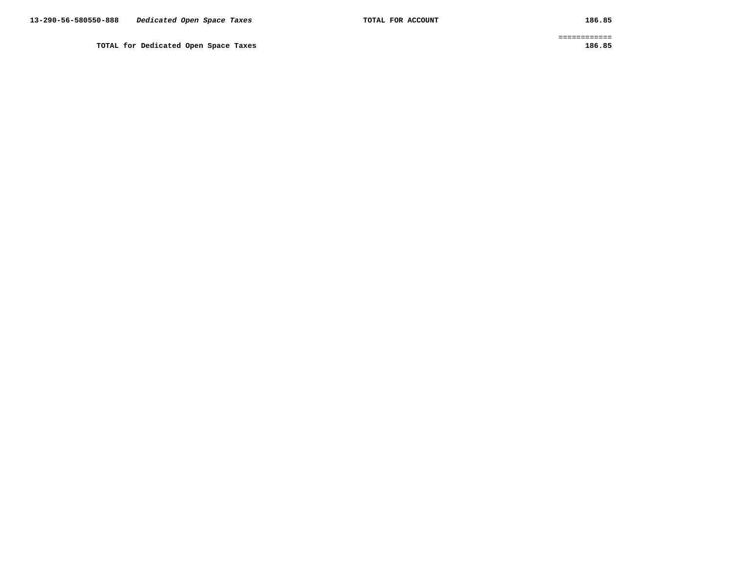| | | | |
|---|---|---|---|
| **13-290-56-580550-888** | ***Dedicated Open Space Taxes*** | **TOTAL FOR ACCOUNT** | **186.85** |
| | | | ============ |
| | **TOTAL for Dedicated Open Space Taxes** | | **186.85** |